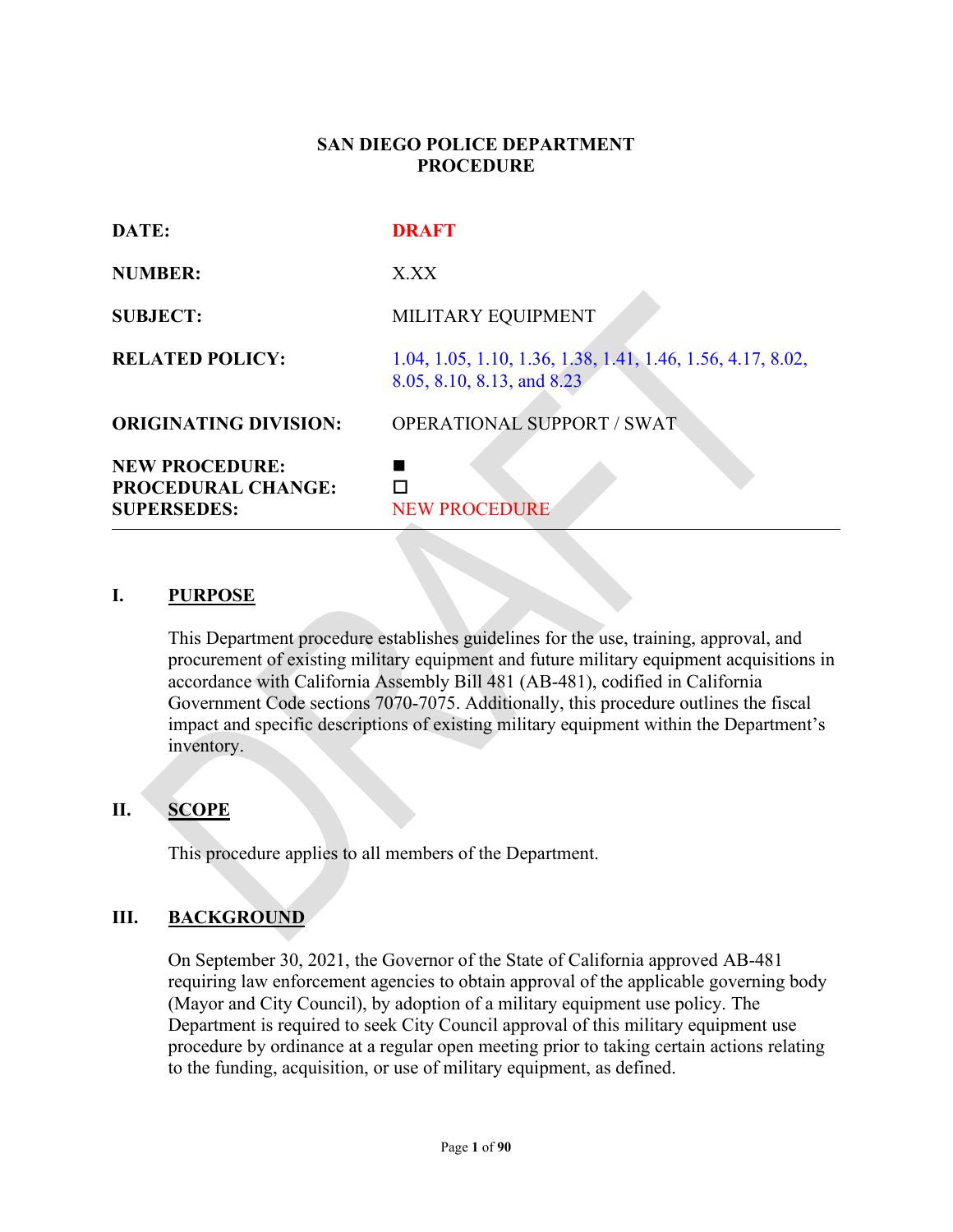# SAN DIEGO POLICE DEPARTMENT PROCEDURE

| | |
|---|---|
| **DATE:** | DRAFT |
| **NUMBER:** | X.XX |
| **SUBJECT:** | MILITARY EQUIPMENT |
| **RELATED POLICY:** | 1.04, 1.05, 1.10, 1.36, 1.38, 1.41, 1.46, 1.56, 4.17, 8.02, 8.05, 8.10, 8.13, and 8.23 |
| **ORIGINATING DIVISION:** | OPERATIONAL SUPPORT / SWAT |
| **NEW PROCEDURE:** | ■ |
| **PROCEDURAL CHANGE:** | ☐ |
| **SUPERSEDES:** | NEW PROCEDURE |

---

## I. PURPOSE

This Department procedure establishes guidelines for the use, training, approval, and procurement of existing military equipment and future military equipment acquisitions in accordance with California Assembly Bill 481 (AB-481), codified in California Government Code sections 7070-7075. Additionally, this procedure outlines the fiscal impact and specific descriptions of existing military equipment within the Department's inventory.

## II. SCOPE

This procedure applies to all members of the Department.

## III. BACKGROUND

On September 30, 2021, the Governor of the State of California approved AB-481 requiring law enforcement agencies to obtain approval of the applicable governing body (Mayor and City Council), by adoption of a military equipment use policy. The Department is required to seek City Council approval of this military equipment use procedure by ordinance at a regular open meeting prior to taking certain actions relating to the funding, acquisition, or use of military equipment, as defined.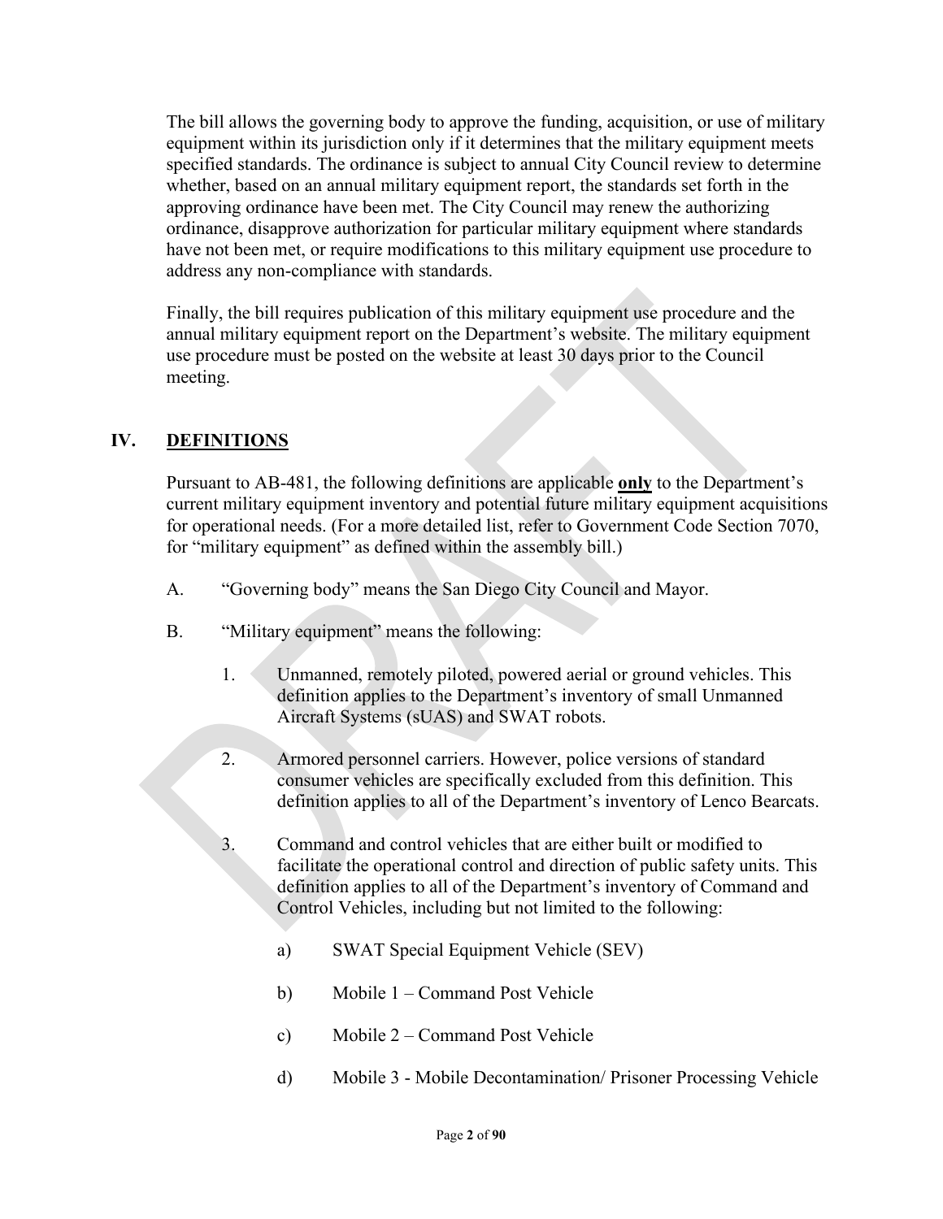The bill allows the governing body to approve the funding, acquisition, or use of military equipment within its jurisdiction only if it determines that the military equipment meets specified standards. The ordinance is subject to annual City Council review to determine whether, based on an annual military equipment report, the standards set forth in the approving ordinance have been met. The City Council may renew the authorizing ordinance, disapprove authorization for particular military equipment where standards have not been met, or require modifications to this military equipment use procedure to address any non-compliance with standards.

Finally, the bill requires publication of this military equipment use procedure and the annual military equipment report on the Department's website. The military equipment use procedure must be posted on the website at least 30 days prior to the Council meeting.

## IV. DEFINITIONS

Pursuant to AB-481, the following definitions are applicable **only** to the Department's current military equipment inventory and potential future military equipment acquisitions for operational needs. (For a more detailed list, refer to Government Code Section 7070, for "military equipment" as defined within the assembly bill.)

A. "Governing body" means the San Diego City Council and Mayor.

B. "Military equipment" means the following:

1. Unmanned, remotely piloted, powered aerial or ground vehicles. This definition applies to the Department's inventory of small Unmanned Aircraft Systems (sUAS) and SWAT robots.

2. Armored personnel carriers. However, police versions of standard consumer vehicles are specifically excluded from this definition. This definition applies to all of the Department's inventory of Lenco Bearcats.

3. Command and control vehicles that are either built or modified to facilitate the operational control and direction of public safety units. This definition applies to all of the Department's inventory of Command and Control Vehicles, including but not limited to the following:

   a) SWAT Special Equipment Vehicle (SEV)

   b) Mobile 1 – Command Post Vehicle

   c) Mobile 2 – Command Post Vehicle

   d) Mobile 3 - Mobile Decontamination/ Prisoner Processing Vehicle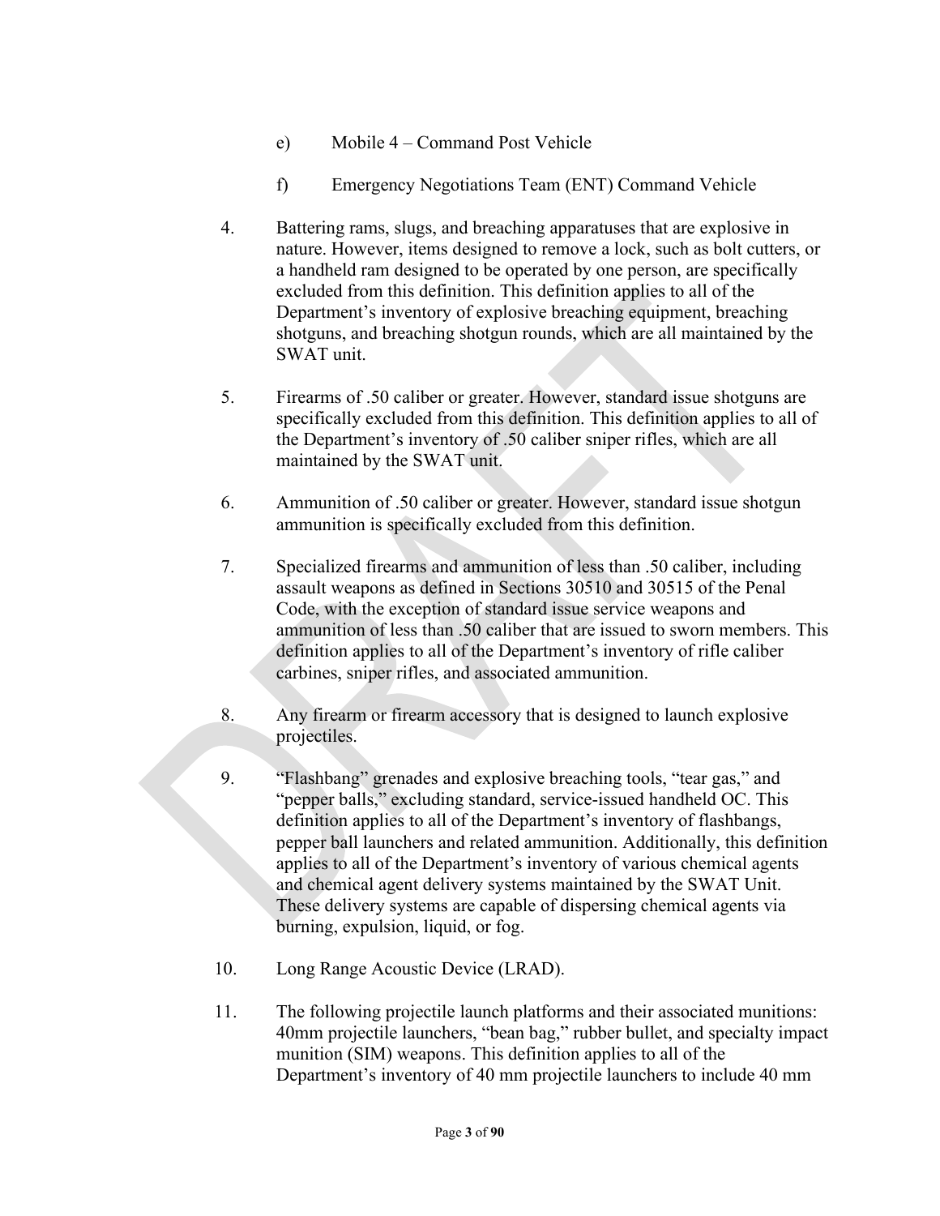e) Mobile 4 – Command Post Vehicle

f) Emergency Negotiations Team (ENT) Command Vehicle

4. Battering rams, slugs, and breaching apparatuses that are explosive in nature. However, items designed to remove a lock, such as bolt cutters, or a handheld ram designed to be operated by one person, are specifically excluded from this definition. This definition applies to all of the Department's inventory of explosive breaching equipment, breaching shotguns, and breaching shotgun rounds, which are all maintained by the SWAT unit.

5. Firearms of .50 caliber or greater. However, standard issue shotguns are specifically excluded from this definition. This definition applies to all of the Department's inventory of .50 caliber sniper rifles, which are all maintained by the SWAT unit.

6. Ammunition of .50 caliber or greater. However, standard issue shotgun ammunition is specifically excluded from this definition.

7. Specialized firearms and ammunition of less than .50 caliber, including assault weapons as defined in Sections 30510 and 30515 of the Penal Code, with the exception of standard issue service weapons and ammunition of less than .50 caliber that are issued to sworn members. This definition applies to all of the Department's inventory of rifle caliber carbines, sniper rifles, and associated ammunition.

8. Any firearm or firearm accessory that is designed to launch explosive projectiles.

9. "Flashbang" grenades and explosive breaching tools, "tear gas," and "pepper balls," excluding standard, service-issued handheld OC. This definition applies to all of the Department's inventory of flashbangs, pepper ball launchers and related ammunition. Additionally, this definition applies to all of the Department's inventory of various chemical agents and chemical agent delivery systems maintained by the SWAT Unit. These delivery systems are capable of dispersing chemical agents via burning, expulsion, liquid, or fog.

10. Long Range Acoustic Device (LRAD).

11. The following projectile launch platforms and their associated munitions: 40mm projectile launchers, "bean bag," rubber bullet, and specialty impact munition (SIM) weapons. This definition applies to all of the Department's inventory of 40 mm projectile launchers to include 40 mm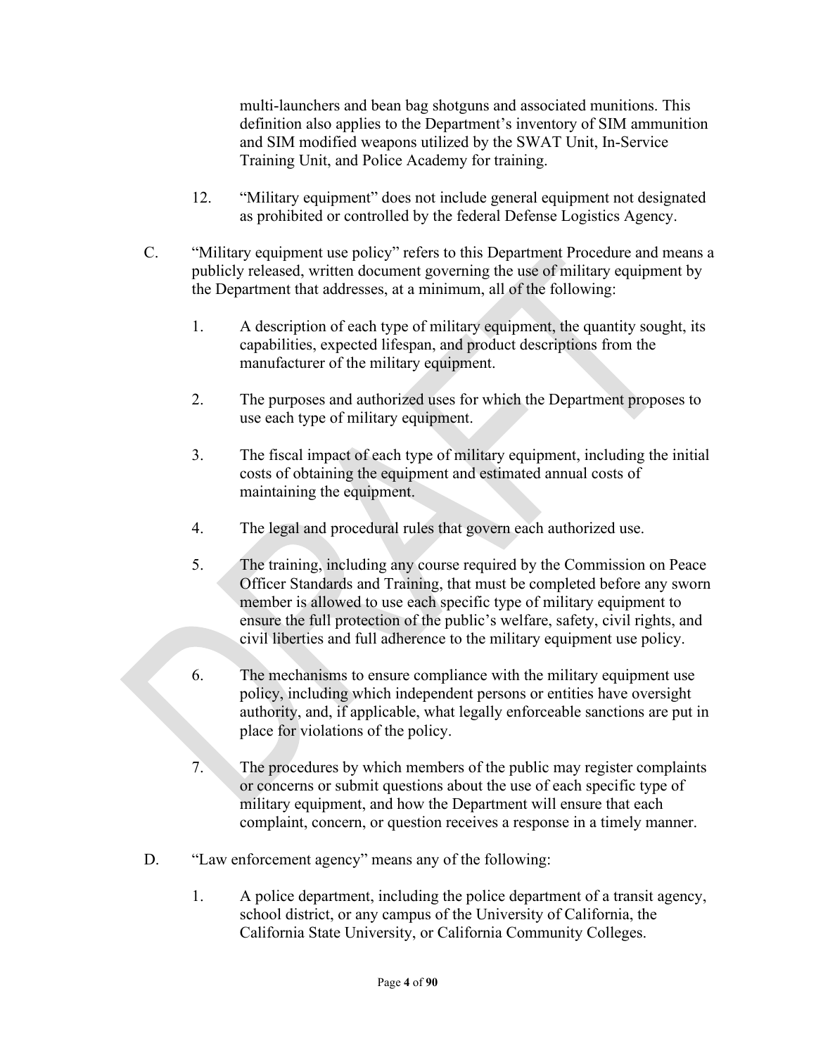multi-launchers and bean bag shotguns and associated munitions. This definition also applies to the Department's inventory of SIM ammunition and SIM modified weapons utilized by the SWAT Unit, In-Service Training Unit, and Police Academy for training.

12. "Military equipment" does not include general equipment not designated as prohibited or controlled by the federal Defense Logistics Agency.

C. "Military equipment use policy" refers to this Department Procedure and means a publicly released, written document governing the use of military equipment by the Department that addresses, at a minimum, all of the following:

   1. A description of each type of military equipment, the quantity sought, its capabilities, expected lifespan, and product descriptions from the manufacturer of the military equipment.

   2. The purposes and authorized uses for which the Department proposes to use each type of military equipment.

   3. The fiscal impact of each type of military equipment, including the initial costs of obtaining the equipment and estimated annual costs of maintaining the equipment.

   4. The legal and procedural rules that govern each authorized use.

   5. The training, including any course required by the Commission on Peace Officer Standards and Training, that must be completed before any sworn member is allowed to use each specific type of military equipment to ensure the full protection of the public's welfare, safety, civil rights, and civil liberties and full adherence to the military equipment use policy.

   6. The mechanisms to ensure compliance with the military equipment use policy, including which independent persons or entities have oversight authority, and, if applicable, what legally enforceable sanctions are put in place for violations of the policy.

   7. The procedures by which members of the public may register complaints or concerns or submit questions about the use of each specific type of military equipment, and how the Department will ensure that each complaint, concern, or question receives a response in a timely manner.

D. "Law enforcement agency" means any of the following:

   1. A police department, including the police department of a transit agency, school district, or any campus of the University of California, the California State University, or California Community Colleges.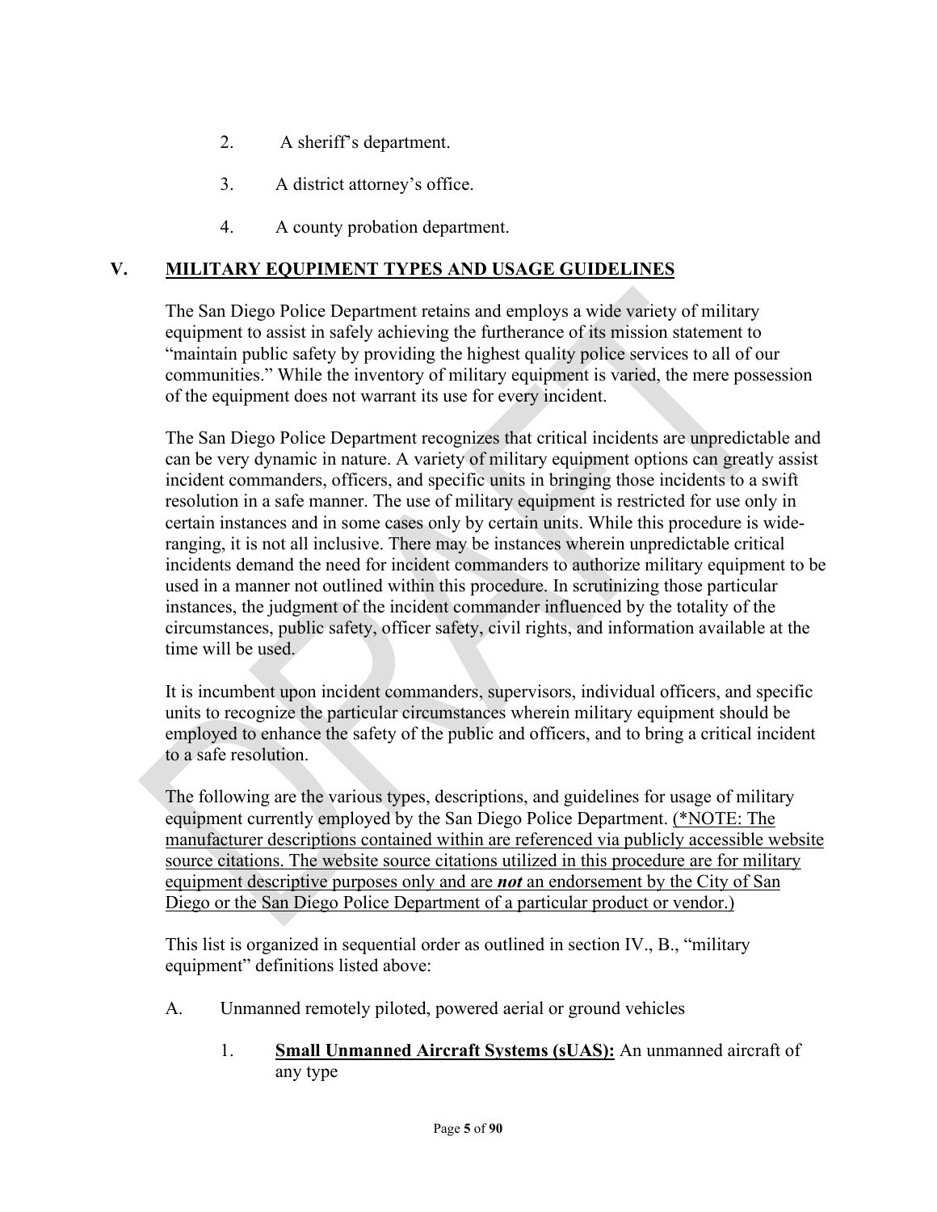2. A sheriff's department.

3. A district attorney's office.

4. A county probation department.

## V. MILITARY EQUIPMENT TYPES AND USAGE GUIDELINES

The San Diego Police Department retains and employs a wide variety of military equipment to assist in safely achieving the furtherance of its mission statement to "maintain public safety by providing the highest quality police services to all of our communities." While the inventory of military equipment is varied, the mere possession of the equipment does not warrant its use for every incident.

The San Diego Police Department recognizes that critical incidents are unpredictable and can be very dynamic in nature. A variety of military equipment options can greatly assist incident commanders, officers, and specific units in bringing those incidents to a swift resolution in a safe manner. The use of military equipment is restricted for use only in certain instances and in some cases only by certain units. While this procedure is wide-ranging, it is not all inclusive. There may be instances wherein unpredictable critical incidents demand the need for incident commanders to authorize military equipment to be used in a manner not outlined within this procedure. In scrutinizing those particular instances, the judgment of the incident commander influenced by the totality of the circumstances, public safety, officer safety, civil rights, and information available at the time will be used.

It is incumbent upon incident commanders, supervisors, individual officers, and specific units to recognize the particular circumstances wherein military equipment should be employed to enhance the safety of the public and officers, and to bring a critical incident to a safe resolution.

The following are the various types, descriptions, and guidelines for usage of military equipment currently employed by the San Diego Police Department. <u>(*NOTE: The manufacturer descriptions contained within are referenced via publicly accessible website source citations. The website source citations utilized in this procedure are for military equipment descriptive purposes only and are ***not*** an endorsement by the City of San Diego or the San Diego Police Department of a particular product or vendor.)</u>

This list is organized in sequential order as outlined in section IV., B., "military equipment" definitions listed above:

A. Unmanned remotely piloted, powered aerial or ground vehicles

1. **<u>Small Unmanned Aircraft Systems (sUAS):</u>** An unmanned aircraft of any type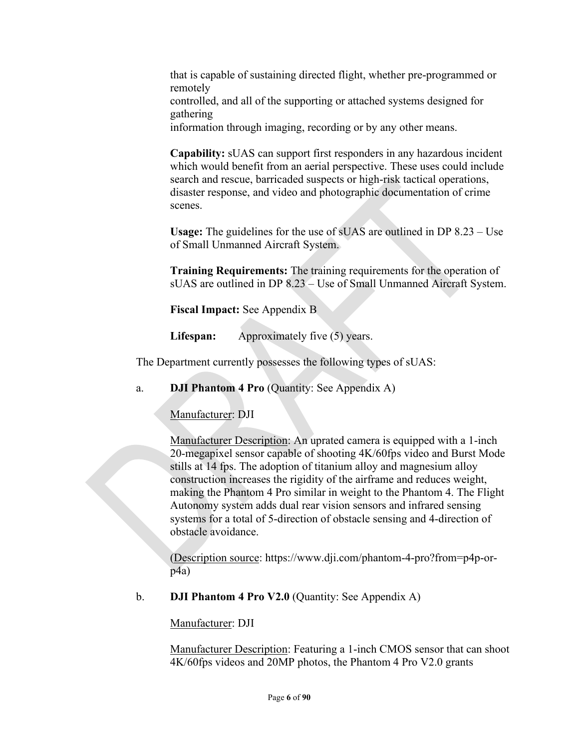that is capable of sustaining directed flight, whether pre-programmed or remotely controlled, and all of the supporting or attached systems designed for gathering information through imaging, recording or by any other means.

**Capability:** sUAS can support first responders in any hazardous incident which would benefit from an aerial perspective. These uses could include search and rescue, barricaded suspects or high-risk tactical operations, disaster response, and video and photographic documentation of crime scenes.

**Usage:** The guidelines for the use of sUAS are outlined in DP 8.23 – Use of Small Unmanned Aircraft System.

**Training Requirements:** The training requirements for the operation of sUAS are outlined in DP 8.23 – Use of Small Unmanned Aircraft System.

**Fiscal Impact:** See Appendix B

**Lifespan:** Approximately five (5) years.

The Department currently possesses the following types of sUAS:

a. **DJI Phantom 4 Pro** (Quantity: See Appendix A)

Manufacturer: DJI

Manufacturer Description: An uprated camera is equipped with a 1-inch 20-megapixel sensor capable of shooting 4K/60fps video and Burst Mode stills at 14 fps. The adoption of titanium alloy and magnesium alloy construction increases the rigidity of the airframe and reduces weight, making the Phantom 4 Pro similar in weight to the Phantom 4. The Flight Autonomy system adds dual rear vision sensors and infrared sensing systems for a total of 5-direction of obstacle sensing and 4-direction of obstacle avoidance.

(Description source: https://www.dji.com/phantom-4-pro?from=p4p-or-p4a)

b. **DJI Phantom 4 Pro V2.0** (Quantity: See Appendix A)

Manufacturer: DJI

Manufacturer Description: Featuring a 1-inch CMOS sensor that can shoot 4K/60fps videos and 20MP photos, the Phantom 4 Pro V2.0 grants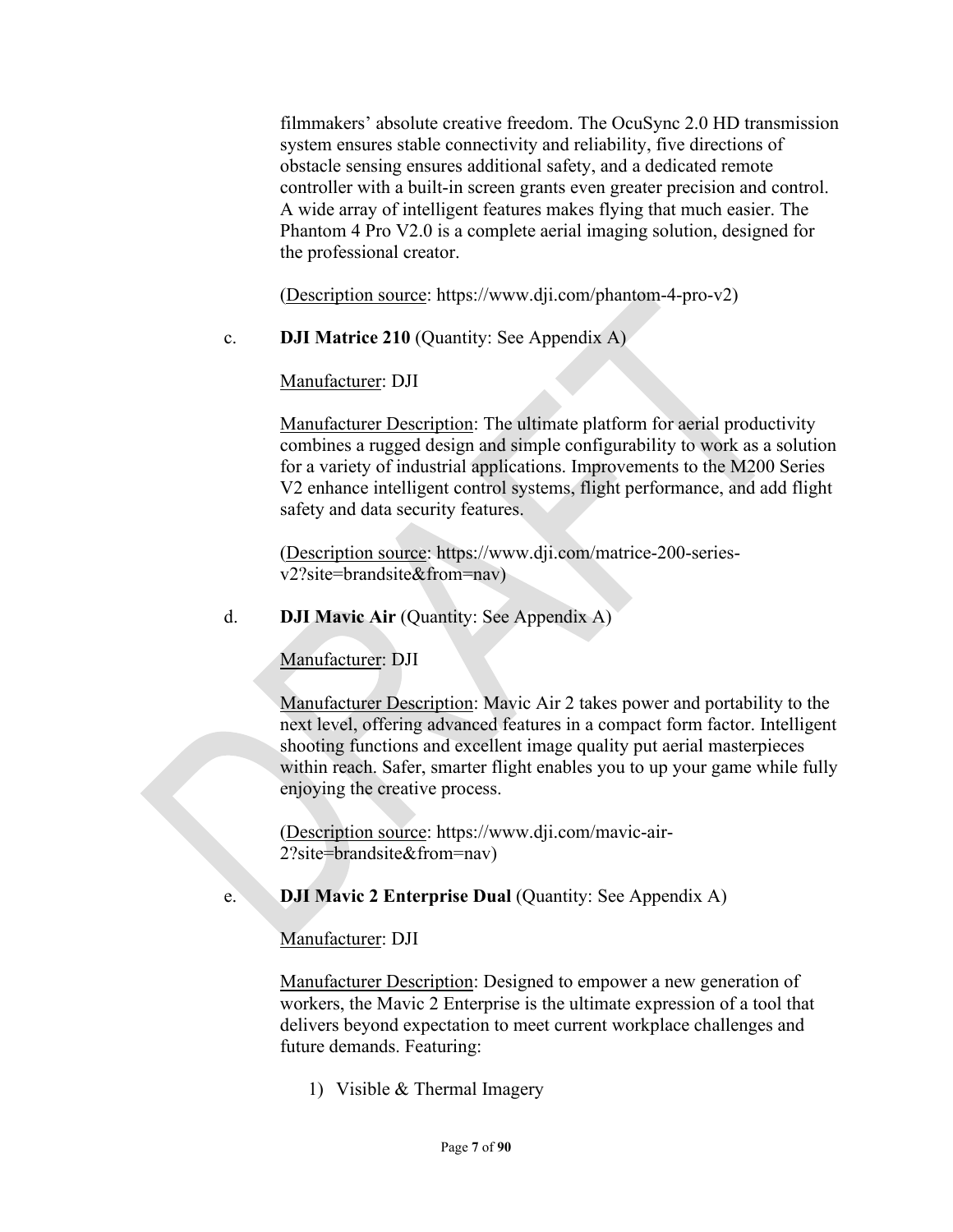filmmakers' absolute creative freedom. The OcuSync 2.0 HD transmission system ensures stable connectivity and reliability, five directions of obstacle sensing ensures additional safety, and a dedicated remote controller with a built-in screen grants even greater precision and control. A wide array of intelligent features makes flying that much easier. The Phantom 4 Pro V2.0 is a complete aerial imaging solution, designed for the professional creator.

(Description source: https://www.dji.com/phantom-4-pro-v2)

c. **DJI Matrice 210** (Quantity: See Appendix A)

Manufacturer: DJI

Manufacturer Description: The ultimate platform for aerial productivity combines a rugged design and simple configurability to work as a solution for a variety of industrial applications. Improvements to the M200 Series V2 enhance intelligent control systems, flight performance, and add flight safety and data security features.

(Description source: https://www.dji.com/matrice-200-series-v2?site=brandsite&from=nav)

d. **DJI Mavic Air** (Quantity: See Appendix A)

Manufacturer: DJI

Manufacturer Description: Mavic Air 2 takes power and portability to the next level, offering advanced features in a compact form factor. Intelligent shooting functions and excellent image quality put aerial masterpieces within reach. Safer, smarter flight enables you to up your game while fully enjoying the creative process.

(Description source: https://www.dji.com/mavic-air-2?site=brandsite&from=nav)

e. **DJI Mavic 2 Enterprise Dual** (Quantity: See Appendix A)

Manufacturer: DJI

Manufacturer Description: Designed to empower a new generation of workers, the Mavic 2 Enterprise is the ultimate expression of a tool that delivers beyond expectation to meet current workplace challenges and future demands. Featuring:

1) Visible & Thermal Imagery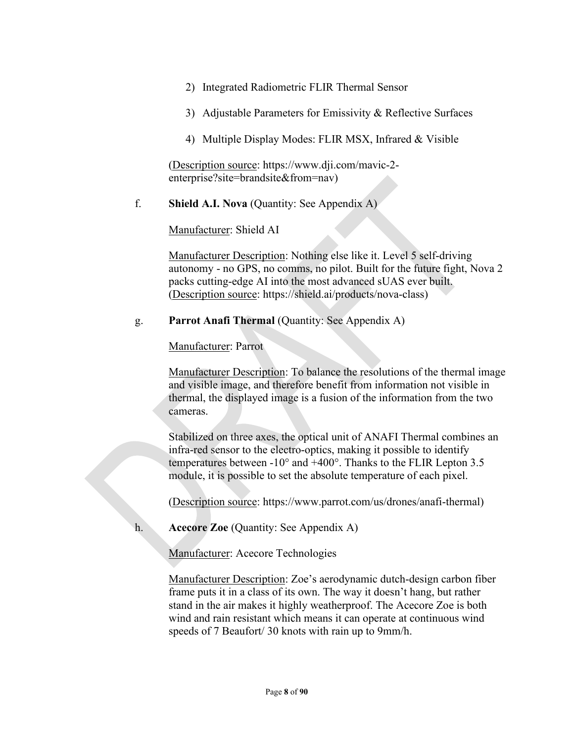2) Integrated Radiometric FLIR Thermal Sensor

3) Adjustable Parameters for Emissivity & Reflective Surfaces

4) Multiple Display Modes: FLIR MSX, Infrared & Visible

(Description source: https://www.dji.com/mavic-2-enterprise?site=brandsite&from=nav)

f. **Shield A.I. Nova** (Quantity: See Appendix A)

Manufacturer: Shield AI

Manufacturer Description: Nothing else like it. Level 5 self-driving autonomy - no GPS, no comms, no pilot. Built for the future fight, Nova 2 packs cutting-edge AI into the most advanced sUAS ever built. (Description source: https://shield.ai/products/nova-class)

g. **Parrot Anafi Thermal** (Quantity: See Appendix A)

Manufacturer: Parrot

Manufacturer Description: To balance the resolutions of the thermal image and visible image, and therefore benefit from information not visible in thermal, the displayed image is a fusion of the information from the two cameras.

Stabilized on three axes, the optical unit of ANAFI Thermal combines an infra-red sensor to the electro-optics, making it possible to identify temperatures between -10° and +400°. Thanks to the FLIR Lepton 3.5 module, it is possible to set the absolute temperature of each pixel.

(Description source: https://www.parrot.com/us/drones/anafi-thermal)

h. **Acecore Zoe** (Quantity: See Appendix A)

Manufacturer: Acecore Technologies

Manufacturer Description: Zoe's aerodynamic dutch-design carbon fiber frame puts it in a class of its own. The way it doesn't hang, but rather stand in the air makes it highly weatherproof. The Acecore Zoe is both wind and rain resistant which means it can operate at continuous wind speeds of 7 Beaufort/ 30 knots with rain up to 9mm/h.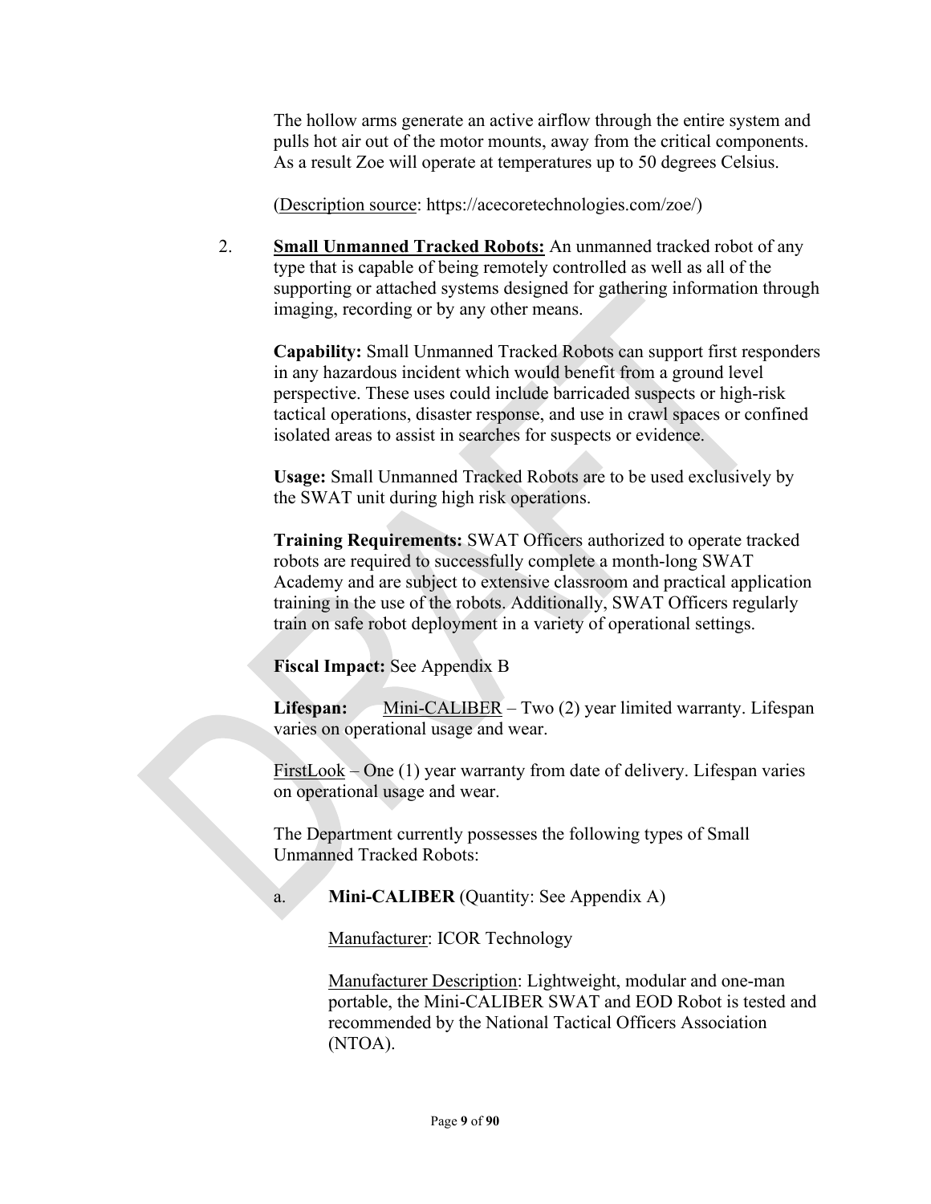The hollow arms generate an active airflow through the entire system and pulls hot air out of the motor mounts, away from the critical components. As a result Zoe will operate at temperatures up to 50 degrees Celsius.

(Description source: https://acecoretechnologies.com/zoe/)

2. **Small Unmanned Tracked Robots:** An unmanned tracked robot of any type that is capable of being remotely controlled as well as all of the supporting or attached systems designed for gathering information through imaging, recording or by any other means.

   **Capability:** Small Unmanned Tracked Robots can support first responders in any hazardous incident which would benefit from a ground level perspective. These uses could include barricaded suspects or high-risk tactical operations, disaster response, and use in crawl spaces or confined isolated areas to assist in searches for suspects or evidence.

   **Usage:** Small Unmanned Tracked Robots are to be used exclusively by the SWAT unit during high risk operations.

   **Training Requirements:** SWAT Officers authorized to operate tracked robots are required to successfully complete a month-long SWAT Academy and are subject to extensive classroom and practical application training in the use of the robots. Additionally, SWAT Officers regularly train on safe robot deployment in a variety of operational settings.

   **Fiscal Impact:** See Appendix B

   **Lifespan:** Mini-CALIBER – Two (2) year limited warranty. Lifespan varies on operational usage and wear.

   FirstLook – One (1) year warranty from date of delivery. Lifespan varies on operational usage and wear.

   The Department currently possesses the following types of Small Unmanned Tracked Robots:

   a. **Mini-CALIBER** (Quantity: See Appendix A)

      Manufacturer: ICOR Technology

      Manufacturer Description: Lightweight, modular and one-man portable, the Mini-CALIBER SWAT and EOD Robot is tested and recommended by the National Tactical Officers Association (NTOA).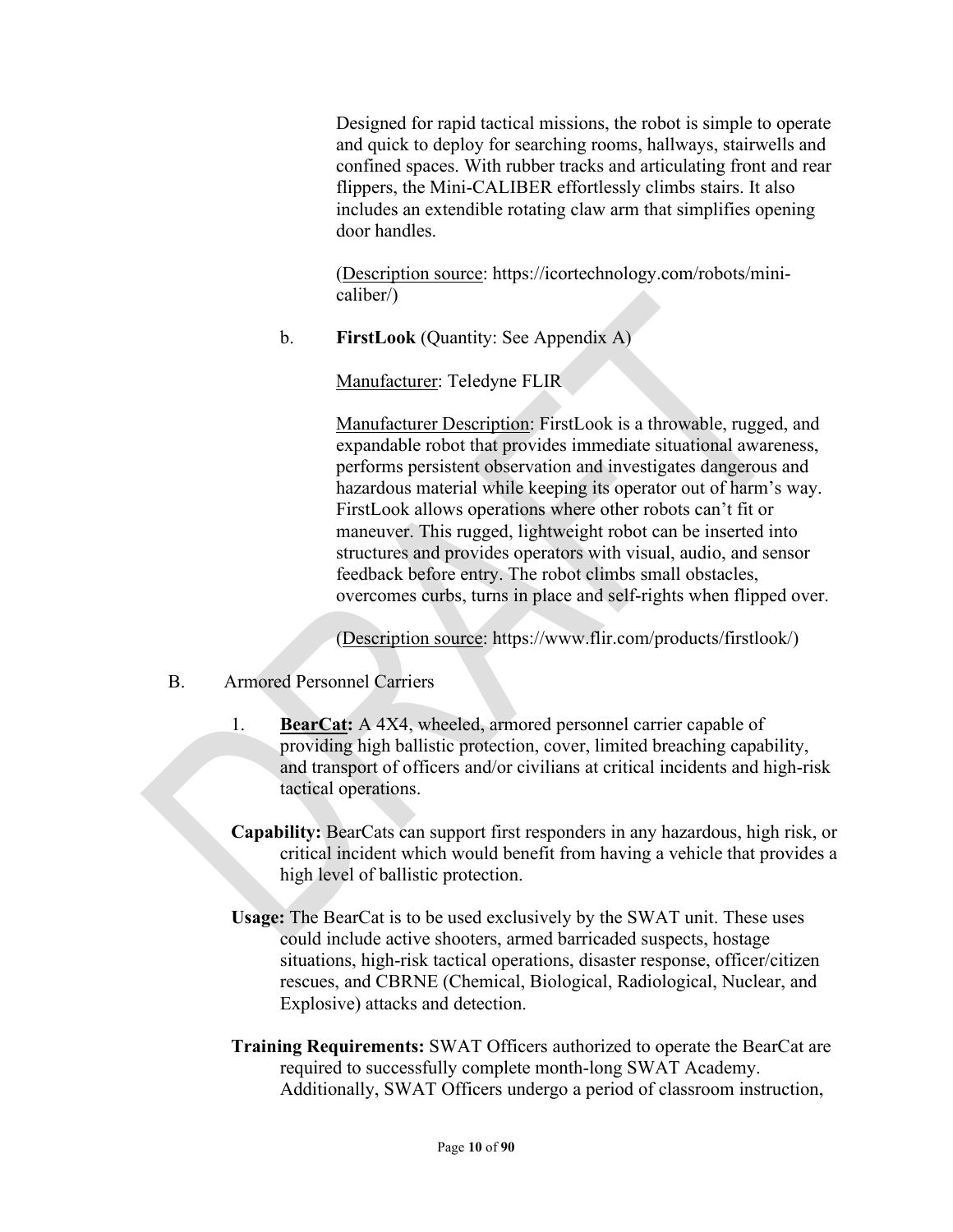Designed for rapid tactical missions, the robot is simple to operate and quick to deploy for searching rooms, hallways, stairwells and confined spaces. With rubber tracks and articulating front and rear flippers, the Mini-CALIBER effortlessly climbs stairs. It also includes an extendible rotating claw arm that simplifies opening door handles.

(Description source: https://icortechnology.com/robots/mini-caliber/)

b. **FirstLook** (Quantity: See Appendix A)

Manufacturer: Teledyne FLIR

Manufacturer Description: FirstLook is a throwable, rugged, and expandable robot that provides immediate situational awareness, performs persistent observation and investigates dangerous and hazardous material while keeping its operator out of harm's way. FirstLook allows operations where other robots can't fit or maneuver. This rugged, lightweight robot can be inserted into structures and provides operators with visual, audio, and sensor feedback before entry. The robot climbs small obstacles, overcomes curbs, turns in place and self-rights when flipped over.

(Description source: https://www.flir.com/products/firstlook/)

B. Armored Personnel Carriers

1. **BearCat:** A 4X4, wheeled, armored personnel carrier capable of providing high ballistic protection, cover, limited breaching capability, and transport of officers and/or civilians at critical incidents and high-risk tactical operations.

**Capability:** BearCats can support first responders in any hazardous, high risk, or critical incident which would benefit from having a vehicle that provides a high level of ballistic protection.

**Usage:** The BearCat is to be used exclusively by the SWAT unit. These uses could include active shooters, armed barricaded suspects, hostage situations, high-risk tactical operations, disaster response, officer/citizen rescues, and CBRNE (Chemical, Biological, Radiological, Nuclear, and Explosive) attacks and detection.

**Training Requirements:** SWAT Officers authorized to operate the BearCat are required to successfully complete month-long SWAT Academy. Additionally, SWAT Officers undergo a period of classroom instruction,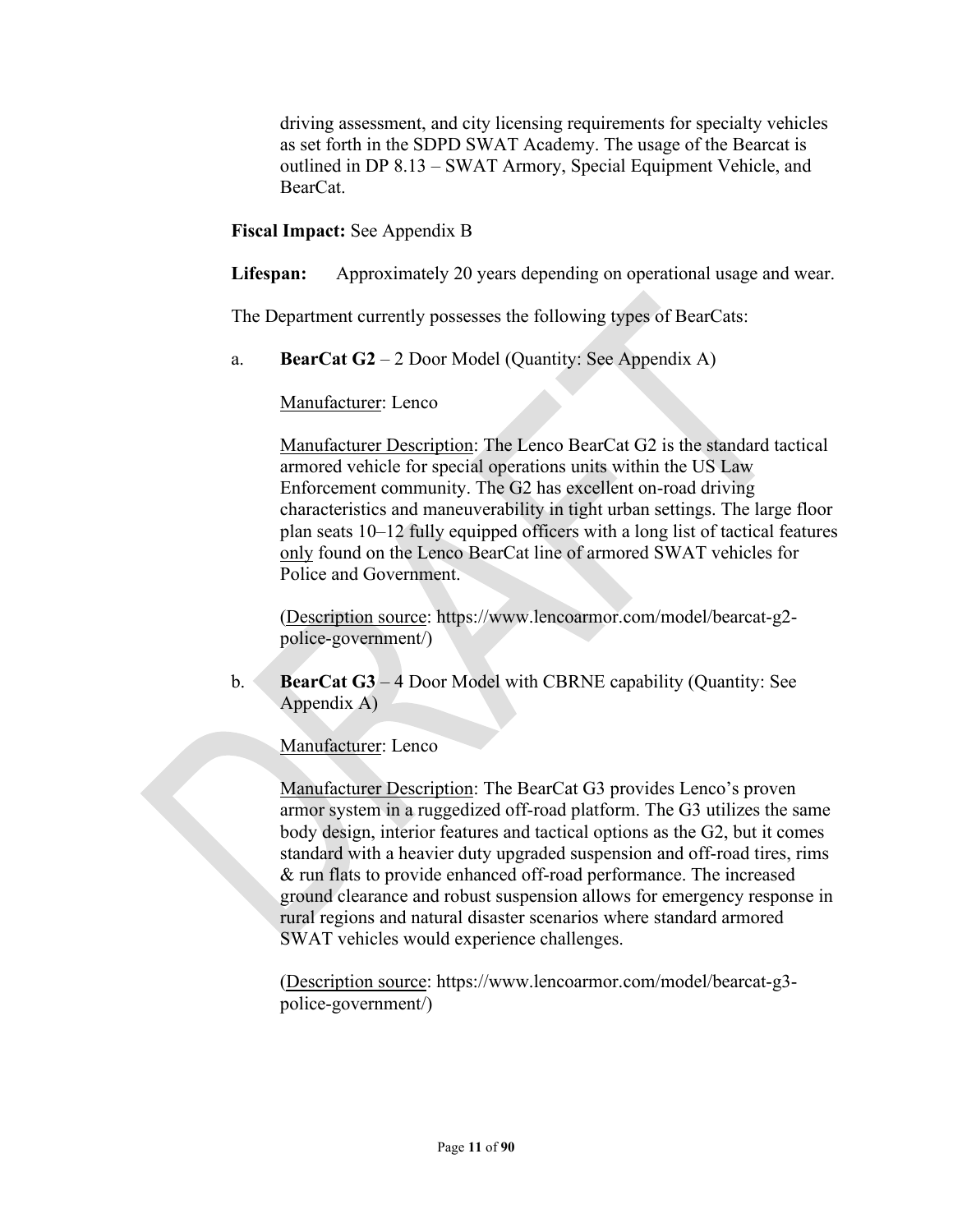driving assessment, and city licensing requirements for specialty vehicles as set forth in the SDPD SWAT Academy. The usage of the Bearcat is outlined in DP 8.13 – SWAT Armory, Special Equipment Vehicle, and BearCat.

**Fiscal Impact:** See Appendix B

**Lifespan:** Approximately 20 years depending on operational usage and wear.

The Department currently possesses the following types of BearCats:

a. **BearCat G2** – 2 Door Model (Quantity: See Appendix A)

Manufacturer: Lenco

Manufacturer Description: The Lenco BearCat G2 is the standard tactical armored vehicle for special operations units within the US Law Enforcement community. The G2 has excellent on-road driving characteristics and maneuverability in tight urban settings. The large floor plan seats 10–12 fully equipped officers with a long list of tactical features only found on the Lenco BearCat line of armored SWAT vehicles for Police and Government.

(Description source: https://www.lencoarmor.com/model/bearcat-g2-police-government/)

b. **BearCat G3** – 4 Door Model with CBRNE capability (Quantity: See Appendix A)

Manufacturer: Lenco

Manufacturer Description: The BearCat G3 provides Lenco's proven armor system in a ruggedized off-road platform. The G3 utilizes the same body design, interior features and tactical options as the G2, but it comes standard with a heavier duty upgraded suspension and off-road tires, rims & run flats to provide enhanced off-road performance. The increased ground clearance and robust suspension allows for emergency response in rural regions and natural disaster scenarios where standard armored SWAT vehicles would experience challenges.

(Description source: https://www.lencoarmor.com/model/bearcat-g3-police-government/)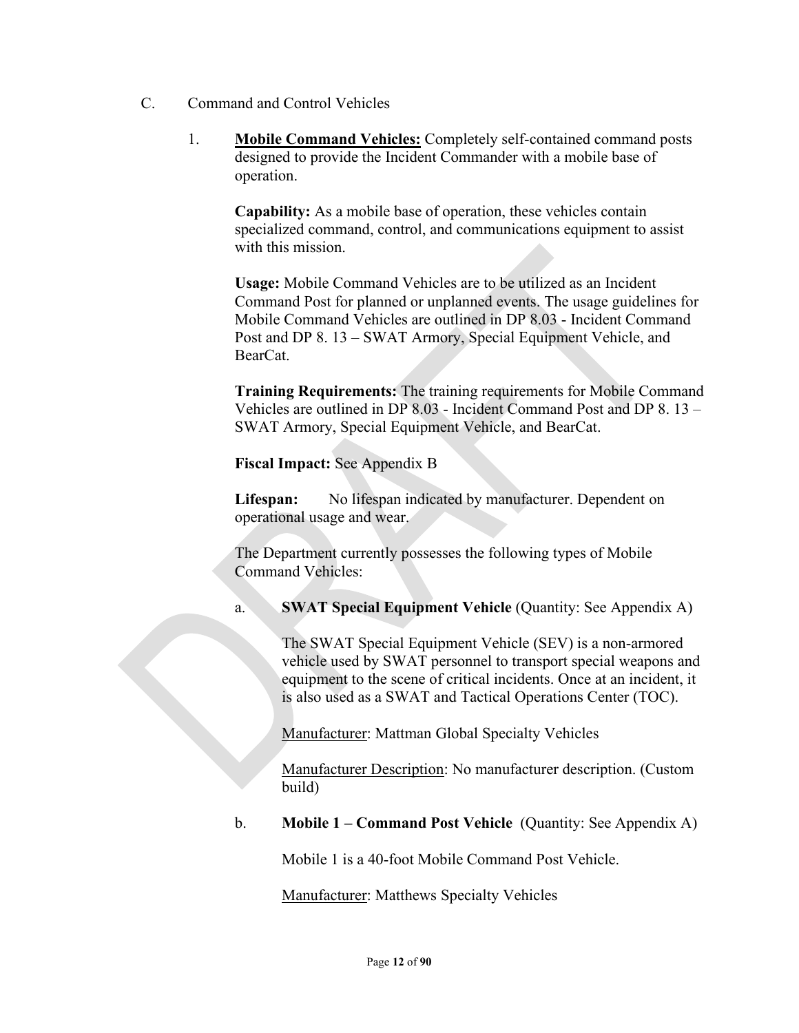C. Command and Control Vehicles

1. **Mobile Command Vehicles:** Completely self-contained command posts designed to provide the Incident Commander with a mobile base of operation.

   **Capability:** As a mobile base of operation, these vehicles contain specialized command, control, and communications equipment to assist with this mission.

   **Usage:** Mobile Command Vehicles are to be utilized as an Incident Command Post for planned or unplanned events. The usage guidelines for Mobile Command Vehicles are outlined in DP 8.03 - Incident Command Post and DP 8. 13 – SWAT Armory, Special Equipment Vehicle, and BearCat.

   **Training Requirements:** The training requirements for Mobile Command Vehicles are outlined in DP 8.03 - Incident Command Post and DP 8. 13 – SWAT Armory, Special Equipment Vehicle, and BearCat.

   **Fiscal Impact:** See Appendix B

   **Lifespan:** No lifespan indicated by manufacturer. Dependent on operational usage and wear.

   The Department currently possesses the following types of Mobile Command Vehicles:

   a. **SWAT Special Equipment Vehicle** (Quantity: See Appendix A)

      The SWAT Special Equipment Vehicle (SEV) is a non-armored vehicle used by SWAT personnel to transport special weapons and equipment to the scene of critical incidents. Once at an incident, it is also used as a SWAT and Tactical Operations Center (TOC).

      Manufacturer: Mattman Global Specialty Vehicles

      Manufacturer Description: No manufacturer description. (Custom build)

   b. **Mobile 1 – Command Post Vehicle** (Quantity: See Appendix A)

      Mobile 1 is a 40-foot Mobile Command Post Vehicle.

      Manufacturer: Matthews Specialty Vehicles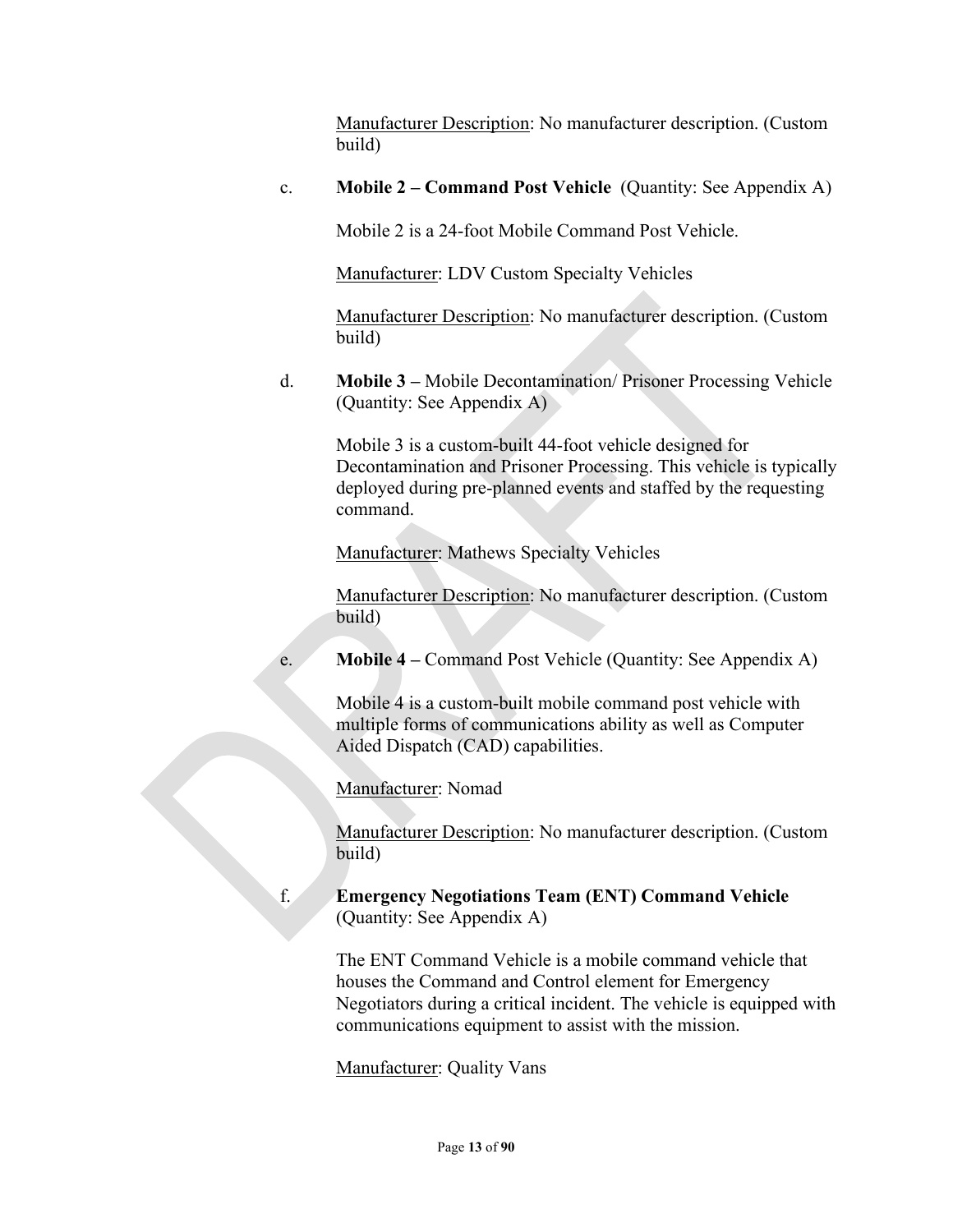Manufacturer Description: No manufacturer description. (Custom build)

c. **Mobile 2 – Command Post Vehicle** (Quantity: See Appendix A)

Mobile 2 is a 24-foot Mobile Command Post Vehicle.

Manufacturer: LDV Custom Specialty Vehicles

Manufacturer Description: No manufacturer description. (Custom build)

d. **Mobile 3 –** Mobile Decontamination/ Prisoner Processing Vehicle (Quantity: See Appendix A)

Mobile 3 is a custom-built 44-foot vehicle designed for Decontamination and Prisoner Processing. This vehicle is typically deployed during pre-planned events and staffed by the requesting command.

Manufacturer: Mathews Specialty Vehicles

Manufacturer Description: No manufacturer description. (Custom build)

e. **Mobile 4 –** Command Post Vehicle (Quantity: See Appendix A)

Mobile 4 is a custom-built mobile command post vehicle with multiple forms of communications ability as well as Computer Aided Dispatch (CAD) capabilities.

Manufacturer: Nomad

Manufacturer Description: No manufacturer description. (Custom build)

f. **Emergency Negotiations Team (ENT) Command Vehicle** (Quantity: See Appendix A)

The ENT Command Vehicle is a mobile command vehicle that houses the Command and Control element for Emergency Negotiators during a critical incident. The vehicle is equipped with communications equipment to assist with the mission.

Manufacturer: Quality Vans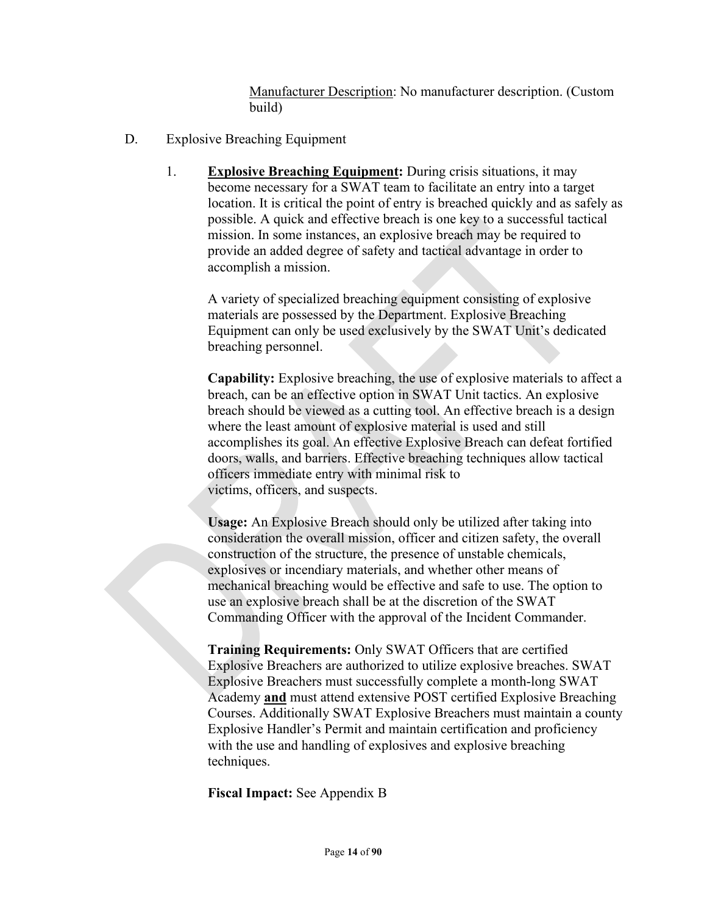Manufacturer Description: No manufacturer description. (Custom build)

D. Explosive Breaching Equipment

1. **Explosive Breaching Equipment:** During crisis situations, it may become necessary for a SWAT team to facilitate an entry into a target location. It is critical the point of entry is breached quickly and as safely as possible. A quick and effective breach is one key to a successful tactical mission. In some instances, an explosive breach may be required to provide an added degree of safety and tactical advantage in order to accomplish a mission.

   A variety of specialized breaching equipment consisting of explosive materials are possessed by the Department. Explosive Breaching Equipment can only be used exclusively by the SWAT Unit's dedicated breaching personnel.

   **Capability:** Explosive breaching, the use of explosive materials to affect a breach, can be an effective option in SWAT Unit tactics. An explosive breach should be viewed as a cutting tool. An effective breach is a design where the least amount of explosive material is used and still accomplishes its goal. An effective Explosive Breach can defeat fortified doors, walls, and barriers. Effective breaching techniques allow tactical officers immediate entry with minimal risk to victims, officers, and suspects.

   **Usage:** An Explosive Breach should only be utilized after taking into consideration the overall mission, officer and citizen safety, the overall construction of the structure, the presence of unstable chemicals, explosives or incendiary materials, and whether other means of mechanical breaching would be effective and safe to use. The option to use an explosive breach shall be at the discretion of the SWAT Commanding Officer with the approval of the Incident Commander.

   **Training Requirements:** Only SWAT Officers that are certified Explosive Breachers are authorized to utilize explosive breaches. SWAT Explosive Breachers must successfully complete a month-long SWAT Academy **and** must attend extensive POST certified Explosive Breaching Courses. Additionally SWAT Explosive Breachers must maintain a county Explosive Handler's Permit and maintain certification and proficiency with the use and handling of explosives and explosive breaching techniques.

   **Fiscal Impact:** See Appendix B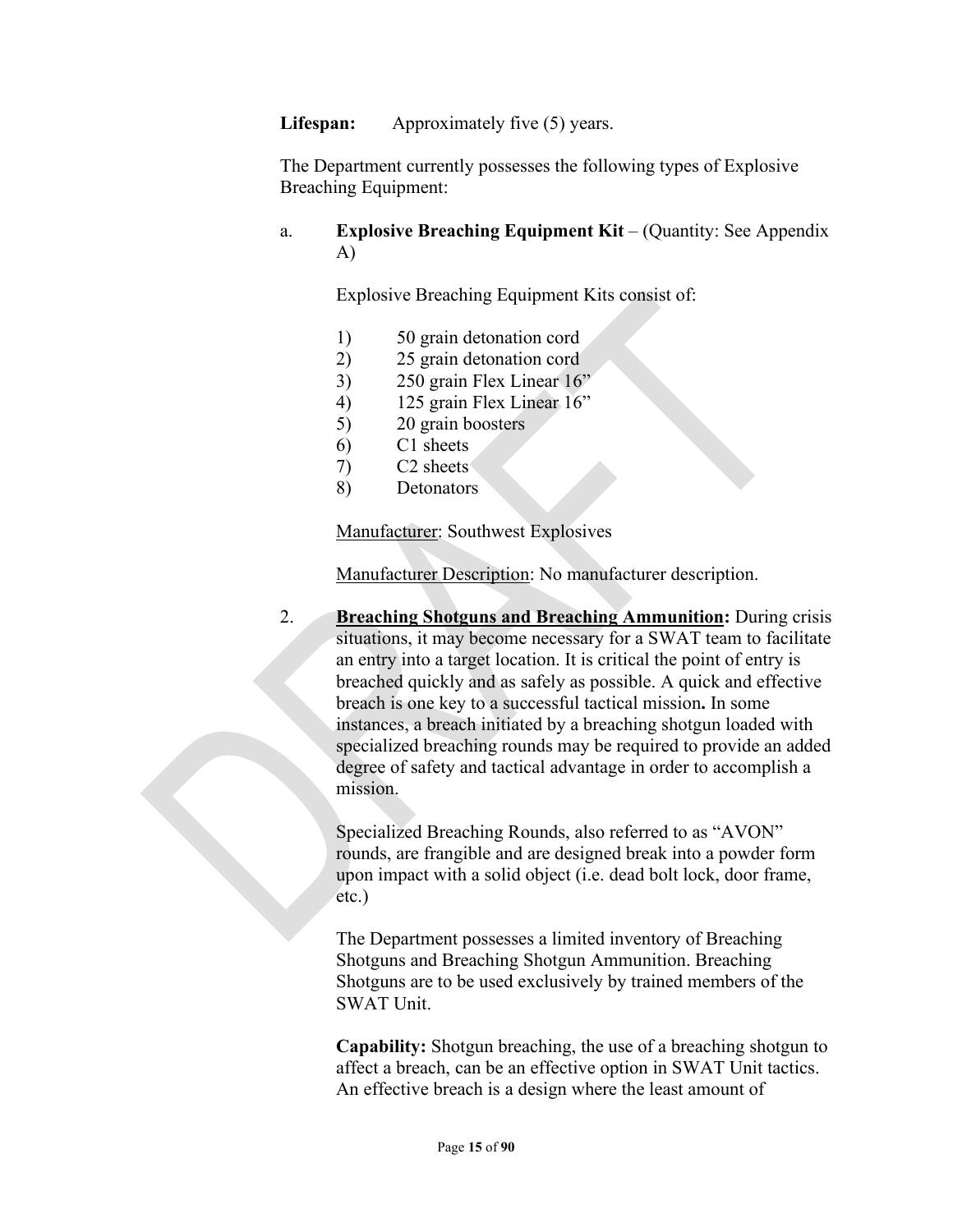**Lifespan:** Approximately five (5) years.

The Department currently possesses the following types of Explosive Breaching Equipment:

a. **Explosive Breaching Equipment Kit** – (Quantity: See Appendix A)

 Explosive Breaching Equipment Kits consist of:

 1) 50 grain detonation cord
 2) 25 grain detonation cord
 3) 250 grain Flex Linear 16”
 4) 125 grain Flex Linear 16”
 5) 20 grain boosters
 6) C1 sheets
 7) C2 sheets
 8) Detonators

 <u>Manufacturer</u>: Southwest Explosives

 <u>Manufacturer Description</u>: No manufacturer description.

2. **<u>Breaching Shotguns and Breaching Ammunition</u>:** During crisis situations, it may become necessary for a SWAT team to facilitate an entry into a target location. It is critical the point of entry is breached quickly and as safely as possible. A quick and effective breach is one key to a successful tactical mission**.** In some instances, a breach initiated by a breaching shotgun loaded with specialized breaching rounds may be required to provide an added degree of safety and tactical advantage in order to accomplish a mission.

 Specialized Breaching Rounds, also referred to as “AVON” rounds, are frangible and are designed break into a powder form upon impact with a solid object (i.e. dead bolt lock, door frame, etc.)

 The Department possesses a limited inventory of Breaching Shotguns and Breaching Shotgun Ammunition. Breaching Shotguns are to be used exclusively by trained members of the SWAT Unit.

 **Capability:** Shotgun breaching, the use of a breaching shotgun to affect a breach, can be an effective option in SWAT Unit tactics. An effective breach is a design where the least amount of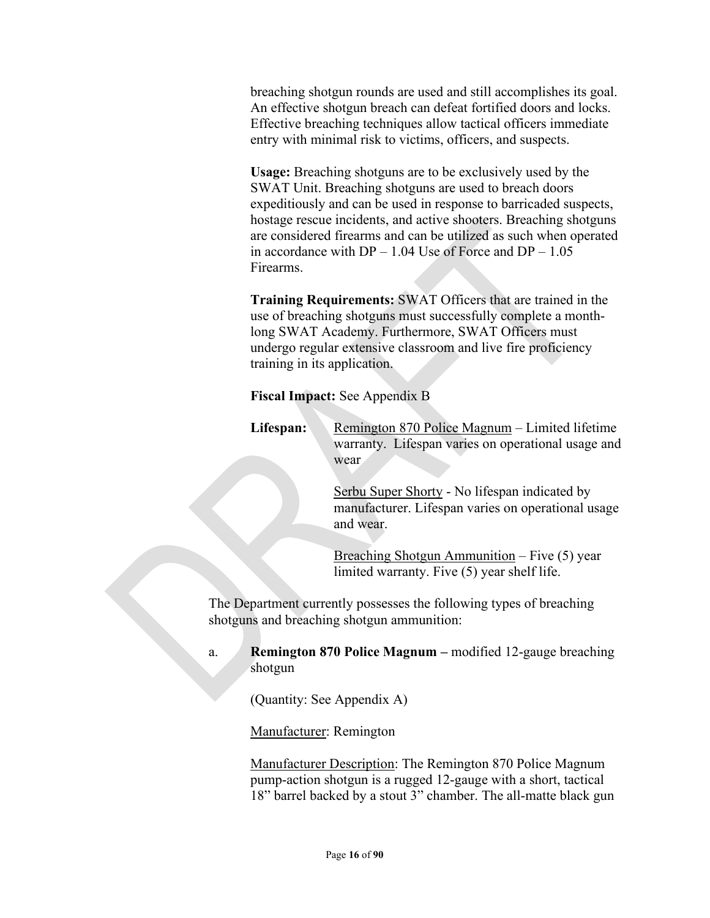breaching shotgun rounds are used and still accomplishes its goal. An effective shotgun breach can defeat fortified doors and locks. Effective breaching techniques allow tactical officers immediate entry with minimal risk to victims, officers, and suspects.

**Usage:** Breaching shotguns are to be exclusively used by the SWAT Unit. Breaching shotguns are used to breach doors expeditiously and can be used in response to barricaded suspects, hostage rescue incidents, and active shooters. Breaching shotguns are considered firearms and can be utilized as such when operated in accordance with DP – 1.04 Use of Force and DP – 1.05 Firearms.

**Training Requirements:** SWAT Officers that are trained in the use of breaching shotguns must successfully complete a month-long SWAT Academy. Furthermore, SWAT Officers must undergo regular extensive classroom and live fire proficiency training in its application.

**Fiscal Impact:** See Appendix B

**Lifespan:**

Remington 870 Police Magnum – Limited lifetime warranty. Lifespan varies on operational usage and wear

Serbu Super Shorty - No lifespan indicated by manufacturer. Lifespan varies on operational usage and wear.

Breaching Shotgun Ammunition – Five (5) year limited warranty. Five (5) year shelf life.

The Department currently possesses the following types of breaching shotguns and breaching shotgun ammunition:

a. **Remington 870 Police Magnum –** modified 12-gauge breaching shotgun

(Quantity: See Appendix A)

Manufacturer: Remington

Manufacturer Description: The Remington 870 Police Magnum pump-action shotgun is a rugged 12-gauge with a short, tactical 18” barrel backed by a stout 3” chamber. The all-matte black gun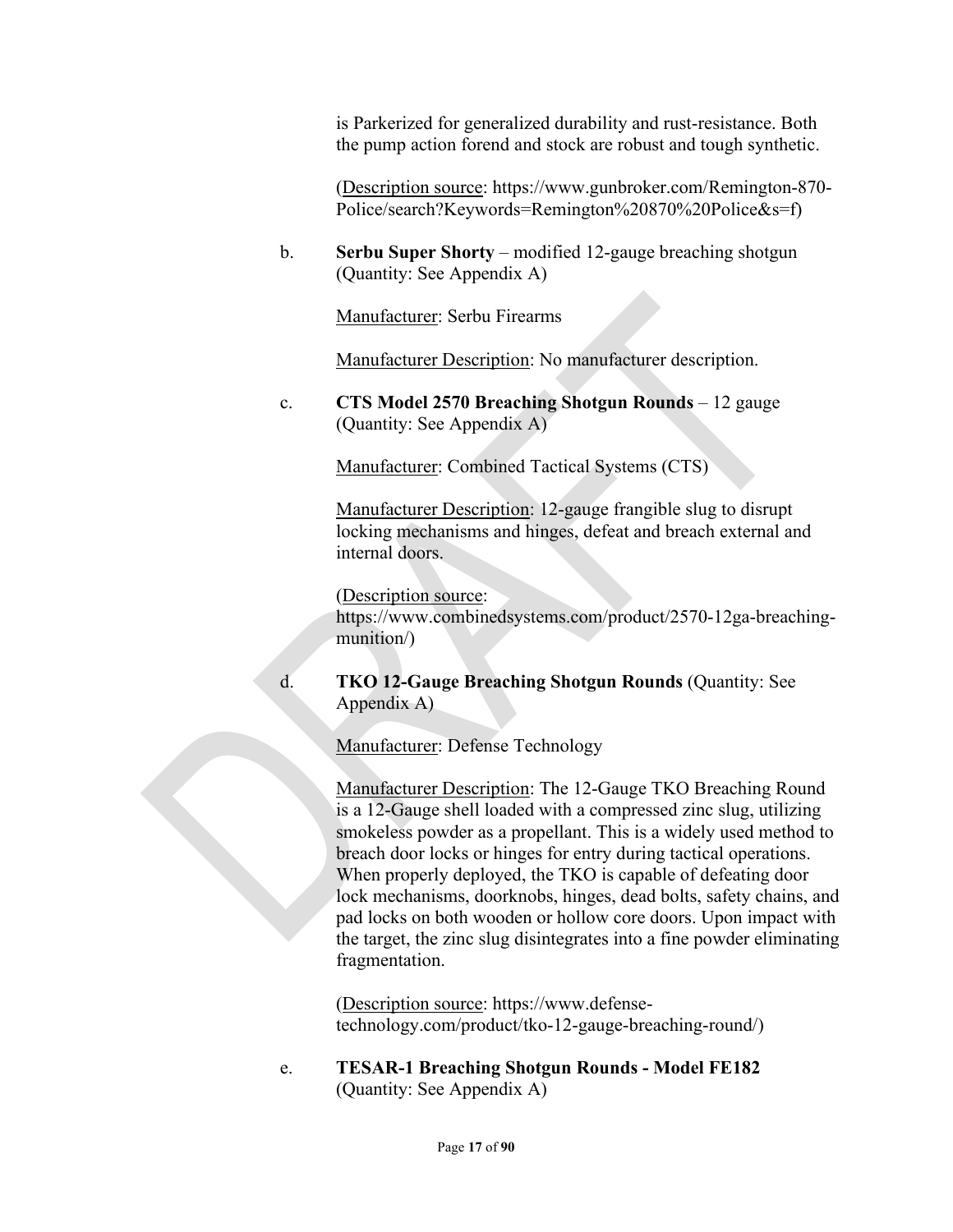is Parkerized for generalized durability and rust-resistance. Both the pump action forend and stock are robust and tough synthetic.

(Description source: https://www.gunbroker.com/Remington-870-Police/search?Keywords=Remington%20870%20Police&s=f)

b. **Serbu Super Shorty** – modified 12-gauge breaching shotgun (Quantity: See Appendix A)

Manufacturer: Serbu Firearms

Manufacturer Description: No manufacturer description.

c. **CTS Model 2570 Breaching Shotgun Rounds** – 12 gauge (Quantity: See Appendix A)

Manufacturer: Combined Tactical Systems (CTS)

Manufacturer Description: 12-gauge frangible slug to disrupt locking mechanisms and hinges, defeat and breach external and internal doors.

(Description source: https://www.combinedsystems.com/product/2570-12ga-breaching-munition/)

d. **TKO 12-Gauge Breaching Shotgun Rounds** (Quantity: See Appendix A)

Manufacturer: Defense Technology

Manufacturer Description: The 12-Gauge TKO Breaching Round is a 12-Gauge shell loaded with a compressed zinc slug, utilizing smokeless powder as a propellant. This is a widely used method to breach door locks or hinges for entry during tactical operations. When properly deployed, the TKO is capable of defeating door lock mechanisms, doorknobs, hinges, dead bolts, safety chains, and pad locks on both wooden or hollow core doors. Upon impact with the target, the zinc slug disintegrates into a fine powder eliminating fragmentation.

(Description source: https://www.defense-technology.com/product/tko-12-gauge-breaching-round/)

e. **TESAR-1 Breaching Shotgun Rounds - Model FE182** (Quantity: See Appendix A)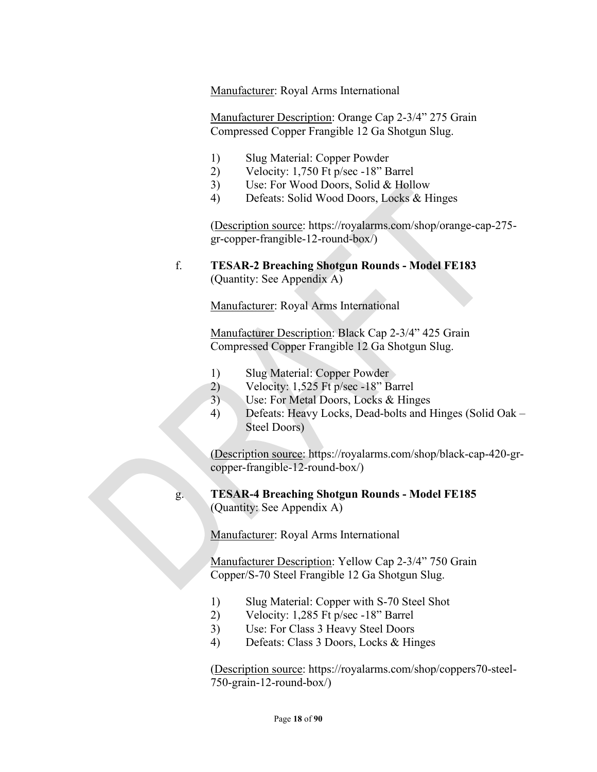Manufacturer: Royal Arms International

Manufacturer Description: Orange Cap 2-3/4" 275 Grain Compressed Copper Frangible 12 Ga Shotgun Slug.

1) Slug Material: Copper Powder
2) Velocity: 1,750 Ft p/sec -18" Barrel
3) Use: For Wood Doors, Solid & Hollow
4) Defeats: Solid Wood Doors, Locks & Hinges

(Description source: https://royalarms.com/shop/orange-cap-275-gr-copper-frangible-12-round-box/)

f. **TESAR-2 Breaching Shotgun Rounds - Model FE183** (Quantity: See Appendix A)

Manufacturer: Royal Arms International

Manufacturer Description: Black Cap 2-3/4" 425 Grain Compressed Copper Frangible 12 Ga Shotgun Slug.

1) Slug Material: Copper Powder
2) Velocity: 1,525 Ft p/sec -18" Barrel
3) Use: For Metal Doors, Locks & Hinges
4) Defeats: Heavy Locks, Dead-bolts and Hinges (Solid Oak – Steel Doors)

(Description source: https://royalarms.com/shop/black-cap-420-gr-copper-frangible-12-round-box/)

g. **TESAR-4 Breaching Shotgun Rounds - Model FE185** (Quantity: See Appendix A)

Manufacturer: Royal Arms International

Manufacturer Description: Yellow Cap 2-3/4" 750 Grain Copper/S-70 Steel Frangible 12 Ga Shotgun Slug.

1) Slug Material: Copper with S-70 Steel Shot
2) Velocity: 1,285 Ft p/sec -18" Barrel
3) Use: For Class 3 Heavy Steel Doors
4) Defeats: Class 3 Doors, Locks & Hinges

(Description source: https://royalarms.com/shop/coppers70-steel-750-grain-12-round-box/)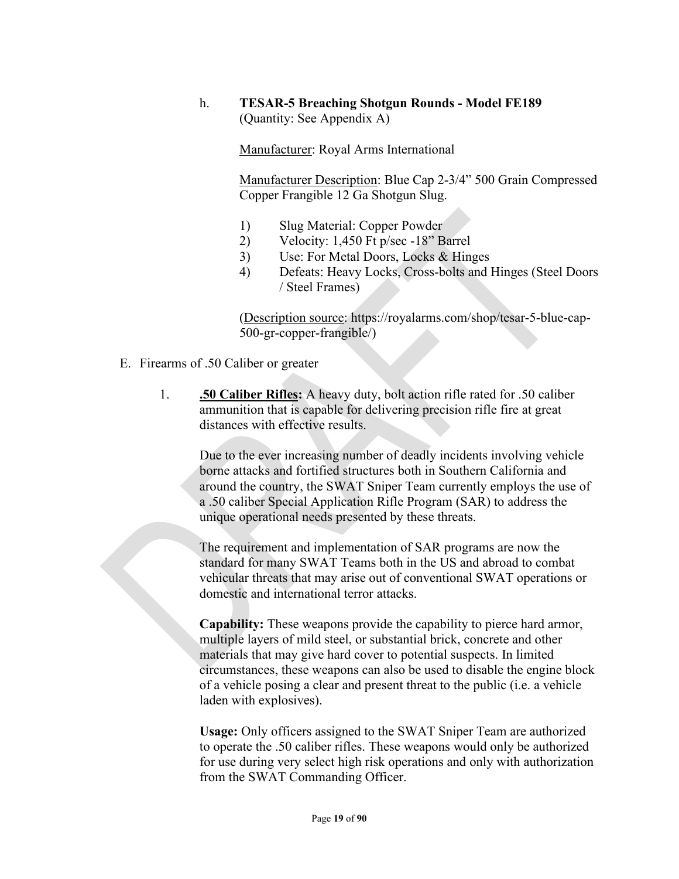h. **TESAR-5 Breaching Shotgun Rounds - Model FE189**
(Quantity: See Appendix A)

Manufacturer: Royal Arms International

Manufacturer Description: Blue Cap 2-3/4" 500 Grain Compressed Copper Frangible 12 Ga Shotgun Slug.

1) Slug Material: Copper Powder
2) Velocity: 1,450 Ft p/sec -18" Barrel
3) Use: For Metal Doors, Locks & Hinges
4) Defeats: Heavy Locks, Cross-bolts and Hinges (Steel Doors / Steel Frames)

(Description source: https://royalarms.com/shop/tesar-5-blue-cap-500-gr-copper-frangible/)

E. Firearms of .50 Caliber or greater

1. **.50 Caliber Rifles:** A heavy duty, bolt action rifle rated for .50 caliber ammunition that is capable for delivering precision rifle fire at great distances with effective results.

   Due to the ever increasing number of deadly incidents involving vehicle borne attacks and fortified structures both in Southern California and around the country, the SWAT Sniper Team currently employs the use of a .50 caliber Special Application Rifle Program (SAR) to address the unique operational needs presented by these threats.

   The requirement and implementation of SAR programs are now the standard for many SWAT Teams both in the US and abroad to combat vehicular threats that may arise out of conventional SWAT operations or domestic and international terror attacks.

   **Capability:** These weapons provide the capability to pierce hard armor, multiple layers of mild steel, or substantial brick, concrete and other materials that may give hard cover to potential suspects. In limited circumstances, these weapons can also be used to disable the engine block of a vehicle posing a clear and present threat to the public (i.e. a vehicle laden with explosives).

   **Usage:** Only officers assigned to the SWAT Sniper Team are authorized to operate the .50 caliber rifles. These weapons would only be authorized for use during very select high risk operations and only with authorization from the SWAT Commanding Officer.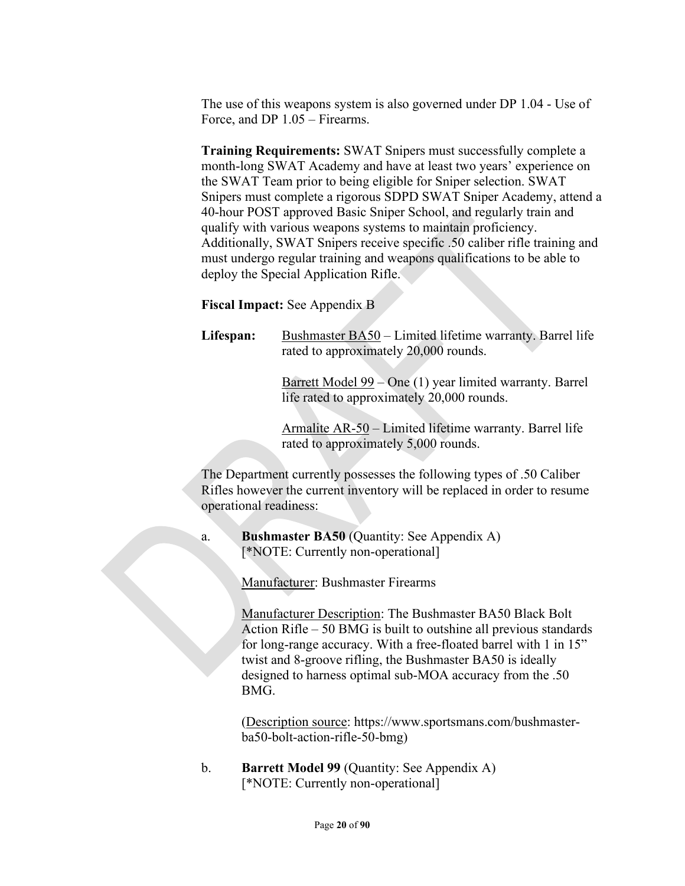The use of this weapons system is also governed under DP 1.04 - Use of Force, and DP 1.05 – Firearms.

**Training Requirements:** SWAT Snipers must successfully complete a month-long SWAT Academy and have at least two years' experience on the SWAT Team prior to being eligible for Sniper selection. SWAT Snipers must complete a rigorous SDPD SWAT Sniper Academy, attend a 40-hour POST approved Basic Sniper School, and regularly train and qualify with various weapons systems to maintain proficiency. Additionally, SWAT Snipers receive specific .50 caliber rifle training and must undergo regular training and weapons qualifications to be able to deploy the Special Application Rifle.

**Fiscal Impact:** See Appendix B

**Lifespan:** Bushmaster BA50 – Limited lifetime warranty. Barrel life rated to approximately 20,000 rounds.

Barrett Model 99 – One (1) year limited warranty. Barrel life rated to approximately 20,000 rounds.

Armalite AR-50 – Limited lifetime warranty. Barrel life rated to approximately 5,000 rounds.

The Department currently possesses the following types of .50 Caliber Rifles however the current inventory will be replaced in order to resume operational readiness:

a. **Bushmaster BA50** (Quantity: See Appendix A)
[*NOTE: Currently non-operational]

Manufacturer: Bushmaster Firearms

Manufacturer Description: The Bushmaster BA50 Black Bolt Action Rifle – 50 BMG is built to outshine all previous standards for long-range accuracy. With a free-floated barrel with 1 in 15" twist and 8-groove rifling, the Bushmaster BA50 is ideally designed to harness optimal sub-MOA accuracy from the .50 BMG.

(Description source: https://www.sportsmans.com/bushmaster-ba50-bolt-action-rifle-50-bmg)

b. **Barrett Model 99** (Quantity: See Appendix A)
[*NOTE: Currently non-operational]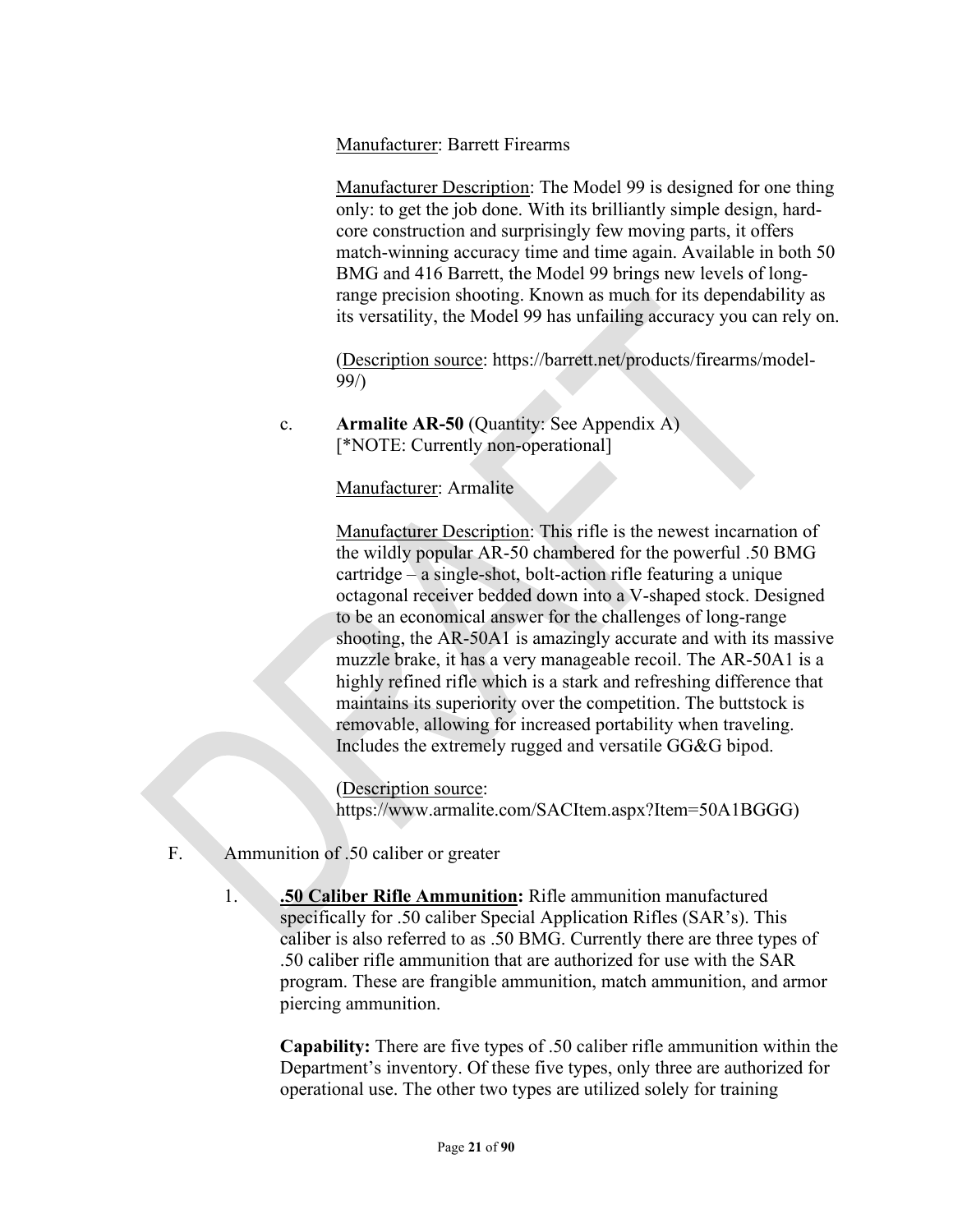Manufacturer: Barrett Firearms

Manufacturer Description: The Model 99 is designed for one thing only: to get the job done. With its brilliantly simple design, hard-core construction and surprisingly few moving parts, it offers match-winning accuracy time and time again. Available in both 50 BMG and 416 Barrett, the Model 99 brings new levels of long-range precision shooting. Known as much for its dependability as its versatility, the Model 99 has unfailing accuracy you can rely on.

(Description source: https://barrett.net/products/firearms/model-99/)

c. **Armalite AR-50** (Quantity: See Appendix A)
[*NOTE: Currently non-operational]

Manufacturer: Armalite

Manufacturer Description: This rifle is the newest incarnation of the wildly popular AR-50 chambered for the powerful .50 BMG cartridge – a single-shot, bolt-action rifle featuring a unique octagonal receiver bedded down into a V-shaped stock. Designed to be an economical answer for the challenges of long-range shooting, the AR-50A1 is amazingly accurate and with its massive muzzle brake, it has a very manageable recoil. The AR-50A1 is a highly refined rifle which is a stark and refreshing difference that maintains its superiority over the competition. The buttstock is removable, allowing for increased portability when traveling. Includes the extremely rugged and versatile GG&G bipod.

(Description source: https://www.armalite.com/SACItem.aspx?Item=50A1BGGG)

F. Ammunition of .50 caliber or greater

1. **.50 Caliber Rifle Ammunition:** Rifle ammunition manufactured specifically for .50 caliber Special Application Rifles (SAR's). This caliber is also referred to as .50 BMG. Currently there are three types of .50 caliber rifle ammunition that are authorized for use with the SAR program. These are frangible ammunition, match ammunition, and armor piercing ammunition.

**Capability:** There are five types of .50 caliber rifle ammunition within the Department's inventory. Of these five types, only three are authorized for operational use. The other two types are utilized solely for training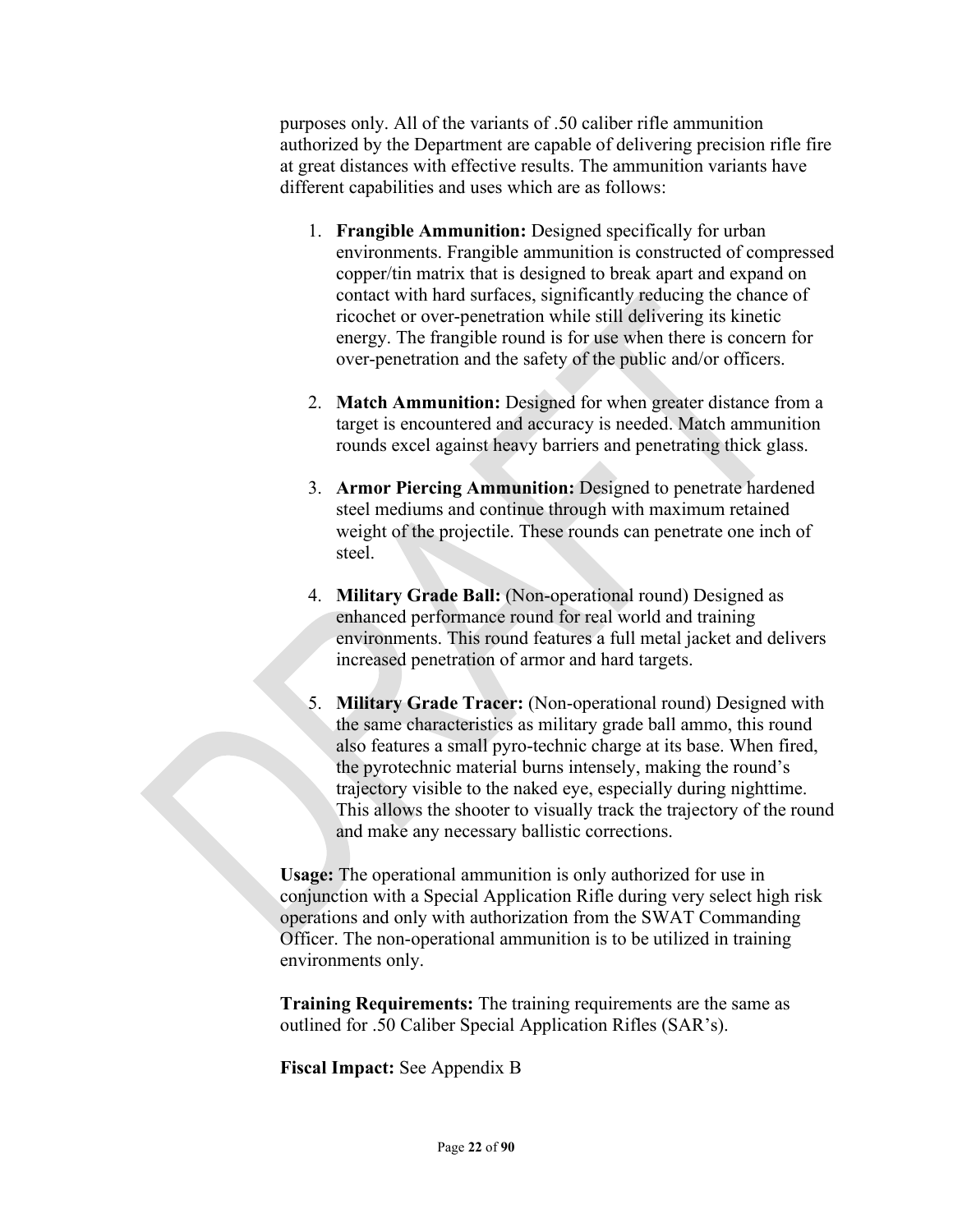purposes only. All of the variants of .50 caliber rifle ammunition authorized by the Department are capable of delivering precision rifle fire at great distances with effective results. The ammunition variants have different capabilities and uses which are as follows:

1. **Frangible Ammunition:** Designed specifically for urban environments. Frangible ammunition is constructed of compressed copper/tin matrix that is designed to break apart and expand on contact with hard surfaces, significantly reducing the chance of ricochet or over-penetration while still delivering its kinetic energy. The frangible round is for use when there is concern for over-penetration and the safety of the public and/or officers.

2. **Match Ammunition:** Designed for when greater distance from a target is encountered and accuracy is needed. Match ammunition rounds excel against heavy barriers and penetrating thick glass.

3. **Armor Piercing Ammunition:** Designed to penetrate hardened steel mediums and continue through with maximum retained weight of the projectile. These rounds can penetrate one inch of steel.

4. **Military Grade Ball:** (Non-operational round) Designed as enhanced performance round for real world and training environments. This round features a full metal jacket and delivers increased penetration of armor and hard targets.

5. **Military Grade Tracer:** (Non-operational round) Designed with the same characteristics as military grade ball ammo, this round also features a small pyro-technic charge at its base. When fired, the pyrotechnic material burns intensely, making the round's trajectory visible to the naked eye, especially during nighttime. This allows the shooter to visually track the trajectory of the round and make any necessary ballistic corrections.

**Usage:** The operational ammunition is only authorized for use in conjunction with a Special Application Rifle during very select high risk operations and only with authorization from the SWAT Commanding Officer. The non-operational ammunition is to be utilized in training environments only.

**Training Requirements:** The training requirements are the same as outlined for .50 Caliber Special Application Rifles (SAR's).

**Fiscal Impact:** See Appendix B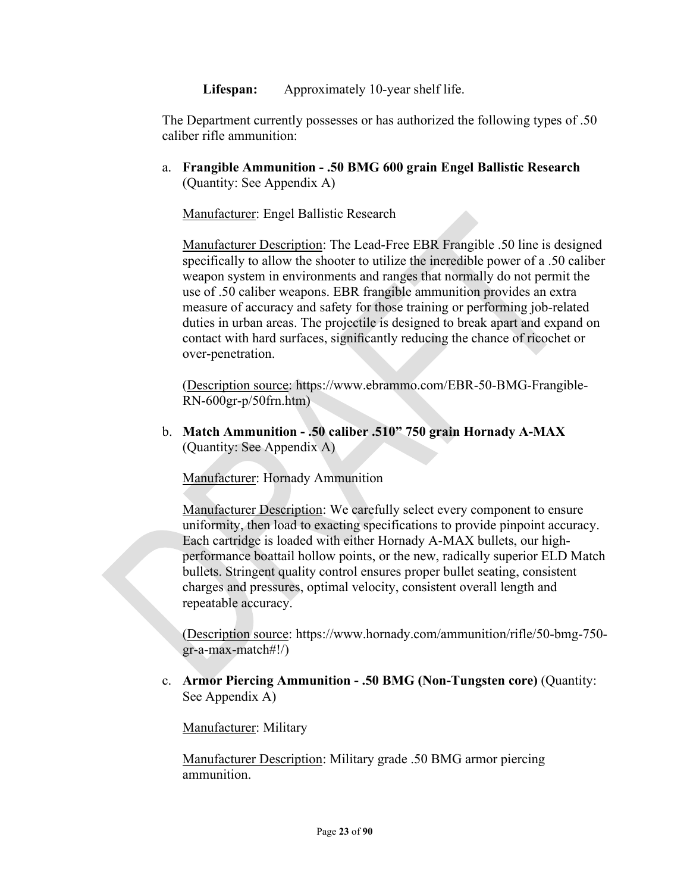**Lifespan:** Approximately 10-year shelf life.

The Department currently possesses or has authorized the following types of .50 caliber rifle ammunition:

a. **Frangible Ammunition - .50 BMG 600 grain Engel Ballistic Research** (Quantity: See Appendix A)

   Manufacturer: Engel Ballistic Research

   Manufacturer Description: The Lead-Free EBR Frangible .50 line is designed specifically to allow the shooter to utilize the incredible power of a .50 caliber weapon system in environments and ranges that normally do not permit the use of .50 caliber weapons. EBR frangible ammunition provides an extra measure of accuracy and safety for those training or performing job-related duties in urban areas. The projectile is designed to break apart and expand on contact with hard surfaces, significantly reducing the chance of ricochet or over-penetration.

   (Description source: https://www.ebrammo.com/EBR-50-BMG-Frangible-RN-600gr-p/50frn.htm)

b. **Match Ammunition - .50 caliber .510" 750 grain Hornady A-MAX** (Quantity: See Appendix A)

   Manufacturer: Hornady Ammunition

   Manufacturer Description: We carefully select every component to ensure uniformity, then load to exacting specifications to provide pinpoint accuracy. Each cartridge is loaded with either Hornady A-MAX bullets, our high-performance boattail hollow points, or the new, radically superior ELD Match bullets. Stringent quality control ensures proper bullet seating, consistent charges and pressures, optimal velocity, consistent overall length and repeatable accuracy.

   (Description source: https://www.hornady.com/ammunition/rifle/50-bmg-750-gr-a-max-match#!/)

c. **Armor Piercing Ammunition - .50 BMG (Non-Tungsten core)** (Quantity: See Appendix A)

   Manufacturer: Military

   Manufacturer Description: Military grade .50 BMG armor piercing ammunition.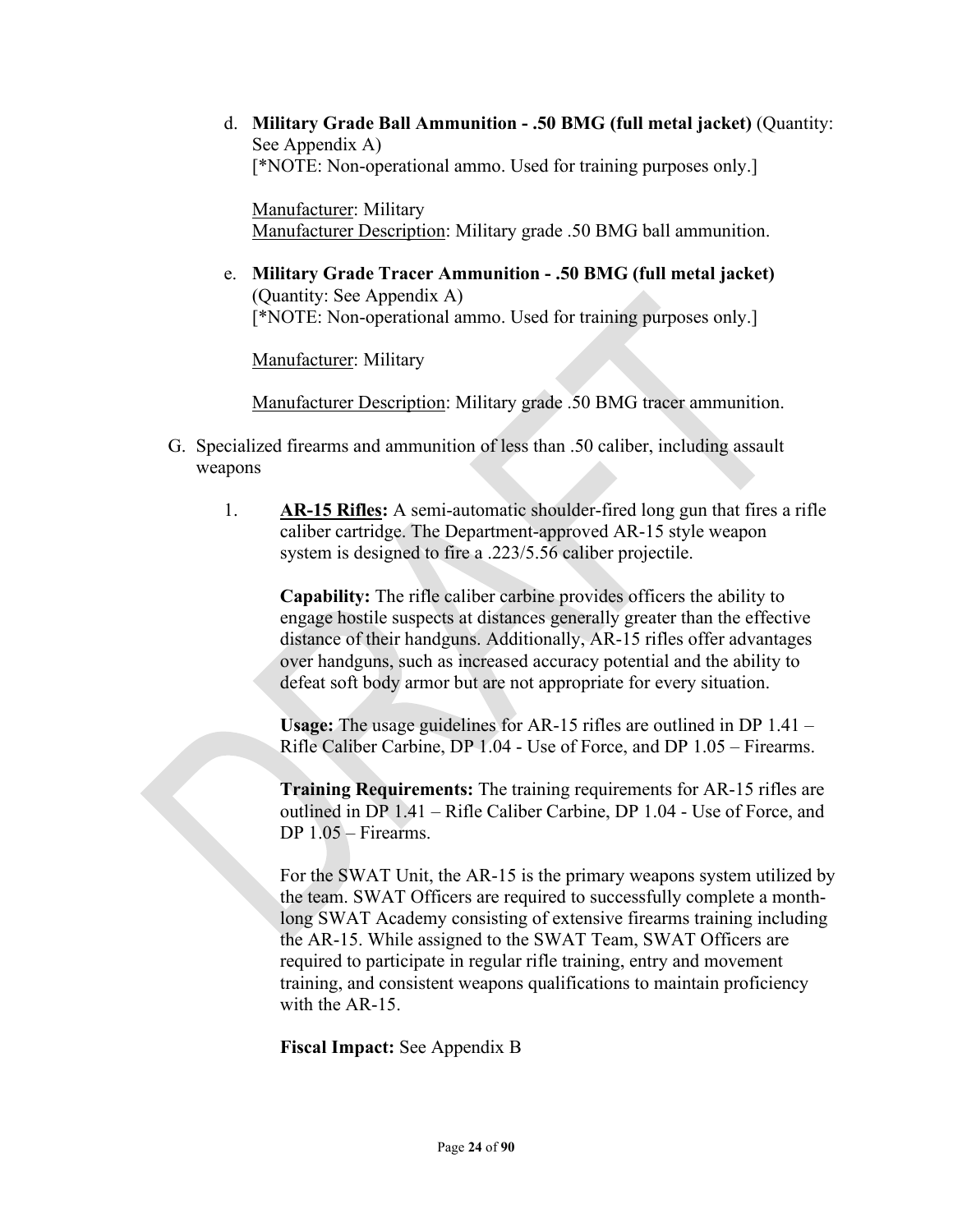d. **Military Grade Ball Ammunition - .50 BMG (full metal jacket)** (Quantity: See Appendix A)
   [*NOTE: Non-operational ammo. Used for training purposes only.]

   Manufacturer: Military
   Manufacturer Description: Military grade .50 BMG ball ammunition.

e. **Military Grade Tracer Ammunition - .50 BMG (full metal jacket)** (Quantity: See Appendix A)
   [*NOTE: Non-operational ammo. Used for training purposes only.]

   Manufacturer: Military

   Manufacturer Description: Military grade .50 BMG tracer ammunition.

G. Specialized firearms and ammunition of less than .50 caliber, including assault weapons

1. **AR-15 Rifles:** A semi-automatic shoulder-fired long gun that fires a rifle caliber cartridge. The Department-approved AR-15 style weapon system is designed to fire a .223/5.56 caliber projectile.

   **Capability:** The rifle caliber carbine provides officers the ability to engage hostile suspects at distances generally greater than the effective distance of their handguns. Additionally, AR-15 rifles offer advantages over handguns, such as increased accuracy potential and the ability to defeat soft body armor but are not appropriate for every situation.

   **Usage:** The usage guidelines for AR-15 rifles are outlined in DP 1.41 – Rifle Caliber Carbine, DP 1.04 - Use of Force, and DP 1.05 – Firearms.

   **Training Requirements:** The training requirements for AR-15 rifles are outlined in DP 1.41 – Rifle Caliber Carbine, DP 1.04 - Use of Force, and DP 1.05 – Firearms.

   For the SWAT Unit, the AR-15 is the primary weapons system utilized by the team. SWAT Officers are required to successfully complete a month-long SWAT Academy consisting of extensive firearms training including the AR-15. While assigned to the SWAT Team, SWAT Officers are required to participate in regular rifle training, entry and movement training, and consistent weapons qualifications to maintain proficiency with the AR-15.

   **Fiscal Impact:** See Appendix B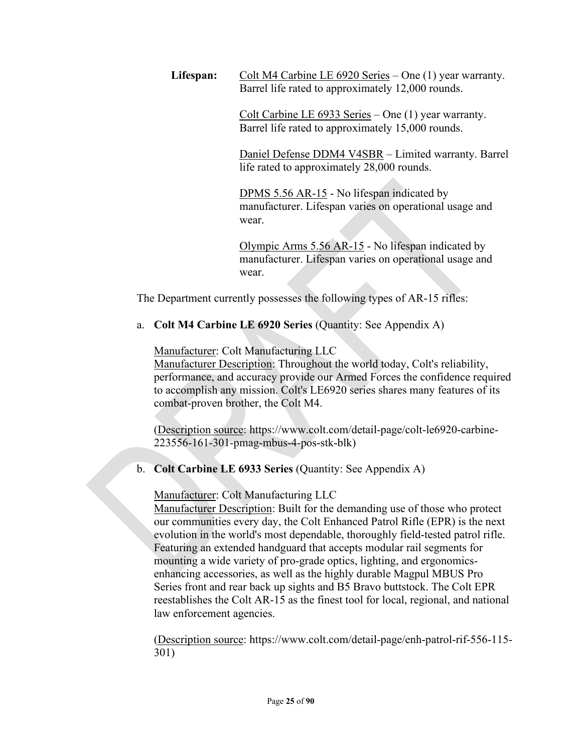**Lifespan:** <u>Colt M4 Carbine LE 6920 Series</u> – One (1) year warranty. Barrel life rated to approximately 12,000 rounds.

<u>Colt Carbine LE 6933 Series</u> – One (1) year warranty. Barrel life rated to approximately 15,000 rounds.

<u>Daniel Defense DDM4 V4SBR</u> – Limited warranty. Barrel life rated to approximately 28,000 rounds.

<u>DPMS 5.56 AR-15</u> - No lifespan indicated by manufacturer. Lifespan varies on operational usage and wear.

<u>Olympic Arms 5.56 AR-15</u> - No lifespan indicated by manufacturer. Lifespan varies on operational usage and wear.

The Department currently possesses the following types of AR-15 rifles:

a. **Colt M4 Carbine LE 6920 Series** (Quantity: See Appendix A)

   <u>Manufacturer</u>: Colt Manufacturing LLC
   <u>Manufacturer Description</u>: Throughout the world today, Colt's reliability, performance, and accuracy provide our Armed Forces the confidence required to accomplish any mission. Colt's LE6920 series shares many features of its combat-proven brother, the Colt M4.

   (<u>Description source</u>: https://www.colt.com/detail-page/colt-le6920-carbine-223556-161-301-pmag-mbus-4-pos-stk-blk)

b. **Colt Carbine LE 6933 Series** (Quantity: See Appendix A)

   <u>Manufacturer</u>: Colt Manufacturing LLC
   <u>Manufacturer Description</u>: Built for the demanding use of those who protect our communities every day, the Colt Enhanced Patrol Rifle (EPR) is the next evolution in the world's most dependable, thoroughly field-tested patrol rifle. Featuring an extended handguard that accepts modular rail segments for mounting a wide variety of pro-grade optics, lighting, and ergonomics-enhancing accessories, as well as the highly durable Magpul MBUS Pro Series front and rear back up sights and B5 Bravo buttstock. The Colt EPR reestablishes the Colt AR-15 as the finest tool for local, regional, and national law enforcement agencies.

   (<u>Description source</u>: https://www.colt.com/detail-page/enh-patrol-rif-556-115-301)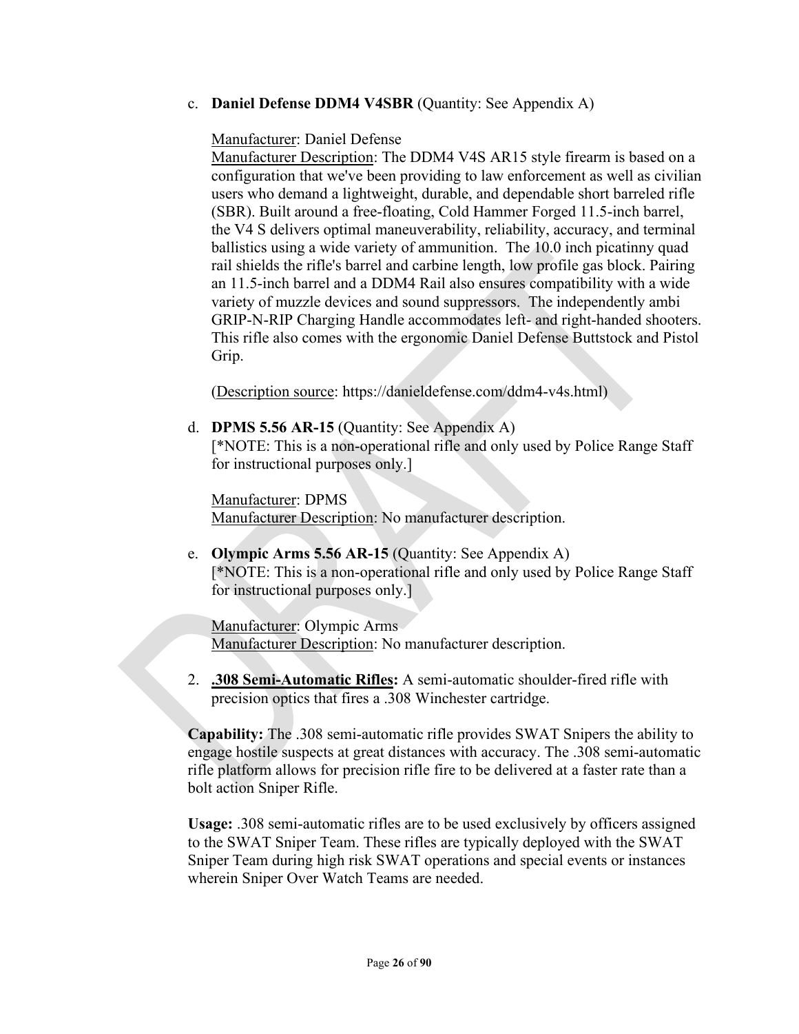c. **Daniel Defense DDM4 V4SBR** (Quantity: See Appendix A)

Manufacturer: Daniel Defense
Manufacturer Description: The DDM4 V4S AR15 style firearm is based on a configuration that we've been providing to law enforcement as well as civilian users who demand a lightweight, durable, and dependable short barreled rifle (SBR). Built around a free-floating, Cold Hammer Forged 11.5-inch barrel, the V4 S delivers optimal maneuverability, reliability, accuracy, and terminal ballistics using a wide variety of ammunition. The 10.0 inch picatinny quad rail shields the rifle's barrel and carbine length, low profile gas block. Pairing an 11.5-inch barrel and a DDM4 Rail also ensures compatibility with a wide variety of muzzle devices and sound suppressors. The independently ambi GRIP-N-RIP Charging Handle accommodates left- and right-handed shooters. This rifle also comes with the ergonomic Daniel Defense Buttstock and Pistol Grip.

(Description source: https://danieldefense.com/ddm4-v4s.html)

d. **DPMS 5.56 AR-15** (Quantity: See Appendix A)
[*NOTE: This is a non-operational rifle and only used by Police Range Staff for instructional purposes only.]

Manufacturer: DPMS
Manufacturer Description: No manufacturer description.

e. **Olympic Arms 5.56 AR-15** (Quantity: See Appendix A)
[*NOTE: This is a non-operational rifle and only used by Police Range Staff for instructional purposes only.]

Manufacturer: Olympic Arms
Manufacturer Description: No manufacturer description.

2. **.308 Semi-Automatic Rifles:** A semi-automatic shoulder-fired rifle with precision optics that fires a .308 Winchester cartridge.

**Capability:** The .308 semi-automatic rifle provides SWAT Snipers the ability to engage hostile suspects at great distances with accuracy. The .308 semi-automatic rifle platform allows for precision rifle fire to be delivered at a faster rate than a bolt action Sniper Rifle.

**Usage:** .308 semi-automatic rifles are to be used exclusively by officers assigned to the SWAT Sniper Team. These rifles are typically deployed with the SWAT Sniper Team during high risk SWAT operations and special events or instances wherein Sniper Over Watch Teams are needed.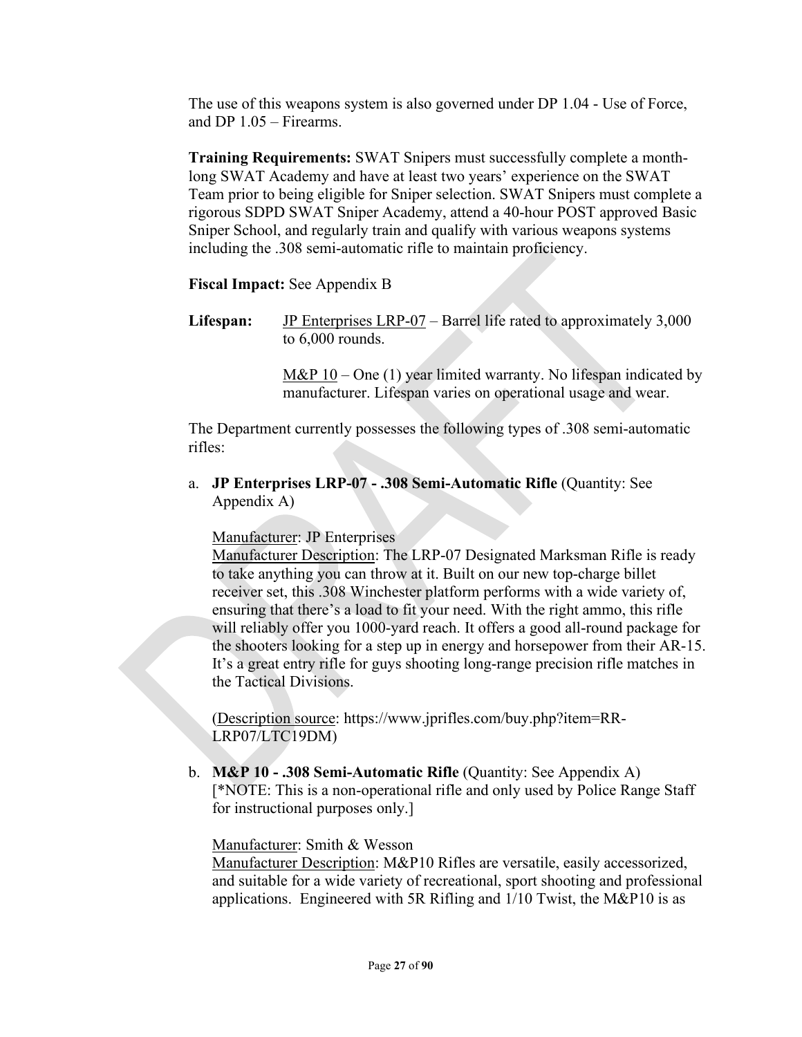The use of this weapons system is also governed under DP 1.04 - Use of Force, and DP 1.05 – Firearms.

**Training Requirements:** SWAT Snipers must successfully complete a month-long SWAT Academy and have at least two years' experience on the SWAT Team prior to being eligible for Sniper selection. SWAT Snipers must complete a rigorous SDPD SWAT Sniper Academy, attend a 40-hour POST approved Basic Sniper School, and regularly train and qualify with various weapons systems including the .308 semi-automatic rifle to maintain proficiency.

**Fiscal Impact:** See Appendix B

**Lifespan:** JP Enterprises LRP-07 – Barrel life rated to approximately 3,000 to 6,000 rounds.

M&P 10 – One (1) year limited warranty. No lifespan indicated by manufacturer. Lifespan varies on operational usage and wear.

The Department currently possesses the following types of .308 semi-automatic rifles:

a. **JP Enterprises LRP-07 - .308 Semi-Automatic Rifle** (Quantity: See Appendix A)

   Manufacturer: JP Enterprises
   Manufacturer Description: The LRP-07 Designated Marksman Rifle is ready to take anything you can throw at it. Built on our new top-charge billet receiver set, this .308 Winchester platform performs with a wide variety of, ensuring that there's a load to fit your need. With the right ammo, this rifle will reliably offer you 1000-yard reach. It offers a good all-round package for the shooters looking for a step up in energy and horsepower from their AR-15. It's a great entry rifle for guys shooting long-range precision rifle matches in the Tactical Divisions.

   (Description source: https://www.jprifles.com/buy.php?item=RR-LRP07/LTC19DM)

b. **M&P 10 - .308 Semi-Automatic Rifle** (Quantity: See Appendix A) [*NOTE: This is a non-operational rifle and only used by Police Range Staff for instructional purposes only.]

   Manufacturer: Smith & Wesson
   Manufacturer Description: M&P10 Rifles are versatile, easily accessorized, and suitable for a wide variety of recreational, sport shooting and professional applications. Engineered with 5R Rifling and 1/10 Twist, the M&P10 is as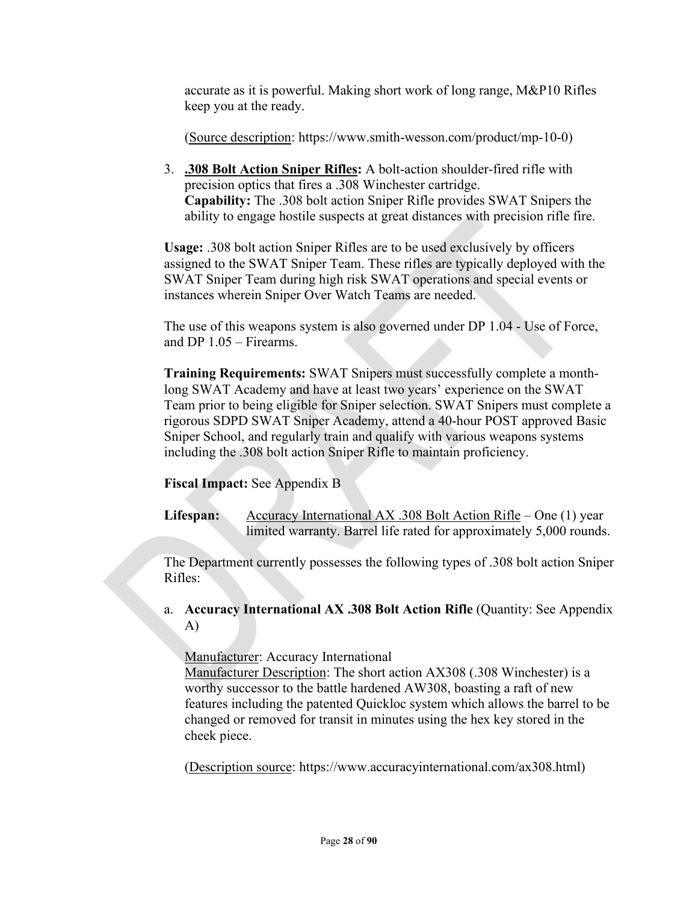accurate as it is powerful. Making short work of long range, M&P10 Rifles keep you at the ready.

(Source description: https://www.smith-wesson.com/product/mp-10-0)

3. **.308 Bolt Action Sniper Rifles:** A bolt-action shoulder-fired rifle with precision optics that fires a .308 Winchester cartridge.
   **Capability:** The .308 bolt action Sniper Rifle provides SWAT Snipers the ability to engage hostile suspects at great distances with precision rifle fire.

**Usage:** .308 bolt action Sniper Rifles are to be used exclusively by officers assigned to the SWAT Sniper Team. These rifles are typically deployed with the SWAT Sniper Team during high risk SWAT operations and special events or instances wherein Sniper Over Watch Teams are needed.

The use of this weapons system is also governed under DP 1.04 - Use of Force, and DP 1.05 – Firearms.

**Training Requirements:** SWAT Snipers must successfully complete a month-long SWAT Academy and have at least two years' experience on the SWAT Team prior to being eligible for Sniper selection. SWAT Snipers must complete a rigorous SDPD SWAT Sniper Academy, attend a 40-hour POST approved Basic Sniper School, and regularly train and qualify with various weapons systems including the .308 bolt action Sniper Rifle to maintain proficiency.

**Fiscal Impact:** See Appendix B

**Lifespan:** Accuracy International AX .308 Bolt Action Rifle – One (1) year limited warranty. Barrel life rated for approximately 5,000 rounds.

The Department currently possesses the following types of .308 bolt action Sniper Rifles:

a. **Accuracy International AX .308 Bolt Action Rifle** (Quantity: See Appendix A)

   Manufacturer: Accuracy International
   Manufacturer Description: The short action AX308 (.308 Winchester) is a worthy successor to the battle hardened AW308, boasting a raft of new features including the patented Quickloc system which allows the barrel to be changed or removed for transit in minutes using the hex key stored in the cheek piece.

   (Description source: https://www.accuracyinternational.com/ax308.html)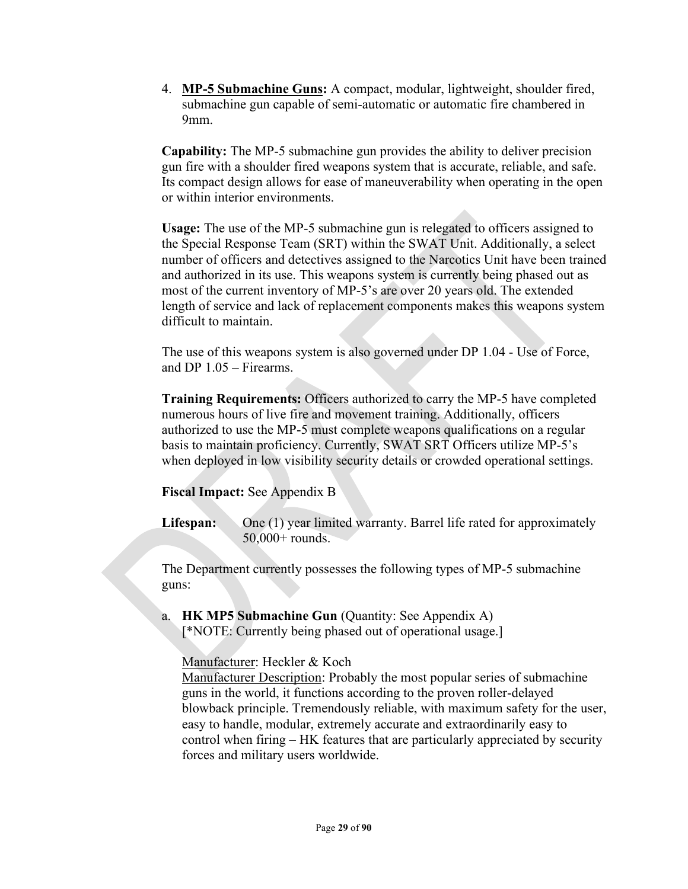4. **MP-5 Submachine Guns:** A compact, modular, lightweight, shoulder fired, submachine gun capable of semi-automatic or automatic fire chambered in 9mm.

**Capability:** The MP-5 submachine gun provides the ability to deliver precision gun fire with a shoulder fired weapons system that is accurate, reliable, and safe. Its compact design allows for ease of maneuverability when operating in the open or within interior environments.

**Usage:** The use of the MP-5 submachine gun is relegated to officers assigned to the Special Response Team (SRT) within the SWAT Unit. Additionally, a select number of officers and detectives assigned to the Narcotics Unit have been trained and authorized in its use. This weapons system is currently being phased out as most of the current inventory of MP-5's are over 20 years old. The extended length of service and lack of replacement components makes this weapons system difficult to maintain.

The use of this weapons system is also governed under DP 1.04 - Use of Force, and DP 1.05 – Firearms.

**Training Requirements:** Officers authorized to carry the MP-5 have completed numerous hours of live fire and movement training. Additionally, officers authorized to use the MP-5 must complete weapons qualifications on a regular basis to maintain proficiency. Currently, SWAT SRT Officers utilize MP-5's when deployed in low visibility security details or crowded operational settings.

**Fiscal Impact:** See Appendix B

**Lifespan:** One (1) year limited warranty. Barrel life rated for approximately 50,000+ rounds.

The Department currently possesses the following types of MP-5 submachine guns:

a. **HK MP5 Submachine Gun** (Quantity: See Appendix A)
[*NOTE: Currently being phased out of operational usage.]

Manufacturer: Heckler & Koch
Manufacturer Description: Probably the most popular series of submachine guns in the world, it functions according to the proven roller-delayed blowback principle. Tremendously reliable, with maximum safety for the user, easy to handle, modular, extremely accurate and extraordinarily easy to control when firing – HK features that are particularly appreciated by security forces and military users worldwide.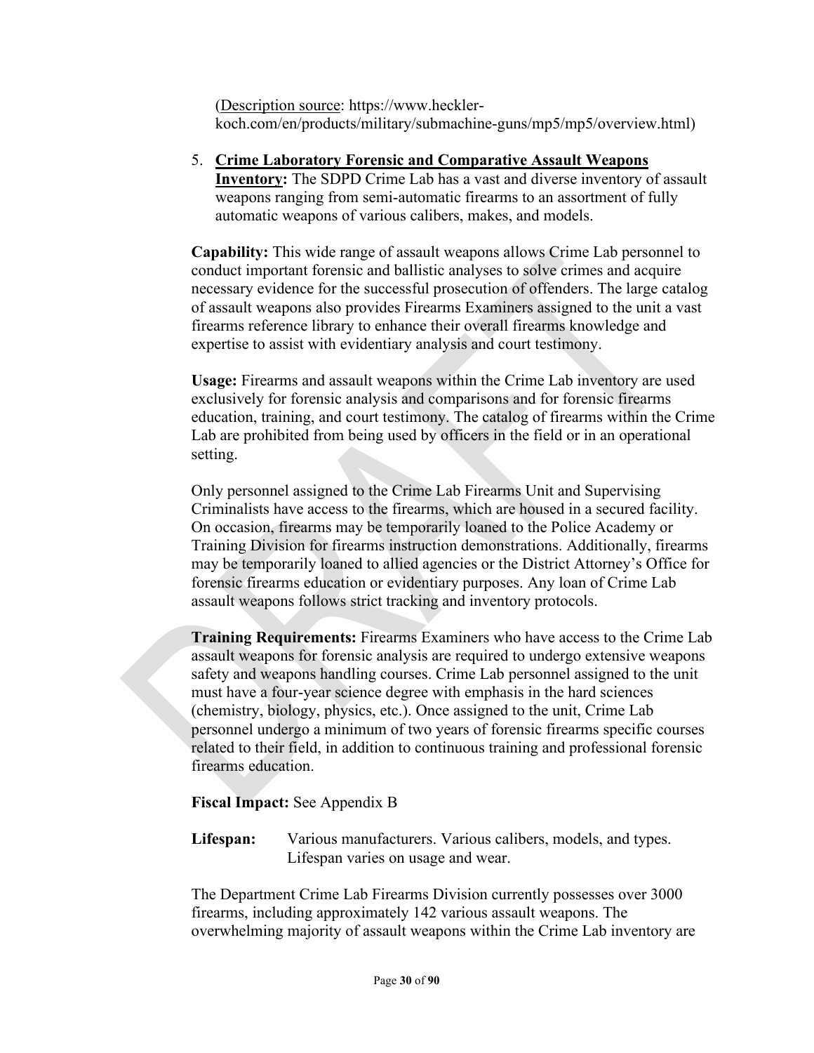(Description source: https://www.heckler-koch.com/en/products/military/submachine-guns/mp5/mp5/overview.html)

5. **Crime Laboratory Forensic and Comparative Assault Weapons Inventory:** The SDPD Crime Lab has a vast and diverse inventory of assault weapons ranging from semi-automatic firearms to an assortment of fully automatic weapons of various calibers, makes, and models.

**Capability:** This wide range of assault weapons allows Crime Lab personnel to conduct important forensic and ballistic analyses to solve crimes and acquire necessary evidence for the successful prosecution of offenders. The large catalog of assault weapons also provides Firearms Examiners assigned to the unit a vast firearms reference library to enhance their overall firearms knowledge and expertise to assist with evidentiary analysis and court testimony.

**Usage:** Firearms and assault weapons within the Crime Lab inventory are used exclusively for forensic analysis and comparisons and for forensic firearms education, training, and court testimony. The catalog of firearms within the Crime Lab are prohibited from being used by officers in the field or in an operational setting.

Only personnel assigned to the Crime Lab Firearms Unit and Supervising Criminalists have access to the firearms, which are housed in a secured facility. On occasion, firearms may be temporarily loaned to the Police Academy or Training Division for firearms instruction demonstrations. Additionally, firearms may be temporarily loaned to allied agencies or the District Attorney's Office for forensic firearms education or evidentiary purposes. Any loan of Crime Lab assault weapons follows strict tracking and inventory protocols.

**Training Requirements:** Firearms Examiners who have access to the Crime Lab assault weapons for forensic analysis are required to undergo extensive weapons safety and weapons handling courses. Crime Lab personnel assigned to the unit must have a four-year science degree with emphasis in the hard sciences (chemistry, biology, physics, etc.). Once assigned to the unit, Crime Lab personnel undergo a minimum of two years of forensic firearms specific courses related to their field, in addition to continuous training and professional forensic firearms education.

**Fiscal Impact:** See Appendix B

**Lifespan:** Various manufacturers. Various calibers, models, and types. Lifespan varies on usage and wear.

The Department Crime Lab Firearms Division currently possesses over 3000 firearms, including approximately 142 various assault weapons. The overwhelming majority of assault weapons within the Crime Lab inventory are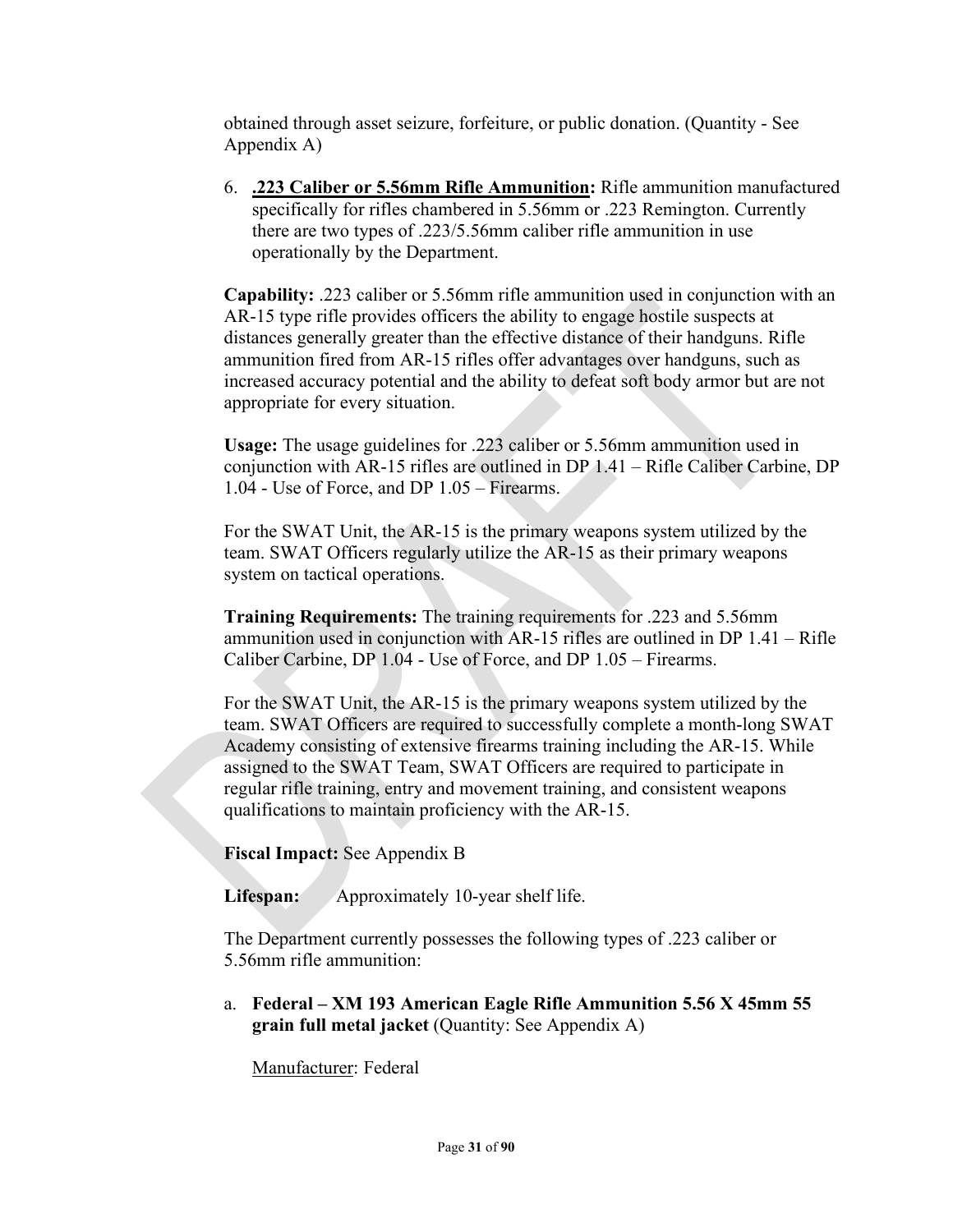obtained through asset seizure, forfeiture, or public donation. (Quantity - See Appendix A)

6. **.223 Caliber or 5.56mm Rifle Ammunition:** Rifle ammunition manufactured specifically for rifles chambered in 5.56mm or .223 Remington. Currently there are two types of .223/5.56mm caliber rifle ammunition in use operationally by the Department.

**Capability:** .223 caliber or 5.56mm rifle ammunition used in conjunction with an AR-15 type rifle provides officers the ability to engage hostile suspects at distances generally greater than the effective distance of their handguns. Rifle ammunition fired from AR-15 rifles offer advantages over handguns, such as increased accuracy potential and the ability to defeat soft body armor but are not appropriate for every situation.

**Usage:** The usage guidelines for .223 caliber or 5.56mm ammunition used in conjunction with AR-15 rifles are outlined in DP 1.41 – Rifle Caliber Carbine, DP 1.04 - Use of Force, and DP 1.05 – Firearms.

For the SWAT Unit, the AR-15 is the primary weapons system utilized by the team. SWAT Officers regularly utilize the AR-15 as their primary weapons system on tactical operations.

**Training Requirements:** The training requirements for .223 and 5.56mm ammunition used in conjunction with AR-15 rifles are outlined in DP 1.41 – Rifle Caliber Carbine, DP 1.04 - Use of Force, and DP 1.05 – Firearms.

For the SWAT Unit, the AR-15 is the primary weapons system utilized by the team. SWAT Officers are required to successfully complete a month-long SWAT Academy consisting of extensive firearms training including the AR-15. While assigned to the SWAT Team, SWAT Officers are required to participate in regular rifle training, entry and movement training, and consistent weapons qualifications to maintain proficiency with the AR-15.

**Fiscal Impact:** See Appendix B

**Lifespan:** Approximately 10-year shelf life.

The Department currently possesses the following types of .223 caliber or 5.56mm rifle ammunition:

a. **Federal – XM 193 American Eagle Rifle Ammunition 5.56 X 45mm 55 grain full metal jacket** (Quantity: See Appendix A)

Manufacturer: Federal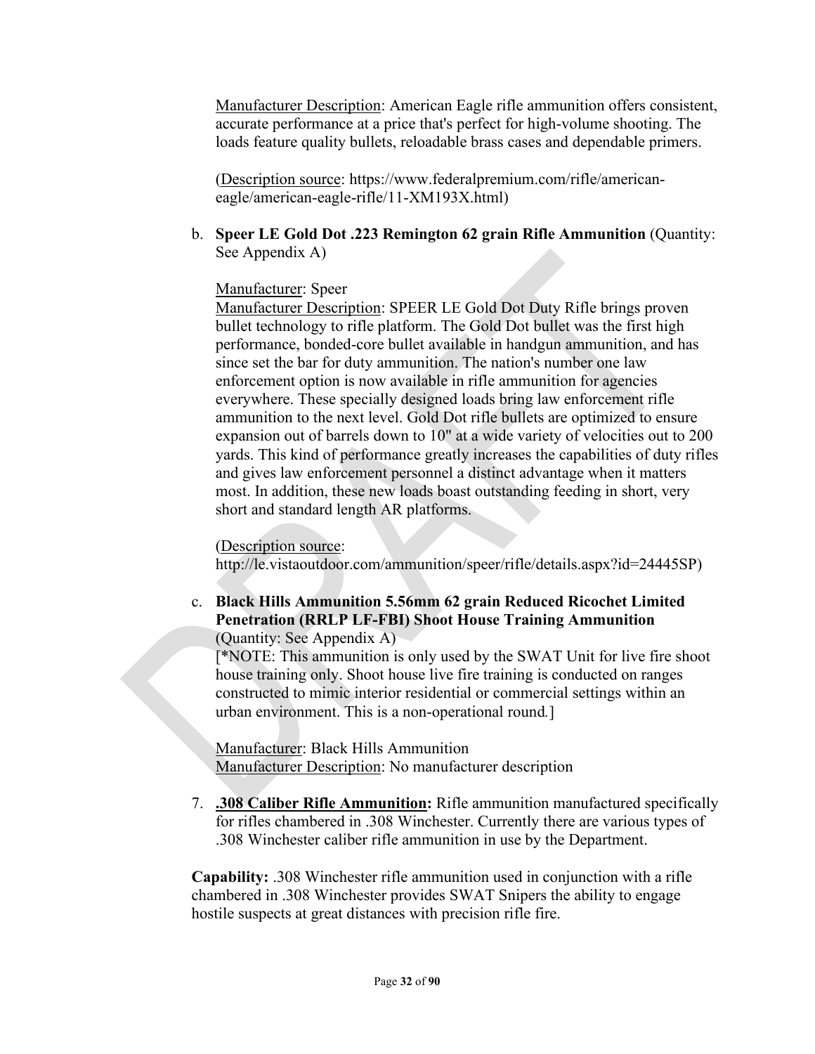Manufacturer Description: American Eagle rifle ammunition offers consistent, accurate performance at a price that's perfect for high-volume shooting. The loads feature quality bullets, reloadable brass cases and dependable primers.

(Description source: https://www.federalpremium.com/rifle/american-eagle/american-eagle-rifle/11-XM193X.html)

b. **Speer LE Gold Dot .223 Remington 62 grain Rifle Ammunition** (Quantity: See Appendix A)

Manufacturer: Speer
Manufacturer Description: SPEER LE Gold Dot Duty Rifle brings proven bullet technology to rifle platform. The Gold Dot bullet was the first high performance, bonded-core bullet available in handgun ammunition, and has since set the bar for duty ammunition. The nation's number one law enforcement option is now available in rifle ammunition for agencies everywhere. These specially designed loads bring law enforcement rifle ammunition to the next level. Gold Dot rifle bullets are optimized to ensure expansion out of barrels down to 10" at a wide variety of velocities out to 200 yards. This kind of performance greatly increases the capabilities of duty rifles and gives law enforcement personnel a distinct advantage when it matters most. In addition, these new loads boast outstanding feeding in short, very short and standard length AR platforms.

(Description source: http://le.vistaoutdoor.com/ammunition/speer/rifle/details.aspx?id=24445SP)

c. **Black Hills Ammunition 5.56mm 62 grain Reduced Ricochet Limited Penetration (RRLP LF-FBI) Shoot House Training Ammunition** (Quantity: See Appendix A)
[*NOTE: This ammunition is only used by the SWAT Unit for live fire shoot house training only. Shoot house live fire training is conducted on ranges constructed to mimic interior residential or commercial settings within an urban environment. This is a non-operational round.]

Manufacturer: Black Hills Ammunition
Manufacturer Description: No manufacturer description

7. **.308 Caliber Rifle Ammunition:** Rifle ammunition manufactured specifically for rifles chambered in .308 Winchester. Currently there are various types of .308 Winchester caliber rifle ammunition in use by the Department.

**Capability:** .308 Winchester rifle ammunition used in conjunction with a rifle chambered in .308 Winchester provides SWAT Snipers the ability to engage hostile suspects at great distances with precision rifle fire.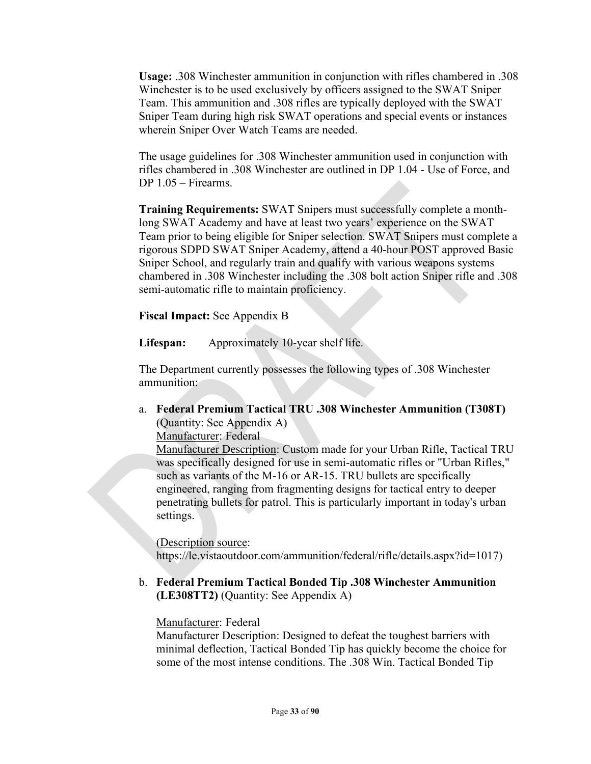**Usage:** .308 Winchester ammunition in conjunction with rifles chambered in .308 Winchester is to be used exclusively by officers assigned to the SWAT Sniper Team. This ammunition and .308 rifles are typically deployed with the SWAT Sniper Team during high risk SWAT operations and special events or instances wherein Sniper Over Watch Teams are needed.

The usage guidelines for .308 Winchester ammunition used in conjunction with rifles chambered in .308 Winchester are outlined in DP 1.04 - Use of Force, and DP 1.05 – Firearms.

**Training Requirements:** SWAT Snipers must successfully complete a month-long SWAT Academy and have at least two years' experience on the SWAT Team prior to being eligible for Sniper selection. SWAT Snipers must complete a rigorous SDPD SWAT Sniper Academy, attend a 40-hour POST approved Basic Sniper School, and regularly train and qualify with various weapons systems chambered in .308 Winchester including the .308 bolt action Sniper rifle and .308 semi-automatic rifle to maintain proficiency.

**Fiscal Impact:** See Appendix B

**Lifespan:** Approximately 10-year shelf life.

The Department currently possesses the following types of .308 Winchester ammunition:

a. **Federal Premium Tactical TRU .308 Winchester Ammunition (T308T)** (Quantity: See Appendix A)
   Manufacturer: Federal
   Manufacturer Description: Custom made for your Urban Rifle, Tactical TRU was specifically designed for use in semi-automatic rifles or "Urban Rifles," such as variants of the M-16 or AR-15. TRU bullets are specifically engineered, ranging from fragmenting designs for tactical entry to deeper penetrating bullets for patrol. This is particularly important in today's urban settings.

   (Description source: https://le.vistaoutdoor.com/ammunition/federal/rifle/details.aspx?id=1017)

b. **Federal Premium Tactical Bonded Tip .308 Winchester Ammunition (LE308TT2)** (Quantity: See Appendix A)

   Manufacturer: Federal
   Manufacturer Description: Designed to defeat the toughest barriers with minimal deflection, Tactical Bonded Tip has quickly become the choice for some of the most intense conditions. The .308 Win. Tactical Bonded Tip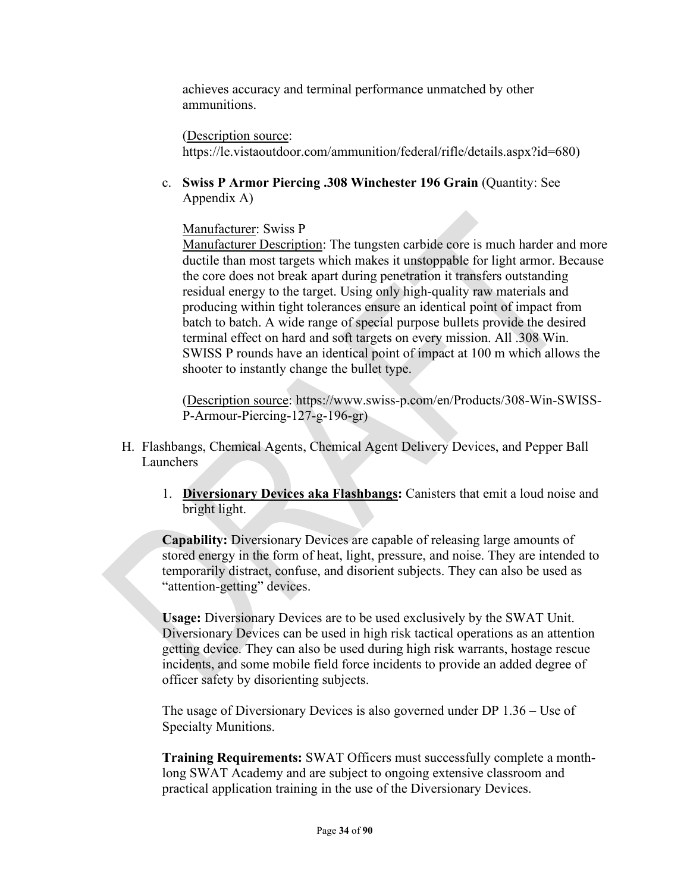achieves accuracy and terminal performance unmatched by other ammunitions.

(Description source: https://le.vistaoutdoor.com/ammunition/federal/rifle/details.aspx?id=680)

c. **Swiss P Armor Piercing .308 Winchester 196 Grain** (Quantity: See Appendix A)

Manufacturer: Swiss P
Manufacturer Description: The tungsten carbide core is much harder and more ductile than most targets which makes it unstoppable for light armor. Because the core does not break apart during penetration it transfers outstanding residual energy to the target. Using only high-quality raw materials and producing within tight tolerances ensure an identical point of impact from batch to batch. A wide range of special purpose bullets provide the desired terminal effect on hard and soft targets on every mission. All .308 Win. SWISS P rounds have an identical point of impact at 100 m which allows the shooter to instantly change the bullet type.

(Description source: https://www.swiss-p.com/en/Products/308-Win-SWISS-P-Armour-Piercing-127-g-196-gr)

H. Flashbangs, Chemical Agents, Chemical Agent Delivery Devices, and Pepper Ball Launchers

1. **Diversionary Devices aka Flashbangs:** Canisters that emit a loud noise and bright light.

**Capability:** Diversionary Devices are capable of releasing large amounts of stored energy in the form of heat, light, pressure, and noise. They are intended to temporarily distract, confuse, and disorient subjects. They can also be used as "attention-getting" devices.

**Usage:** Diversionary Devices are to be used exclusively by the SWAT Unit. Diversionary Devices can be used in high risk tactical operations as an attention getting device. They can also be used during high risk warrants, hostage rescue incidents, and some mobile field force incidents to provide an added degree of officer safety by disorienting subjects.

The usage of Diversionary Devices is also governed under DP 1.36 – Use of Specialty Munitions.

**Training Requirements:** SWAT Officers must successfully complete a month-long SWAT Academy and are subject to ongoing extensive classroom and practical application training in the use of the Diversionary Devices.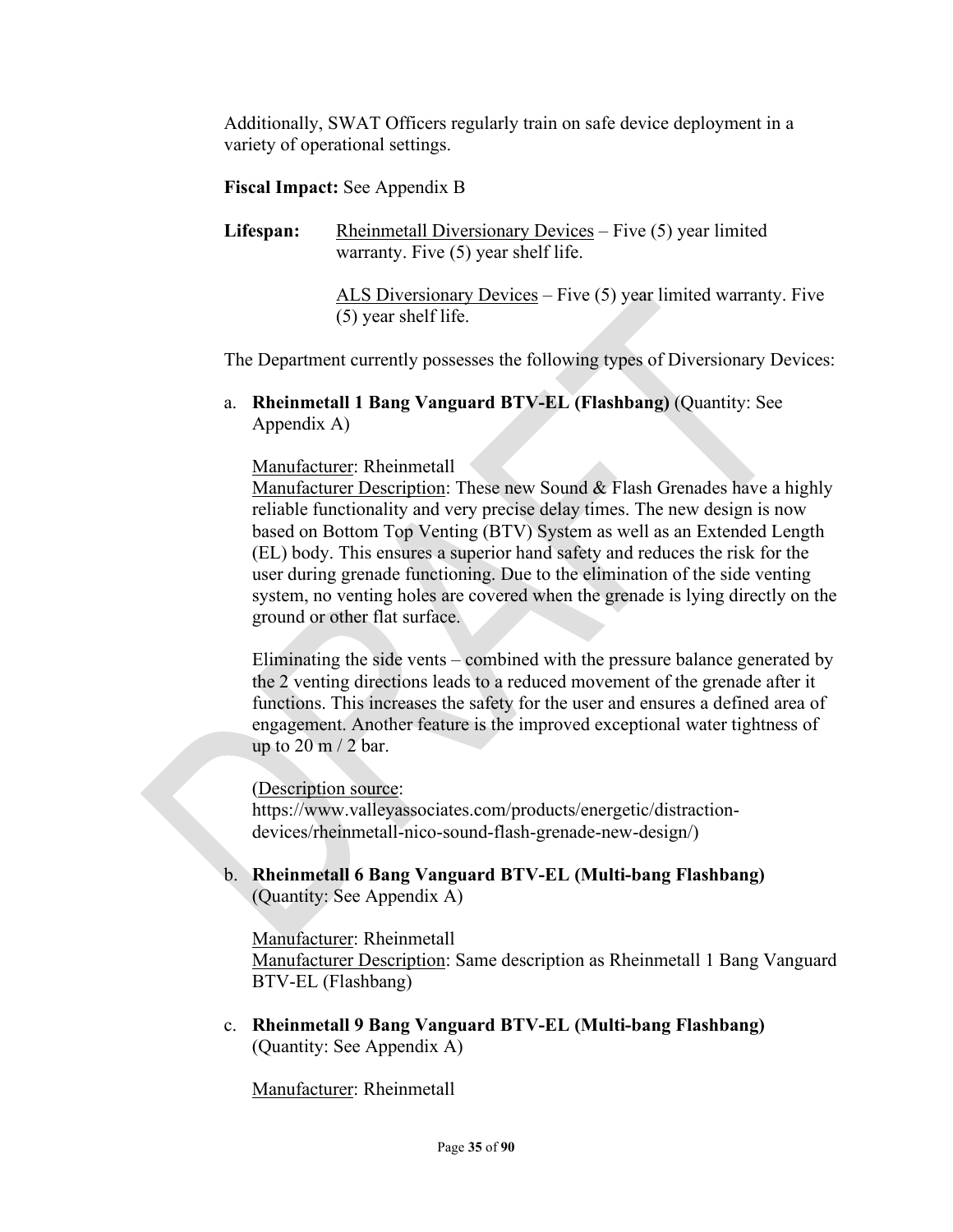Additionally, SWAT Officers regularly train on safe device deployment in a variety of operational settings.

**Fiscal Impact:** See Appendix B

**Lifespan:** Rheinmetall Diversionary Devices – Five (5) year limited warranty. Five (5) year shelf life.

ALS Diversionary Devices – Five (5) year limited warranty. Five (5) year shelf life.

The Department currently possesses the following types of Diversionary Devices:

a. **Rheinmetall 1 Bang Vanguard BTV-EL (Flashbang)** (Quantity: See Appendix A)

   Manufacturer: Rheinmetall
   Manufacturer Description: These new Sound & Flash Grenades have a highly reliable functionality and very precise delay times. The new design is now based on Bottom Top Venting (BTV) System as well as an Extended Length (EL) body. This ensures a superior hand safety and reduces the risk for the user during grenade functioning. Due to the elimination of the side venting system, no venting holes are covered when the grenade is lying directly on the ground or other flat surface.

   Eliminating the side vents – combined with the pressure balance generated by the 2 venting directions leads to a reduced movement of the grenade after it functions. This increases the safety for the user and ensures a defined area of engagement. Another feature is the improved exceptional water tightness of up to 20 m / 2 bar.

   (Description source: https://www.valleyassociates.com/products/energetic/distraction-devices/rheinmetall-nico-sound-flash-grenade-new-design/)

b. **Rheinmetall 6 Bang Vanguard BTV-EL (Multi-bang Flashbang)** (Quantity: See Appendix A)

   Manufacturer: Rheinmetall
   Manufacturer Description: Same description as Rheinmetall 1 Bang Vanguard BTV-EL (Flashbang)

c. **Rheinmetall 9 Bang Vanguard BTV-EL (Multi-bang Flashbang)** (Quantity: See Appendix A)

   Manufacturer: Rheinmetall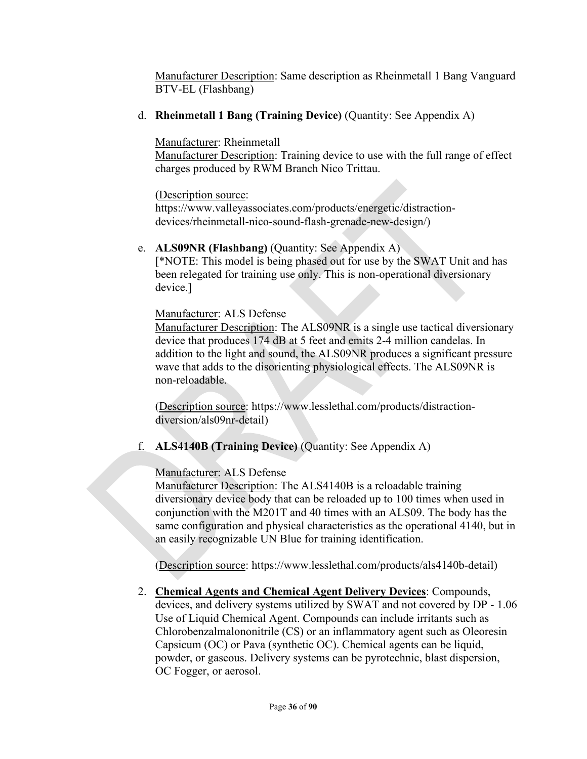Manufacturer Description: Same description as Rheinmetall 1 Bang Vanguard BTV-EL (Flashbang)

d. **Rheinmetall 1 Bang (Training Device)** (Quantity: See Appendix A)

   Manufacturer: Rheinmetall
   Manufacturer Description: Training device to use with the full range of effect charges produced by RWM Branch Nico Trittau.

   (Description source: https://www.valleyassociates.com/products/energetic/distraction-devices/rheinmetall-nico-sound-flash-grenade-new-design/)

e. **ALS09NR (Flashbang)** (Quantity: See Appendix A)
   [*NOTE: This model is being phased out for use by the SWAT Unit and has been relegated for training use only. This is non-operational diversionary device.]

   Manufacturer: ALS Defense
   Manufacturer Description: The ALS09NR is a single use tactical diversionary device that produces 174 dB at 5 feet and emits 2-4 million candelas. In addition to the light and sound, the ALS09NR produces a significant pressure wave that adds to the disorienting physiological effects. The ALS09NR is non-reloadable.

   (Description source: https://www.lesslethal.com/products/distraction-diversion/als09nr-detail)

f. **ALS4140B (Training Device)** (Quantity: See Appendix A)

   Manufacturer: ALS Defense
   Manufacturer Description: The ALS4140B is a reloadable training diversionary device body that can be reloaded up to 100 times when used in conjunction with the M201T and 40 times with an ALS09. The body has the same configuration and physical characteristics as the operational 4140, but in an easily recognizable UN Blue for training identification.

   (Description source: https://www.lesslethal.com/products/als4140b-detail)

2. **Chemical Agents and Chemical Agent Delivery Devices**: Compounds, devices, and delivery systems utilized by SWAT and not covered by DP - 1.06 Use of Liquid Chemical Agent. Compounds can include irritants such as Chlorobenzalmalononitrile (CS) or an inflammatory agent such as Oleoresin Capsicum (OC) or Pava (synthetic OC). Chemical agents can be liquid, powder, or gaseous. Delivery systems can be pyrotechnic, blast dispersion, OC Fogger, or aerosol.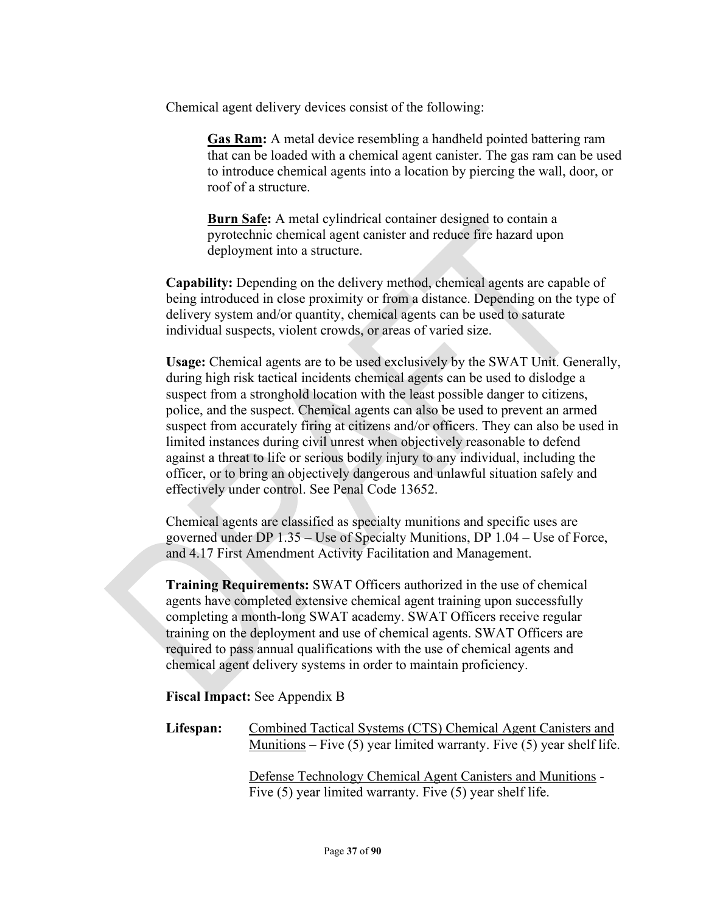Chemical agent delivery devices consist of the following:

> **<u>Gas Ram</u>:** A metal device resembling a handheld pointed battering ram that can be loaded with a chemical agent canister. The gas ram can be used to introduce chemical agents into a location by piercing the wall, door, or roof of a structure.
>
> **<u>Burn Safe</u>:** A metal cylindrical container designed to contain a pyrotechnic chemical agent canister and reduce fire hazard upon deployment into a structure.

**Capability:** Depending on the delivery method, chemical agents are capable of being introduced in close proximity or from a distance. Depending on the type of delivery system and/or quantity, chemical agents can be used to saturate individual suspects, violent crowds, or areas of varied size.

**Usage:** Chemical agents are to be used exclusively by the SWAT Unit. Generally, during high risk tactical incidents chemical agents can be used to dislodge a suspect from a stronghold location with the least possible danger to citizens, police, and the suspect. Chemical agents can also be used to prevent an armed suspect from accurately firing at citizens and/or officers. They can also be used in limited instances during civil unrest when objectively reasonable to defend against a threat to life or serious bodily injury to any individual, including the officer, or to bring an objectively dangerous and unlawful situation safely and effectively under control. See Penal Code 13652.

Chemical agents are classified as specialty munitions and specific uses are governed under DP 1.35 – Use of Specialty Munitions, DP 1.04 – Use of Force, and 4.17 First Amendment Activity Facilitation and Management.

**Training Requirements:** SWAT Officers authorized in the use of chemical agents have completed extensive chemical agent training upon successfully completing a month-long SWAT academy. SWAT Officers receive regular training on the deployment and use of chemical agents. SWAT Officers are required to pass annual qualifications with the use of chemical agents and chemical agent delivery systems in order to maintain proficiency.

**Fiscal Impact:** See Appendix B

**Lifespan:** <u>Combined Tactical Systems (CTS) Chemical Agent Canisters and Munitions</u> – Five (5) year limited warranty. Five (5) year shelf life.

<u>Defense Technology Chemical Agent Canisters and Munitions</u> - Five (5) year limited warranty. Five (5) year shelf life.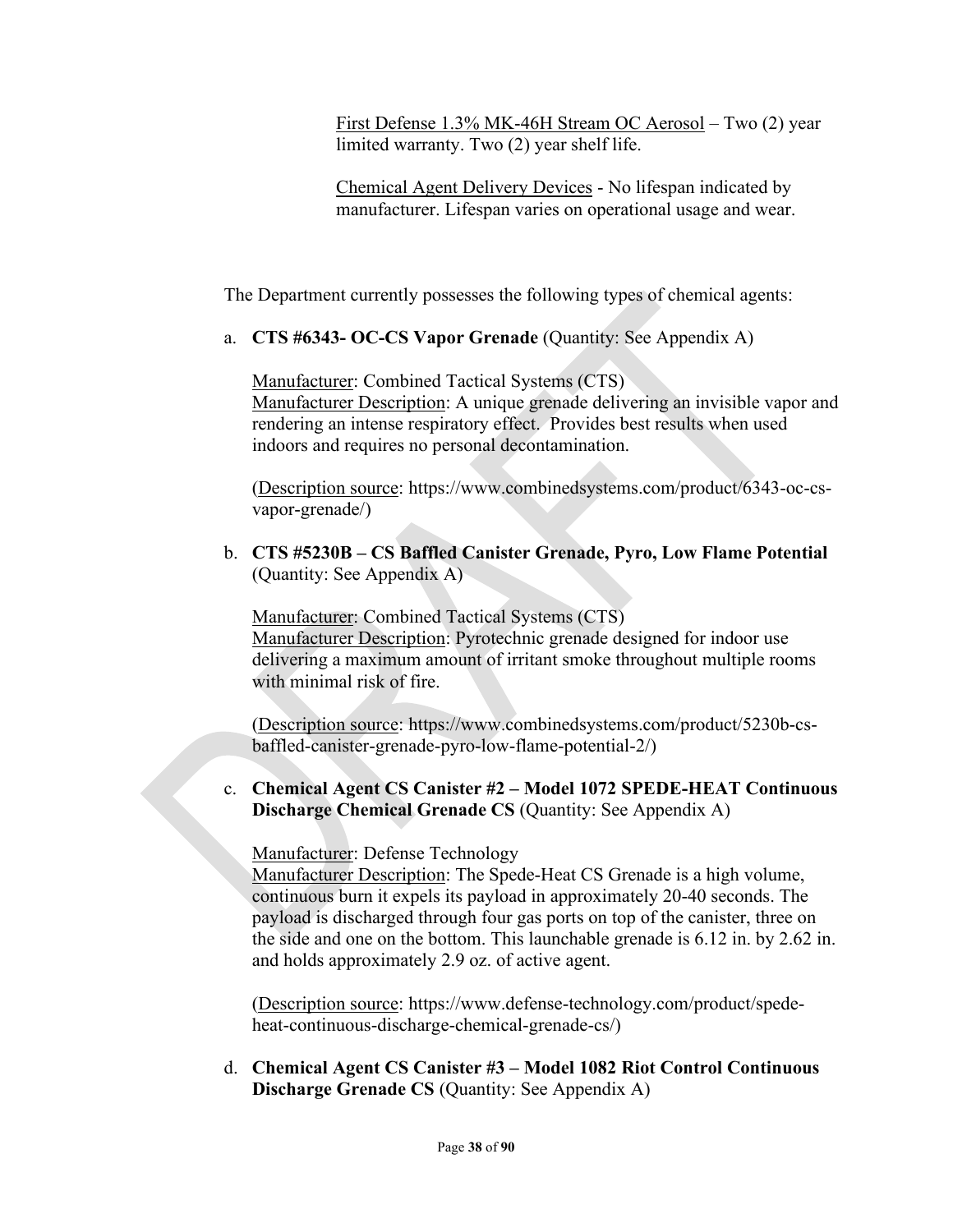First Defense 1.3% MK-46H Stream OC Aerosol – Two (2) year limited warranty. Two (2) year shelf life.

Chemical Agent Delivery Devices - No lifespan indicated by manufacturer. Lifespan varies on operational usage and wear.

The Department currently possesses the following types of chemical agents:

a. **CTS #6343- OC-CS Vapor Grenade** (Quantity: See Appendix A)

   Manufacturer: Combined Tactical Systems (CTS)
   Manufacturer Description: A unique grenade delivering an invisible vapor and rendering an intense respiratory effect. Provides best results when used indoors and requires no personal decontamination.

   (Description source: https://www.combinedsystems.com/product/6343-oc-cs-vapor-grenade/)

b. **CTS #5230B – CS Baffled Canister Grenade, Pyro, Low Flame Potential** (Quantity: See Appendix A)

   Manufacturer: Combined Tactical Systems (CTS)
   Manufacturer Description: Pyrotechnic grenade designed for indoor use delivering a maximum amount of irritant smoke throughout multiple rooms with minimal risk of fire.

   (Description source: https://www.combinedsystems.com/product/5230b-cs-baffled-canister-grenade-pyro-low-flame-potential-2/)

c. **Chemical Agent CS Canister #2 – Model 1072 SPEDE-HEAT Continuous Discharge Chemical Grenade CS** (Quantity: See Appendix A)

   Manufacturer: Defense Technology
   Manufacturer Description: The Spede-Heat CS Grenade is a high volume, continuous burn it expels its payload in approximately 20-40 seconds. The payload is discharged through four gas ports on top of the canister, three on the side and one on the bottom. This launchable grenade is 6.12 in. by 2.62 in. and holds approximately 2.9 oz. of active agent.

   (Description source: https://www.defense-technology.com/product/spede-heat-continuous-discharge-chemical-grenade-cs/)

d. **Chemical Agent CS Canister #3 – Model 1082 Riot Control Continuous Discharge Grenade CS** (Quantity: See Appendix A)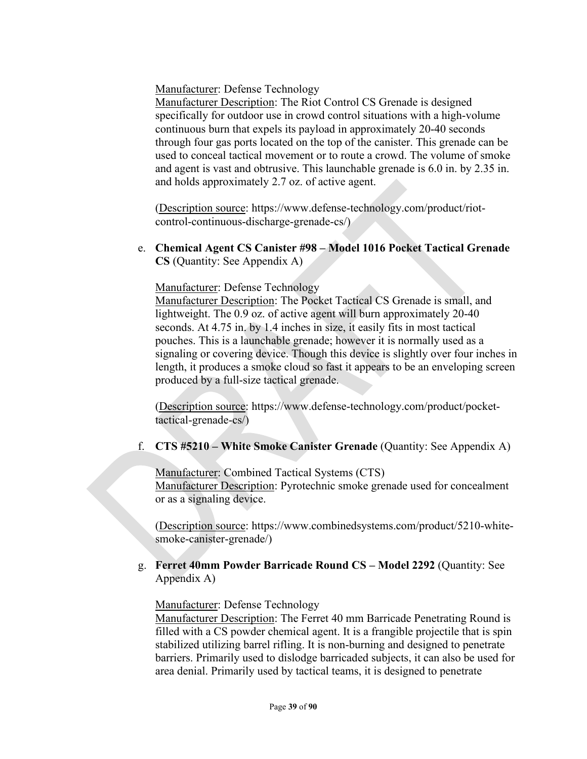Manufacturer: Defense Technology
Manufacturer Description: The Riot Control CS Grenade is designed specifically for outdoor use in crowd control situations with a high-volume continuous burn that expels its payload in approximately 20-40 seconds through four gas ports located on the top of the canister. This grenade can be used to conceal tactical movement or to route a crowd. The volume of smoke and agent is vast and obtrusive. This launchable grenade is 6.0 in. by 2.35 in. and holds approximately 2.7 oz. of active agent.

(Description source: https://www.defense-technology.com/product/riot-control-continuous-discharge-grenade-cs/)

e. **Chemical Agent CS Canister #98 – Model 1016 Pocket Tactical Grenade CS** (Quantity: See Appendix A)

Manufacturer: Defense Technology
Manufacturer Description: The Pocket Tactical CS Grenade is small, and lightweight. The 0.9 oz. of active agent will burn approximately 20-40 seconds. At 4.75 in. by 1.4 inches in size, it easily fits in most tactical pouches. This is a launchable grenade; however it is normally used as a signaling or covering device. Though this device is slightly over four inches in length, it produces a smoke cloud so fast it appears to be an enveloping screen produced by a full-size tactical grenade.

(Description source: https://www.defense-technology.com/product/pocket-tactical-grenade-cs/)

f. **CTS #5210 – White Smoke Canister Grenade** (Quantity: See Appendix A)

Manufacturer: Combined Tactical Systems (CTS)
Manufacturer Description: Pyrotechnic smoke grenade used for concealment or as a signaling device.

(Description source: https://www.combinedsystems.com/product/5210-white-smoke-canister-grenade/)

g. **Ferret 40mm Powder Barricade Round CS – Model 2292** (Quantity: See Appendix A)

Manufacturer: Defense Technology
Manufacturer Description: The Ferret 40 mm Barricade Penetrating Round is filled with a CS powder chemical agent. It is a frangible projectile that is spin stabilized utilizing barrel rifling. It is non-burning and designed to penetrate barriers. Primarily used to dislodge barricaded subjects, it can also be used for area denial. Primarily used by tactical teams, it is designed to penetrate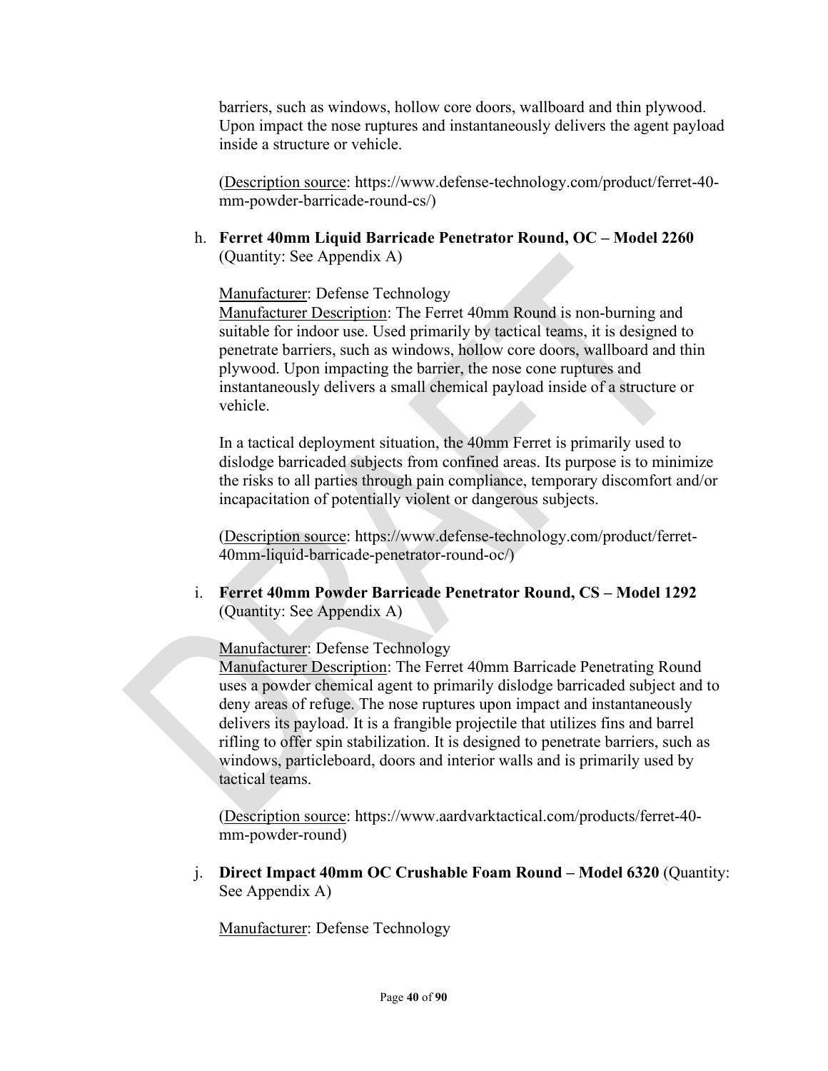barriers, such as windows, hollow core doors, wallboard and thin plywood. Upon impact the nose ruptures and instantaneously delivers the agent payload inside a structure or vehicle.

(Description source: https://www.defense-technology.com/product/ferret-40-mm-powder-barricade-round-cs/)

h. **Ferret 40mm Liquid Barricade Penetrator Round, OC – Model 2260** (Quantity: See Appendix A)

Manufacturer: Defense Technology
Manufacturer Description: The Ferret 40mm Round is non-burning and suitable for indoor use. Used primarily by tactical teams, it is designed to penetrate barriers, such as windows, hollow core doors, wallboard and thin plywood. Upon impacting the barrier, the nose cone ruptures and instantaneously delivers a small chemical payload inside of a structure or vehicle.

In a tactical deployment situation, the 40mm Ferret is primarily used to dislodge barricaded subjects from confined areas. Its purpose is to minimize the risks to all parties through pain compliance, temporary discomfort and/or incapacitation of potentially violent or dangerous subjects.

(Description source: https://www.defense-technology.com/product/ferret-40mm-liquid-barricade-penetrator-round-oc/)

i. **Ferret 40mm Powder Barricade Penetrator Round, CS – Model 1292** (Quantity: See Appendix A)

Manufacturer: Defense Technology
Manufacturer Description: The Ferret 40mm Barricade Penetrating Round uses a powder chemical agent to primarily dislodge barricaded subject and to deny areas of refuge. The nose ruptures upon impact and instantaneously delivers its payload. It is a frangible projectile that utilizes fins and barrel rifling to offer spin stabilization. It is designed to penetrate barriers, such as windows, particleboard, doors and interior walls and is primarily used by tactical teams.

(Description source: https://www.aardvarktactical.com/products/ferret-40-mm-powder-round)

j. **Direct Impact 40mm OC Crushable Foam Round – Model 6320** (Quantity: See Appendix A)

Manufacturer: Defense Technology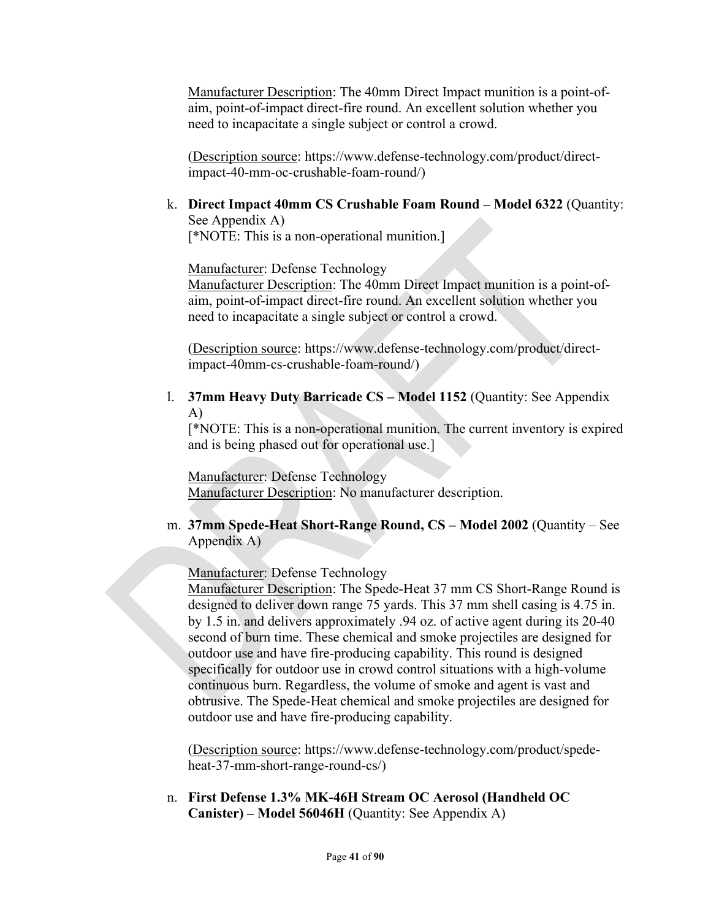Manufacturer Description: The 40mm Direct Impact munition is a point-of-aim, point-of-impact direct-fire round. An excellent solution whether you need to incapacitate a single subject or control a crowd.

(Description source: https://www.defense-technology.com/product/direct-impact-40-mm-oc-crushable-foam-round/)

k. **Direct Impact 40mm CS Crushable Foam Round – Model 6322** (Quantity: See Appendix A)
[*NOTE: This is a non-operational munition.]

Manufacturer: Defense Technology
Manufacturer Description: The 40mm Direct Impact munition is a point-of-aim, point-of-impact direct-fire round. An excellent solution whether you need to incapacitate a single subject or control a crowd.

(Description source: https://www.defense-technology.com/product/direct-impact-40mm-cs-crushable-foam-round/)

l. **37mm Heavy Duty Barricade CS – Model 1152** (Quantity: See Appendix A)
[*NOTE: This is a non-operational munition. The current inventory is expired and is being phased out for operational use.]

Manufacturer: Defense Technology
Manufacturer Description: No manufacturer description.

m. **37mm Spede-Heat Short-Range Round, CS – Model 2002** (Quantity – See Appendix A)

Manufacturer: Defense Technology
Manufacturer Description: The Spede-Heat 37 mm CS Short-Range Round is designed to deliver down range 75 yards. This 37 mm shell casing is 4.75 in. by 1.5 in. and delivers approximately .94 oz. of active agent during its 20-40 second of burn time. These chemical and smoke projectiles are designed for outdoor use and have fire-producing capability. This round is designed specifically for outdoor use in crowd control situations with a high-volume continuous burn. Regardless, the volume of smoke and agent is vast and obtrusive. The Spede-Heat chemical and smoke projectiles are designed for outdoor use and have fire-producing capability.

(Description source: https://www.defense-technology.com/product/spede-heat-37-mm-short-range-round-cs/)

n. **First Defense 1.3% MK-46H Stream OC Aerosol (Handheld OC Canister) – Model 56046H** (Quantity: See Appendix A)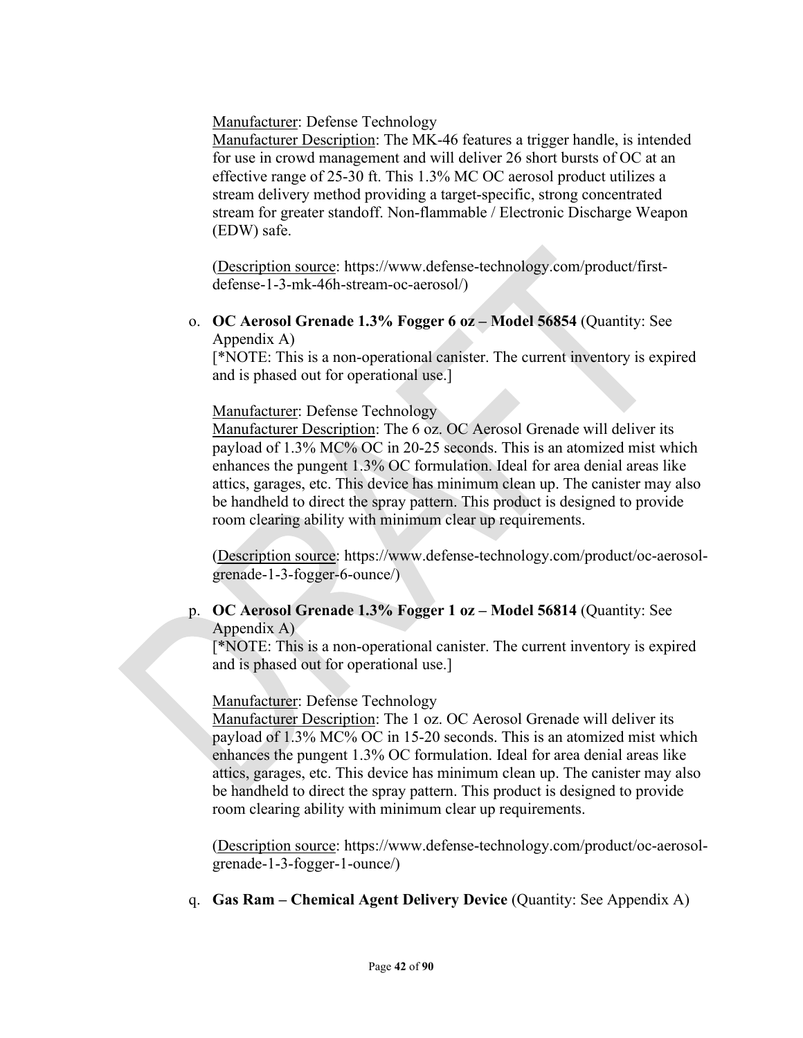Manufacturer: Defense Technology
Manufacturer Description: The MK-46 features a trigger handle, is intended for use in crowd management and will deliver 26 short bursts of OC at an effective range of 25-30 ft. This 1.3% MC OC aerosol product utilizes a stream delivery method providing a target-specific, strong concentrated stream for greater standoff. Non-flammable / Electronic Discharge Weapon (EDW) safe.

(Description source: https://www.defense-technology.com/product/first-defense-1-3-mk-46h-stream-oc-aerosol/)

o. **OC Aerosol Grenade 1.3% Fogger 6 oz – Model 56854** (Quantity: See Appendix A)
[*NOTE: This is a non-operational canister. The current inventory is expired and is phased out for operational use.]

Manufacturer: Defense Technology
Manufacturer Description: The 6 oz. OC Aerosol Grenade will deliver its payload of 1.3% MC% OC in 20-25 seconds. This is an atomized mist which enhances the pungent 1.3% OC formulation. Ideal for area denial areas like attics, garages, etc. This device has minimum clean up. The canister may also be handheld to direct the spray pattern. This product is designed to provide room clearing ability with minimum clear up requirements.

(Description source: https://www.defense-technology.com/product/oc-aerosol-grenade-1-3-fogger-6-ounce/)

p. **OC Aerosol Grenade 1.3% Fogger 1 oz – Model 56814** (Quantity: See Appendix A)
[*NOTE: This is a non-operational canister. The current inventory is expired and is phased out for operational use.]

Manufacturer: Defense Technology
Manufacturer Description: The 1 oz. OC Aerosol Grenade will deliver its payload of 1.3% MC% OC in 15-20 seconds. This is an atomized mist which enhances the pungent 1.3% OC formulation. Ideal for area denial areas like attics, garages, etc. This device has minimum clean up. The canister may also be handheld to direct the spray pattern. This product is designed to provide room clearing ability with minimum clear up requirements.

(Description source: https://www.defense-technology.com/product/oc-aerosol-grenade-1-3-fogger-1-ounce/)

q. **Gas Ram – Chemical Agent Delivery Device** (Quantity: See Appendix A)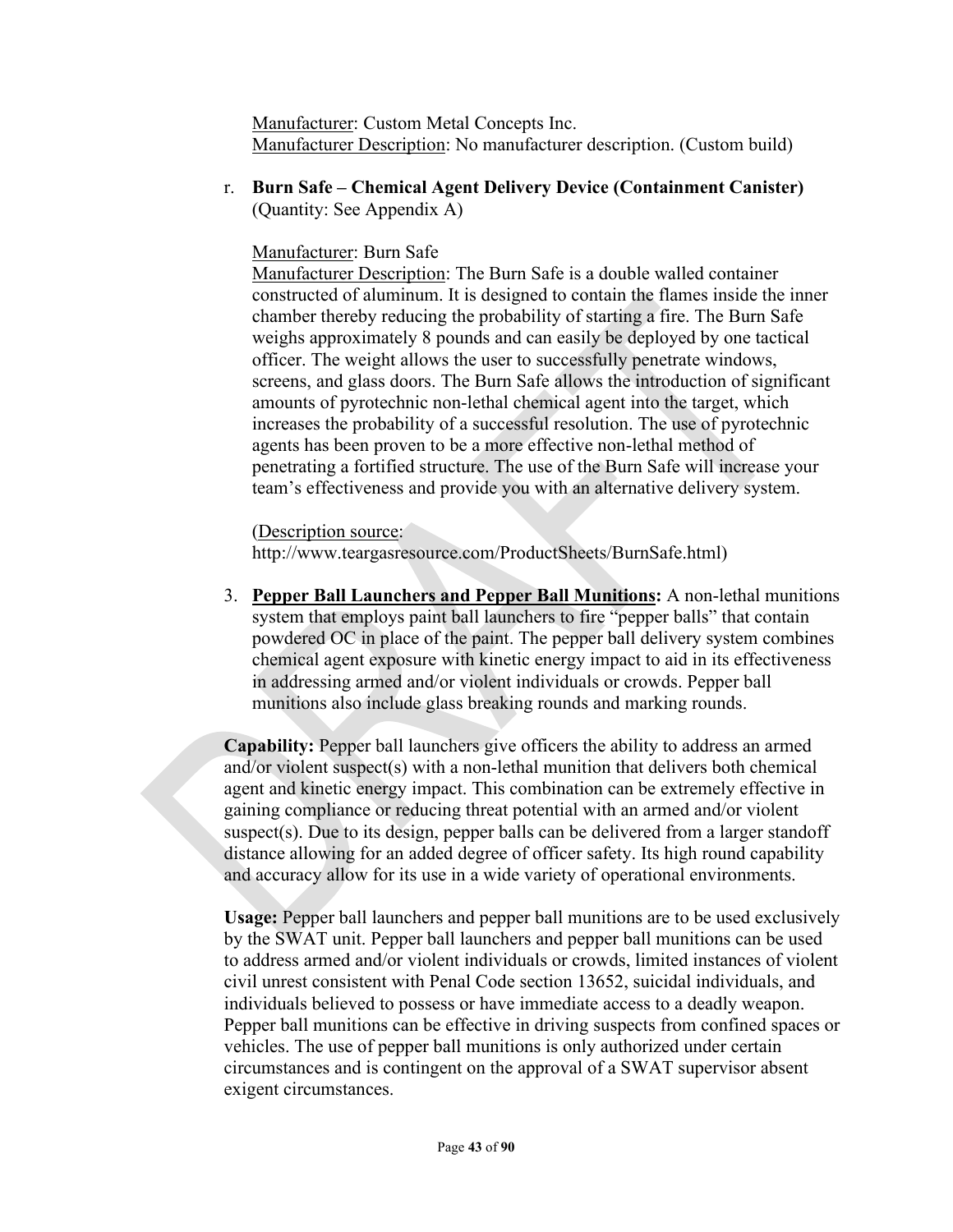Manufacturer: Custom Metal Concepts Inc.
Manufacturer Description: No manufacturer description. (Custom build)

r. **Burn Safe – Chemical Agent Delivery Device (Containment Canister)** (Quantity: See Appendix A)

Manufacturer: Burn Safe
Manufacturer Description: The Burn Safe is a double walled container constructed of aluminum. It is designed to contain the flames inside the inner chamber thereby reducing the probability of starting a fire. The Burn Safe weighs approximately 8 pounds and can easily be deployed by one tactical officer. The weight allows the user to successfully penetrate windows, screens, and glass doors. The Burn Safe allows the introduction of significant amounts of pyrotechnic non-lethal chemical agent into the target, which increases the probability of a successful resolution. The use of pyrotechnic agents has been proven to be a more effective non-lethal method of penetrating a fortified structure. The use of the Burn Safe will increase your team's effectiveness and provide you with an alternative delivery system.

(Description source: http://www.teargasresource.com/ProductSheets/BurnSafe.html)

3. **Pepper Ball Launchers and Pepper Ball Munitions:** A non-lethal munitions system that employs paint ball launchers to fire "pepper balls" that contain powdered OC in place of the paint. The pepper ball delivery system combines chemical agent exposure with kinetic energy impact to aid in its effectiveness in addressing armed and/or violent individuals or crowds. Pepper ball munitions also include glass breaking rounds and marking rounds.

**Capability:** Pepper ball launchers give officers the ability to address an armed and/or violent suspect(s) with a non-lethal munition that delivers both chemical agent and kinetic energy impact. This combination can be extremely effective in gaining compliance or reducing threat potential with an armed and/or violent suspect(s). Due to its design, pepper balls can be delivered from a larger standoff distance allowing for an added degree of officer safety. Its high round capability and accuracy allow for its use in a wide variety of operational environments.

**Usage:** Pepper ball launchers and pepper ball munitions are to be used exclusively by the SWAT unit. Pepper ball launchers and pepper ball munitions can be used to address armed and/or violent individuals or crowds, limited instances of violent civil unrest consistent with Penal Code section 13652, suicidal individuals, and individuals believed to possess or have immediate access to a deadly weapon. Pepper ball munitions can be effective in driving suspects from confined spaces or vehicles. The use of pepper ball munitions is only authorized under certain circumstances and is contingent on the approval of a SWAT supervisor absent exigent circumstances.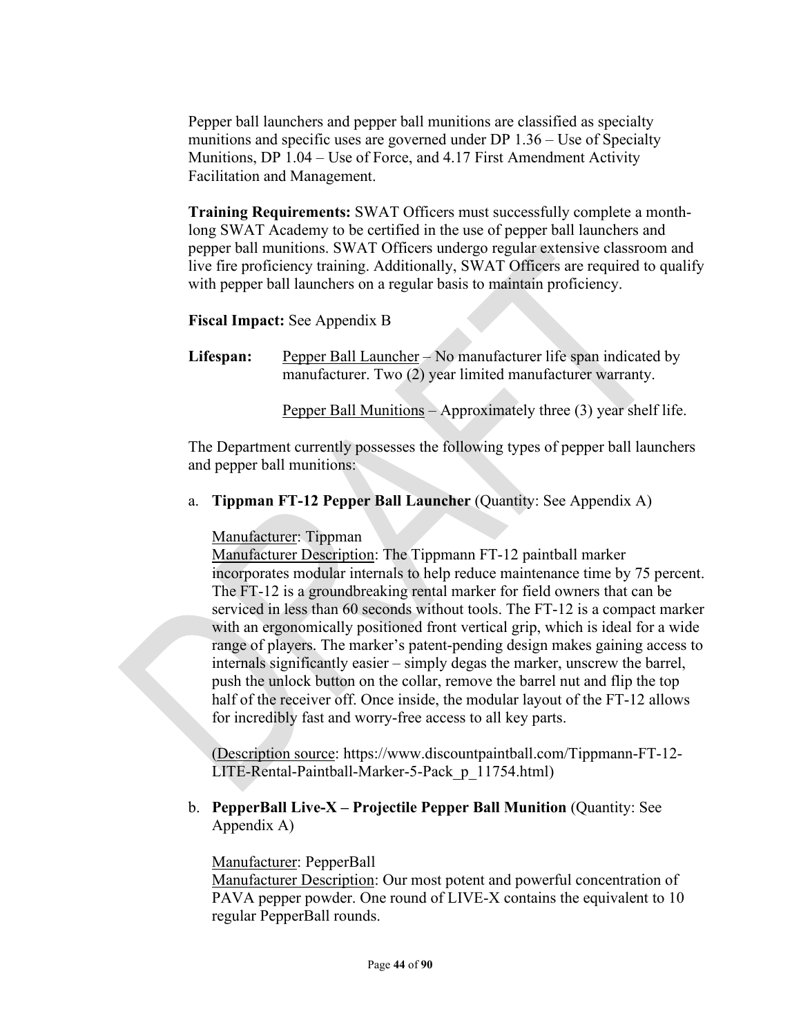Pepper ball launchers and pepper ball munitions are classified as specialty munitions and specific uses are governed under DP 1.36 – Use of Specialty Munitions, DP 1.04 – Use of Force, and 4.17 First Amendment Activity Facilitation and Management.

**Training Requirements:** SWAT Officers must successfully complete a month-long SWAT Academy to be certified in the use of pepper ball launchers and pepper ball munitions. SWAT Officers undergo regular extensive classroom and live fire proficiency training. Additionally, SWAT Officers are required to qualify with pepper ball launchers on a regular basis to maintain proficiency.

**Fiscal Impact:** See Appendix B

**Lifespan:** Pepper Ball Launcher – No manufacturer life span indicated by manufacturer. Two (2) year limited manufacturer warranty.

Pepper Ball Munitions – Approximately three (3) year shelf life.

The Department currently possesses the following types of pepper ball launchers and pepper ball munitions:

a. **Tippman FT-12 Pepper Ball Launcher** (Quantity: See Appendix A)

   Manufacturer: Tippman
   Manufacturer Description: The Tippmann FT-12 paintball marker incorporates modular internals to help reduce maintenance time by 75 percent. The FT-12 is a groundbreaking rental marker for field owners that can be serviced in less than 60 seconds without tools. The FT-12 is a compact marker with an ergonomically positioned front vertical grip, which is ideal for a wide range of players. The marker's patent-pending design makes gaining access to internals significantly easier – simply degas the marker, unscrew the barrel, push the unlock button on the collar, remove the barrel nut and flip the top half of the receiver off. Once inside, the modular layout of the FT-12 allows for incredibly fast and worry-free access to all key parts.

   (Description source: https://www.discountpaintball.com/Tippmann-FT-12-LITE-Rental-Paintball-Marker-5-Pack_p_11754.html)

b. **PepperBall Live-X – Projectile Pepper Ball Munition** (Quantity: See Appendix A)

   Manufacturer: PepperBall
   Manufacturer Description: Our most potent and powerful concentration of PAVA pepper powder. One round of LIVE-X contains the equivalent to 10 regular PepperBall rounds.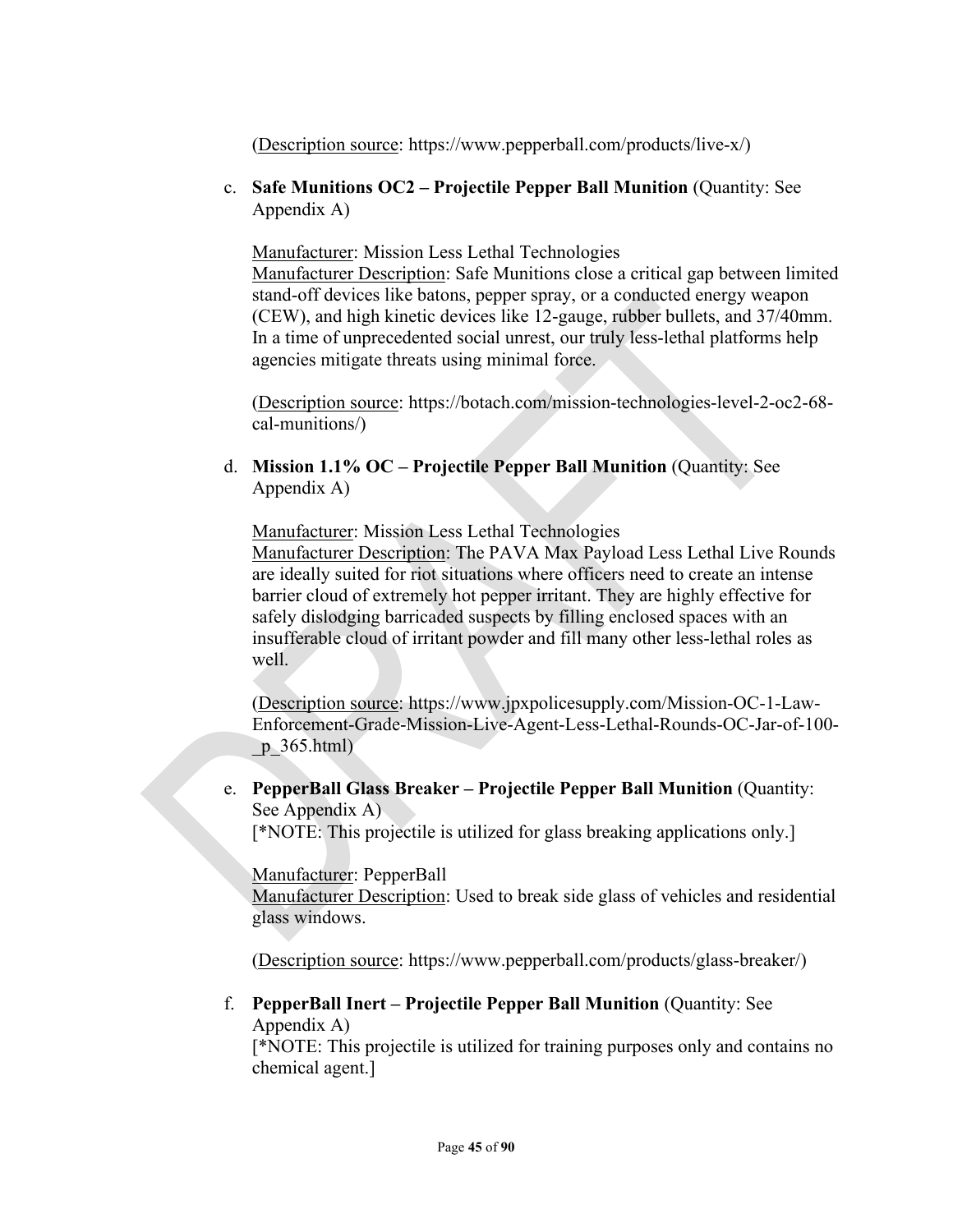(<u>Description source</u>: https://www.pepperball.com/products/live-x/)

c. **Safe Munitions OC2 – Projectile Pepper Ball Munition** (Quantity: See Appendix A)

   <u>Manufacturer</u>: Mission Less Lethal Technologies
   <u>Manufacturer Description</u>: Safe Munitions close a critical gap between limited stand-off devices like batons, pepper spray, or a conducted energy weapon (CEW), and high kinetic devices like 12-gauge, rubber bullets, and 37/40mm. In a time of unprecedented social unrest, our truly less-lethal platforms help agencies mitigate threats using minimal force.

   (<u>Description source</u>: https://botach.com/mission-technologies-level-2-oc2-68-cal-munitions/)

d. **Mission 1.1% OC – Projectile Pepper Ball Munition** (Quantity: See Appendix A)

   <u>Manufacturer</u>: Mission Less Lethal Technologies
   <u>Manufacturer Description</u>: The PAVA Max Payload Less Lethal Live Rounds are ideally suited for riot situations where officers need to create an intense barrier cloud of extremely hot pepper irritant. They are highly effective for safely dislodging barricaded suspects by filling enclosed spaces with an insufferable cloud of irritant powder and fill many other less-lethal roles as well.

   (<u>Description source</u>: https://www.jpxpolicesupply.com/Mission-OC-1-Law-Enforcement-Grade-Mission-Live-Agent-Less-Lethal-Rounds-OC-Jar-of-100-_p_365.html)

e. **PepperBall Glass Breaker – Projectile Pepper Ball Munition** (Quantity: See Appendix A)
   [*NOTE: This projectile is utilized for glass breaking applications only.]

   <u>Manufacturer</u>: PepperBall
   <u>Manufacturer Description</u>: Used to break side glass of vehicles and residential glass windows.

   (<u>Description source</u>: https://www.pepperball.com/products/glass-breaker/)

f. **PepperBall Inert – Projectile Pepper Ball Munition** (Quantity: See Appendix A)
   [*NOTE: This projectile is utilized for training purposes only and contains no chemical agent.]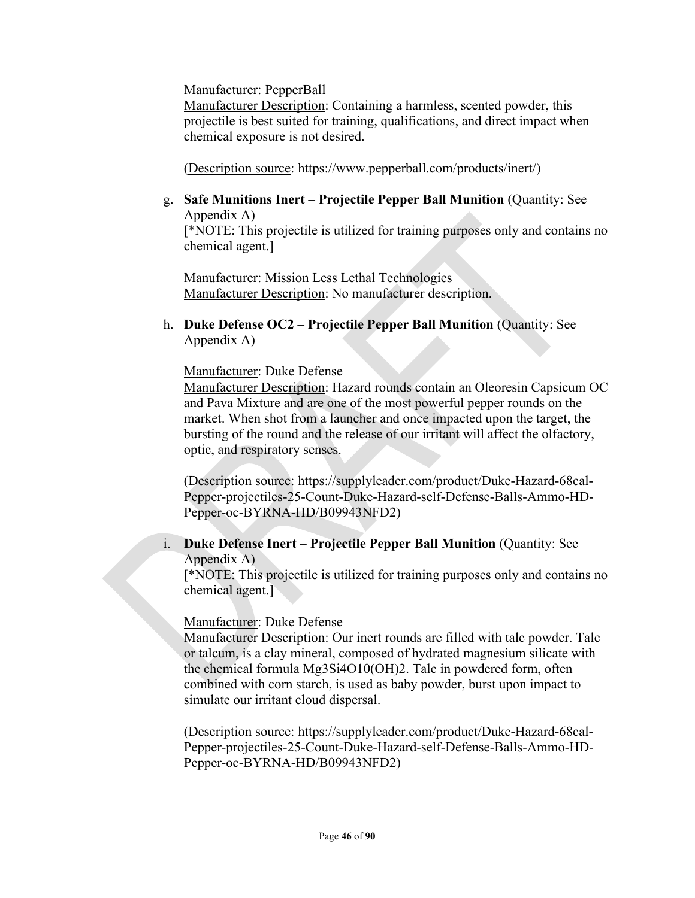Manufacturer: PepperBall
Manufacturer Description: Containing a harmless, scented powder, this projectile is best suited for training, qualifications, and direct impact when chemical exposure is not desired.

(Description source: https://www.pepperball.com/products/inert/)

g. **Safe Munitions Inert – Projectile Pepper Ball Munition** (Quantity: See Appendix A)
[*NOTE: This projectile is utilized for training purposes only and contains no chemical agent.]

Manufacturer: Mission Less Lethal Technologies
Manufacturer Description: No manufacturer description.

h. **Duke Defense OC2 – Projectile Pepper Ball Munition** (Quantity: See Appendix A)

Manufacturer: Duke Defense
Manufacturer Description: Hazard rounds contain an Oleoresin Capsicum OC and Pava Mixture and are one of the most powerful pepper rounds on the market. When shot from a launcher and once impacted upon the target, the bursting of the round and the release of our irritant will affect the olfactory, optic, and respiratory senses.

(Description source: https://supplyleader.com/product/Duke-Hazard-68cal-Pepper-projectiles-25-Count-Duke-Hazard-self-Defense-Balls-Ammo-HD-Pepper-oc-BYRNA-HD/B09943NFD2)

i. **Duke Defense Inert – Projectile Pepper Ball Munition** (Quantity: See Appendix A)
[*NOTE: This projectile is utilized for training purposes only and contains no chemical agent.]

Manufacturer: Duke Defense
Manufacturer Description: Our inert rounds are filled with talc powder. Talc or talcum, is a clay mineral, composed of hydrated magnesium silicate with the chemical formula $Mg_3Si_4O_{10}(OH)_2$. Talc in powdered form, often combined with corn starch, is used as baby powder, burst upon impact to simulate our irritant cloud dispersal.

(Description source: https://supplyleader.com/product/Duke-Hazard-68cal-Pepper-projectiles-25-Count-Duke-Hazard-self-Defense-Balls-Ammo-HD-Pepper-oc-BYRNA-HD/B09943NFD2)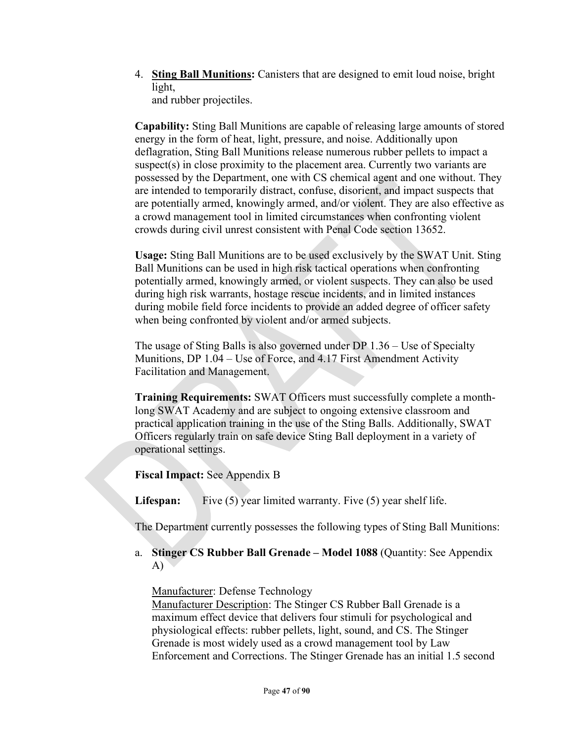4. **Sting Ball Munitions:** Canisters that are designed to emit loud noise, bright light,
   and rubber projectiles.

   **Capability:** Sting Ball Munitions are capable of releasing large amounts of stored energy in the form of heat, light, pressure, and noise. Additionally upon deflagration, Sting Ball Munitions release numerous rubber pellets to impact a suspect(s) in close proximity to the placement area. Currently two variants are possessed by the Department, one with CS chemical agent and one without. They are intended to temporarily distract, confuse, disorient, and impact suspects that are potentially armed, knowingly armed, and/or violent. They are also effective as a crowd management tool in limited circumstances when confronting violent crowds during civil unrest consistent with Penal Code section 13652.

   **Usage:** Sting Ball Munitions are to be used exclusively by the SWAT Unit. Sting Ball Munitions can be used in high risk tactical operations when confronting potentially armed, knowingly armed, or violent suspects. They can also be used during high risk warrants, hostage rescue incidents, and in limited instances during mobile field force incidents to provide an added degree of officer safety when being confronted by violent and/or armed subjects.

   The usage of Sting Balls is also governed under DP 1.36 – Use of Specialty Munitions, DP 1.04 – Use of Force, and 4.17 First Amendment Activity Facilitation and Management.

   **Training Requirements:** SWAT Officers must successfully complete a month-long SWAT Academy and are subject to ongoing extensive classroom and practical application training in the use of the Sting Balls. Additionally, SWAT Officers regularly train on safe device Sting Ball deployment in a variety of operational settings.

   **Fiscal Impact:** See Appendix B

   **Lifespan:** Five (5) year limited warranty. Five (5) year shelf life.

   The Department currently possesses the following types of Sting Ball Munitions:

   a. **Stinger CS Rubber Ball Grenade – Model 1088** (Quantity: See Appendix A)

      Manufacturer: Defense Technology
      Manufacturer Description: The Stinger CS Rubber Ball Grenade is a maximum effect device that delivers four stimuli for psychological and physiological effects: rubber pellets, light, sound, and CS. The Stinger Grenade is most widely used as a crowd management tool by Law Enforcement and Corrections. The Stinger Grenade has an initial 1.5 second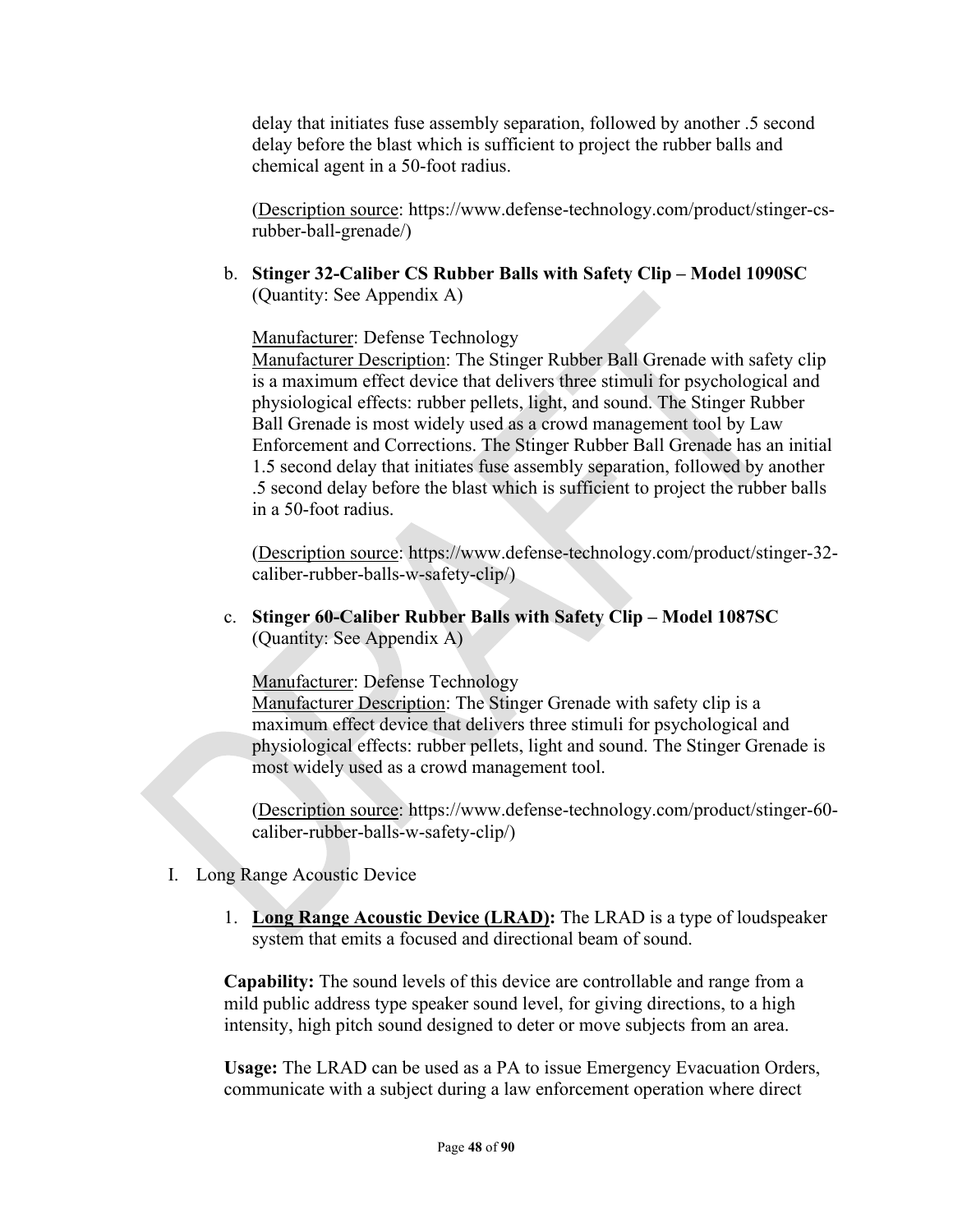delay that initiates fuse assembly separation, followed by another .5 second delay before the blast which is sufficient to project the rubber balls and chemical agent in a 50-foot radius.

(Description source: https://www.defense-technology.com/product/stinger-cs-rubber-ball-grenade/)

b. **Stinger 32-Caliber CS Rubber Balls with Safety Clip – Model 1090SC** (Quantity: See Appendix A)

Manufacturer: Defense Technology
Manufacturer Description: The Stinger Rubber Ball Grenade with safety clip is a maximum effect device that delivers three stimuli for psychological and physiological effects: rubber pellets, light, and sound. The Stinger Rubber Ball Grenade is most widely used as a crowd management tool by Law Enforcement and Corrections. The Stinger Rubber Ball Grenade has an initial 1.5 second delay that initiates fuse assembly separation, followed by another .5 second delay before the blast which is sufficient to project the rubber balls in a 50-foot radius.

(Description source: https://www.defense-technology.com/product/stinger-32-caliber-rubber-balls-w-safety-clip/)

c. **Stinger 60-Caliber Rubber Balls with Safety Clip – Model 1087SC** (Quantity: See Appendix A)

Manufacturer: Defense Technology
Manufacturer Description: The Stinger Grenade with safety clip is a maximum effect device that delivers three stimuli for psychological and physiological effects: rubber pellets, light and sound. The Stinger Grenade is most widely used as a crowd management tool.

(Description source: https://www.defense-technology.com/product/stinger-60-caliber-rubber-balls-w-safety-clip/)

I. Long Range Acoustic Device

1. **Long Range Acoustic Device (LRAD):** The LRAD is a type of loudspeaker system that emits a focused and directional beam of sound.

**Capability:** The sound levels of this device are controllable and range from a mild public address type speaker sound level, for giving directions, to a high intensity, high pitch sound designed to deter or move subjects from an area.

**Usage:** The LRAD can be used as a PA to issue Emergency Evacuation Orders, communicate with a subject during a law enforcement operation where direct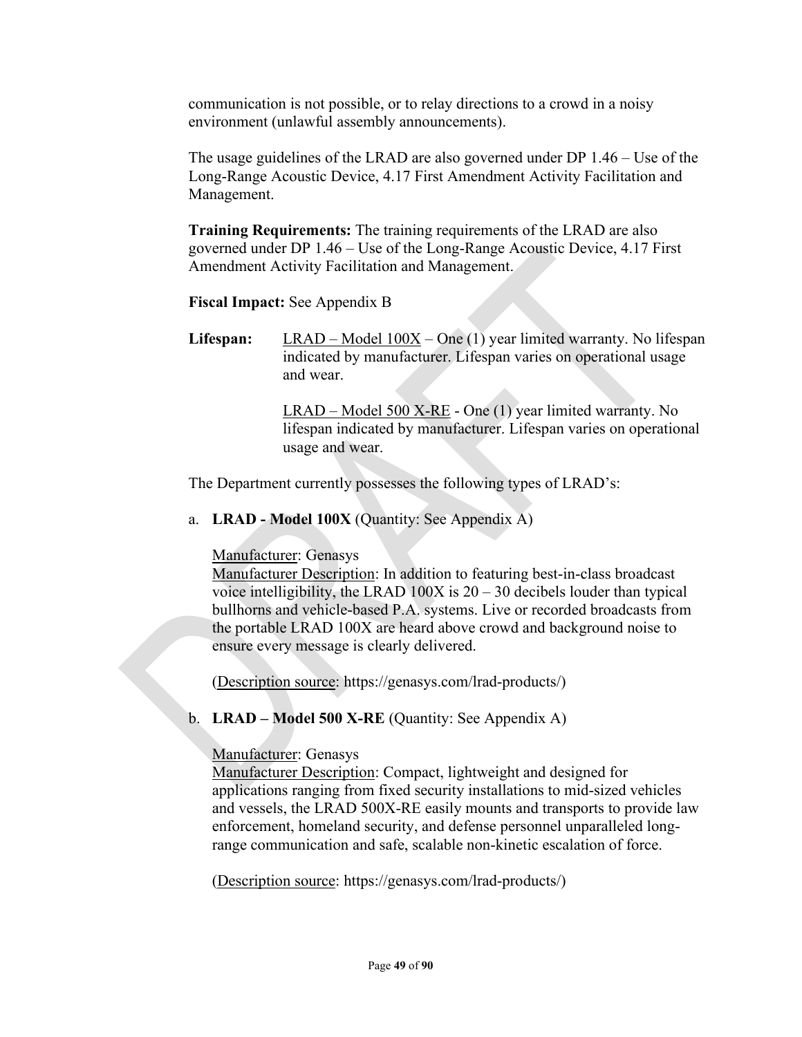communication is not possible, or to relay directions to a crowd in a noisy environment (unlawful assembly announcements).

The usage guidelines of the LRAD are also governed under DP 1.46 – Use of the Long-Range Acoustic Device, 4.17 First Amendment Activity Facilitation and Management.

**Training Requirements:** The training requirements of the LRAD are also governed under DP 1.46 – Use of the Long-Range Acoustic Device, 4.17 First Amendment Activity Facilitation and Management.

**Fiscal Impact:** See Appendix B

**Lifespan:** LRAD – Model 100X – One (1) year limited warranty. No lifespan indicated by manufacturer. Lifespan varies on operational usage and wear.

LRAD – Model 500 X-RE - One (1) year limited warranty. No lifespan indicated by manufacturer. Lifespan varies on operational usage and wear.

The Department currently possesses the following types of LRAD's:

a. **LRAD - Model 100X** (Quantity: See Appendix A)

   Manufacturer: Genasys
   Manufacturer Description: In addition to featuring best-in-class broadcast voice intelligibility, the LRAD 100X is 20 – 30 decibels louder than typical bullhorns and vehicle-based P.A. systems. Live or recorded broadcasts from the portable LRAD 100X are heard above crowd and background noise to ensure every message is clearly delivered.

   (Description source: https://genasys.com/lrad-products/)

b. **LRAD – Model 500 X-RE** (Quantity: See Appendix A)

   Manufacturer: Genasys
   Manufacturer Description: Compact, lightweight and designed for applications ranging from fixed security installations to mid-sized vehicles and vessels, the LRAD 500X-RE easily mounts and transports to provide law enforcement, homeland security, and defense personnel unparalleled long-range communication and safe, scalable non-kinetic escalation of force.

   (Description source: https://genasys.com/lrad-products/)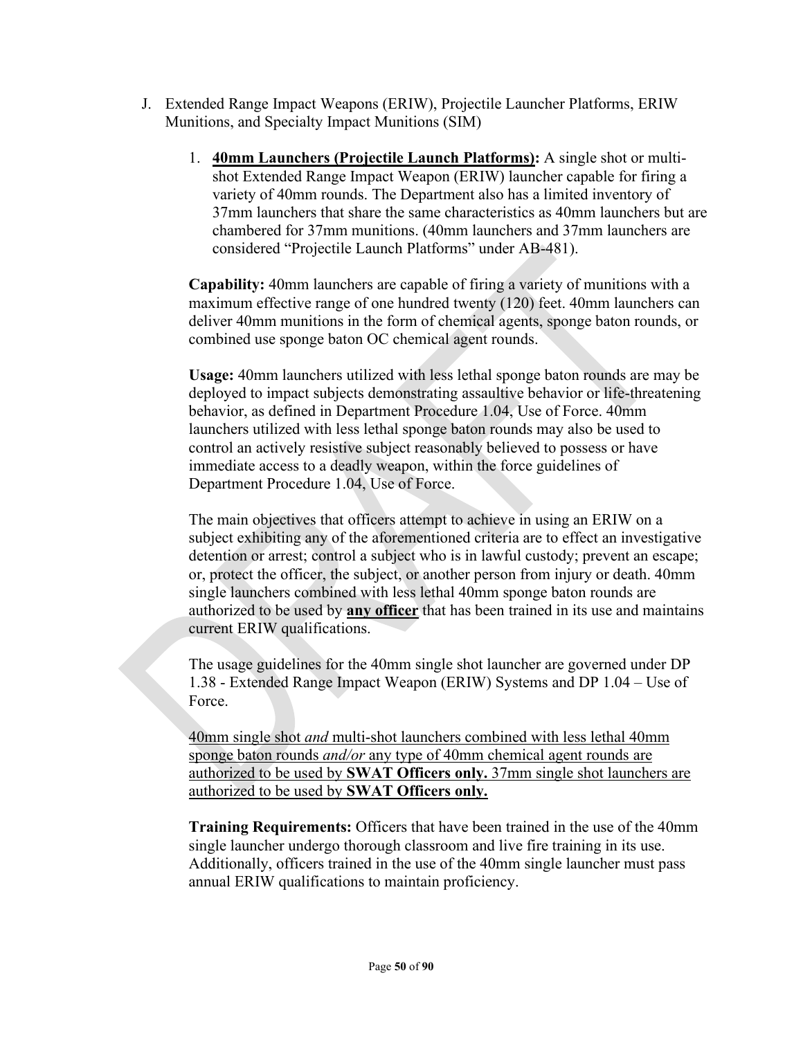J. Extended Range Impact Weapons (ERIW), Projectile Launcher Platforms, ERIW Munitions, and Specialty Impact Munitions (SIM)

1. **<u>40mm Launchers (Projectile Launch Platforms)</u>:** A single shot or multi-shot Extended Range Impact Weapon (ERIW) launcher capable for firing a variety of 40mm rounds. The Department also has a limited inventory of 37mm launchers that share the same characteristics as 40mm launchers but are chambered for 37mm munitions. (40mm launchers and 37mm launchers are considered "Projectile Launch Platforms" under AB-481).

**Capability:** 40mm launchers are capable of firing a variety of munitions with a maximum effective range of one hundred twenty (120) feet. 40mm launchers can deliver 40mm munitions in the form of chemical agents, sponge baton rounds, or combined use sponge baton OC chemical agent rounds.

**Usage:** 40mm launchers utilized with less lethal sponge baton rounds are may be deployed to impact subjects demonstrating assaultive behavior or life-threatening behavior, as defined in Department Procedure 1.04, Use of Force. 40mm launchers utilized with less lethal sponge baton rounds may also be used to control an actively resistive subject reasonably believed to possess or have immediate access to a deadly weapon, within the force guidelines of Department Procedure 1.04, Use of Force.

The main objectives that officers attempt to achieve in using an ERIW on a subject exhibiting any of the aforementioned criteria are to effect an investigative detention or arrest; control a subject who is in lawful custody; prevent an escape; or, protect the officer, the subject, or another person from injury or death. 40mm single launchers combined with less lethal 40mm sponge baton rounds are authorized to be used by **<u>any officer</u>** that has been trained in its use and maintains current ERIW qualifications.

The usage guidelines for the 40mm single shot launcher are governed under DP 1.38 - Extended Range Impact Weapon (ERIW) Systems and DP 1.04 – Use of Force.

<u>40mm single shot *and* multi-shot launchers combined with less lethal 40mm sponge baton rounds *and/or* any type of 40mm chemical agent rounds are authorized to be used by **SWAT Officers only.** 37mm single shot launchers are authorized to be used by **SWAT Officers only.**</u>

**Training Requirements:** Officers that have been trained in the use of the 40mm single launcher undergo thorough classroom and live fire training in its use. Additionally, officers trained in the use of the 40mm single launcher must pass annual ERIW qualifications to maintain proficiency.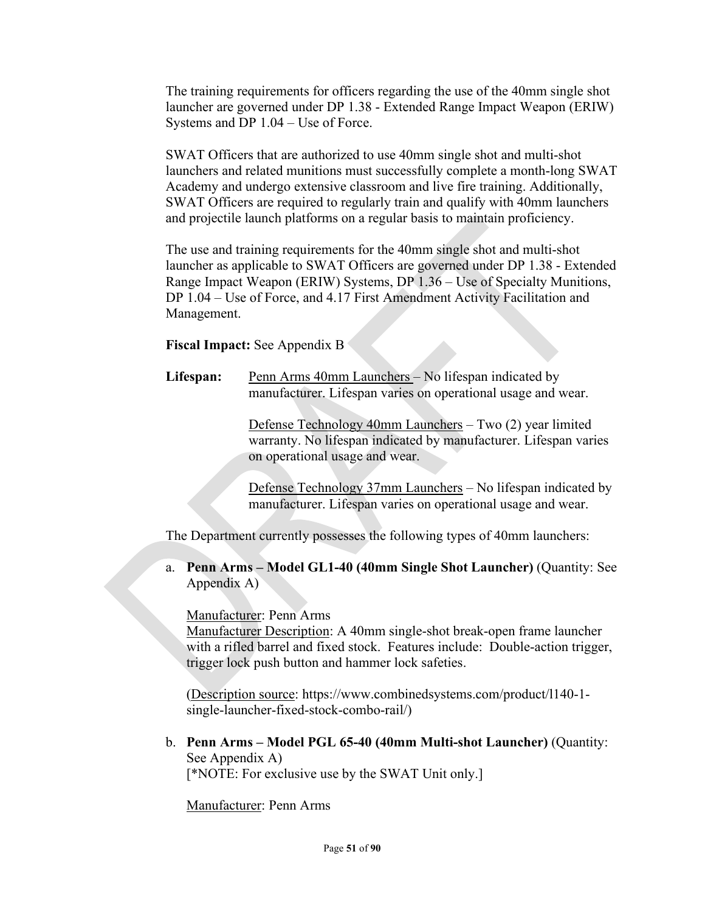The training requirements for officers regarding the use of the 40mm single shot launcher are governed under DP 1.38 - Extended Range Impact Weapon (ERIW) Systems and DP 1.04 – Use of Force.

SWAT Officers that are authorized to use 40mm single shot and multi-shot launchers and related munitions must successfully complete a month-long SWAT Academy and undergo extensive classroom and live fire training. Additionally, SWAT Officers are required to regularly train and qualify with 40mm launchers and projectile launch platforms on a regular basis to maintain proficiency.

The use and training requirements for the 40mm single shot and multi-shot launcher as applicable to SWAT Officers are governed under DP 1.38 - Extended Range Impact Weapon (ERIW) Systems, DP 1.36 – Use of Specialty Munitions, DP 1.04 – Use of Force, and 4.17 First Amendment Activity Facilitation and Management.

**Fiscal Impact:** See Appendix B

**Lifespan:** Penn Arms 40mm Launchers – No lifespan indicated by manufacturer. Lifespan varies on operational usage and wear.

Defense Technology 40mm Launchers – Two (2) year limited warranty. No lifespan indicated by manufacturer. Lifespan varies on operational usage and wear.

Defense Technology 37mm Launchers – No lifespan indicated by manufacturer. Lifespan varies on operational usage and wear.

The Department currently possesses the following types of 40mm launchers:

a. **Penn Arms – Model GL1-40 (40mm Single Shot Launcher)** (Quantity: See Appendix A)

   Manufacturer: Penn Arms
   Manufacturer Description: A 40mm single-shot break-open frame launcher with a rifled barrel and fixed stock. Features include: Double-action trigger, trigger lock push button and hammer lock safeties.

   (Description source: https://www.combinedsystems.com/product/l140-1-single-launcher-fixed-stock-combo-rail/)

b. **Penn Arms – Model PGL 65-40 (40mm Multi-shot Launcher)** (Quantity: See Appendix A)
   [*NOTE: For exclusive use by the SWAT Unit only.]

   Manufacturer: Penn Arms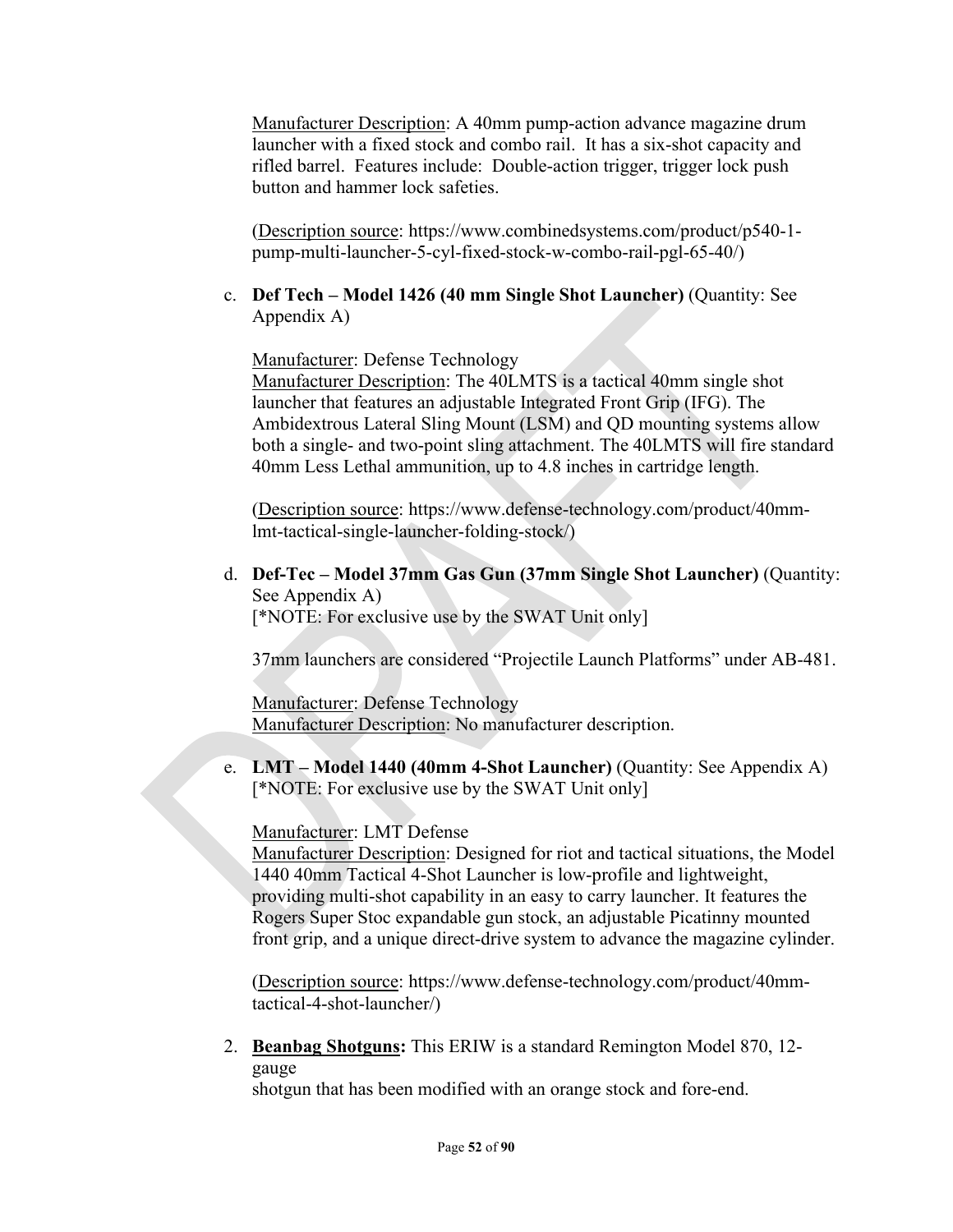Manufacturer Description: A 40mm pump-action advance magazine drum launcher with a fixed stock and combo rail. It has a six-shot capacity and rifled barrel. Features include: Double-action trigger, trigger lock push button and hammer lock safeties.

(Description source: https://www.combinedsystems.com/product/p540-1-pump-multi-launcher-5-cyl-fixed-stock-w-combo-rail-pgl-65-40/)

c. **Def Tech – Model 1426 (40 mm Single Shot Launcher)** (Quantity: See Appendix A)

   Manufacturer: Defense Technology
   Manufacturer Description: The 40LMTS is a tactical 40mm single shot launcher that features an adjustable Integrated Front Grip (IFG). The Ambidextrous Lateral Sling Mount (LSM) and QD mounting systems allow both a single- and two-point sling attachment. The 40LMTS will fire standard 40mm Less Lethal ammunition, up to 4.8 inches in cartridge length.

   (Description source: https://www.defense-technology.com/product/40mm-lmt-tactical-single-launcher-folding-stock/)

d. **Def-Tec – Model 37mm Gas Gun (37mm Single Shot Launcher)** (Quantity: See Appendix A)
   [*NOTE: For exclusive use by the SWAT Unit only]

   37mm launchers are considered "Projectile Launch Platforms" under AB-481.

   Manufacturer: Defense Technology
   Manufacturer Description: No manufacturer description.

e. **LMT – Model 1440 (40mm 4-Shot Launcher)** (Quantity: See Appendix A)
   [*NOTE: For exclusive use by the SWAT Unit only]

   Manufacturer: LMT Defense
   Manufacturer Description: Designed for riot and tactical situations, the Model 1440 40mm Tactical 4-Shot Launcher is low-profile and lightweight, providing multi-shot capability in an easy to carry launcher. It features the Rogers Super Stoc expandable gun stock, an adjustable Picatinny mounted front grip, and a unique direct-drive system to advance the magazine cylinder.

   (Description source: https://www.defense-technology.com/product/40mm-tactical-4-shot-launcher/)

2. **Beanbag Shotguns:** This ERIW is a standard Remington Model 870, 12-gauge
   shotgun that has been modified with an orange stock and fore-end.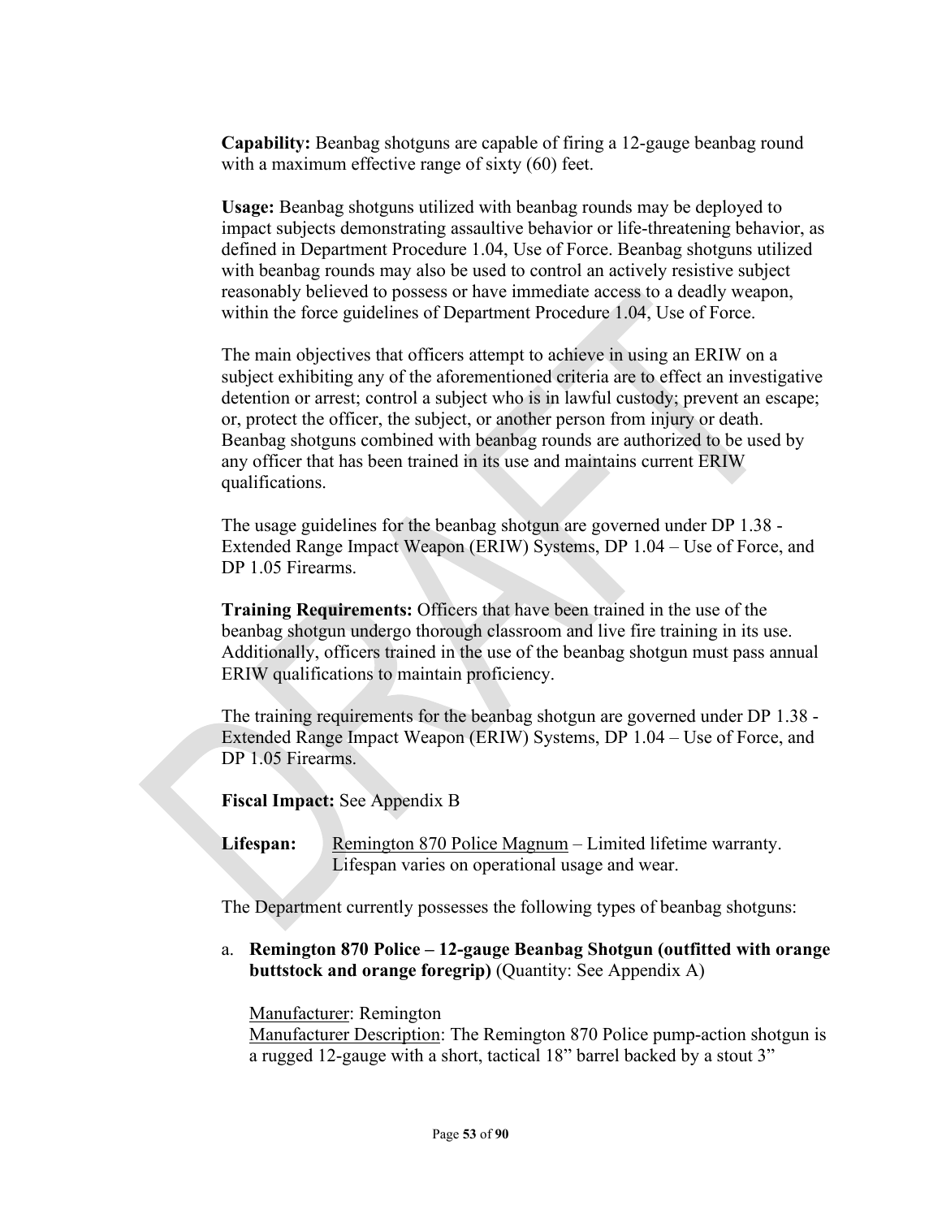**Capability:** Beanbag shotguns are capable of firing a 12-gauge beanbag round with a maximum effective range of sixty (60) feet.

**Usage:** Beanbag shotguns utilized with beanbag rounds may be deployed to impact subjects demonstrating assaultive behavior or life-threatening behavior, as defined in Department Procedure 1.04, Use of Force. Beanbag shotguns utilized with beanbag rounds may also be used to control an actively resistive subject reasonably believed to possess or have immediate access to a deadly weapon, within the force guidelines of Department Procedure 1.04, Use of Force.

The main objectives that officers attempt to achieve in using an ERIW on a subject exhibiting any of the aforementioned criteria are to effect an investigative detention or arrest; control a subject who is in lawful custody; prevent an escape; or, protect the officer, the subject, or another person from injury or death. Beanbag shotguns combined with beanbag rounds are authorized to be used by any officer that has been trained in its use and maintains current ERIW qualifications.

The usage guidelines for the beanbag shotgun are governed under DP 1.38 - Extended Range Impact Weapon (ERIW) Systems, DP 1.04 – Use of Force, and DP 1.05 Firearms.

**Training Requirements:** Officers that have been trained in the use of the beanbag shotgun undergo thorough classroom and live fire training in its use. Additionally, officers trained in the use of the beanbag shotgun must pass annual ERIW qualifications to maintain proficiency.

The training requirements for the beanbag shotgun are governed under DP 1.38 - Extended Range Impact Weapon (ERIW) Systems, DP 1.04 – Use of Force, and DP 1.05 Firearms.

**Fiscal Impact:** See Appendix B

**Lifespan:** Remington 870 Police Magnum – Limited lifetime warranty. Lifespan varies on operational usage and wear.

The Department currently possesses the following types of beanbag shotguns:

a. **Remington 870 Police – 12-gauge Beanbag Shotgun (outfitted with orange buttstock and orange foregrip)** (Quantity: See Appendix A)

   Manufacturer: Remington
   Manufacturer Description: The Remington 870 Police pump-action shotgun is a rugged 12-gauge with a short, tactical 18" barrel backed by a stout 3"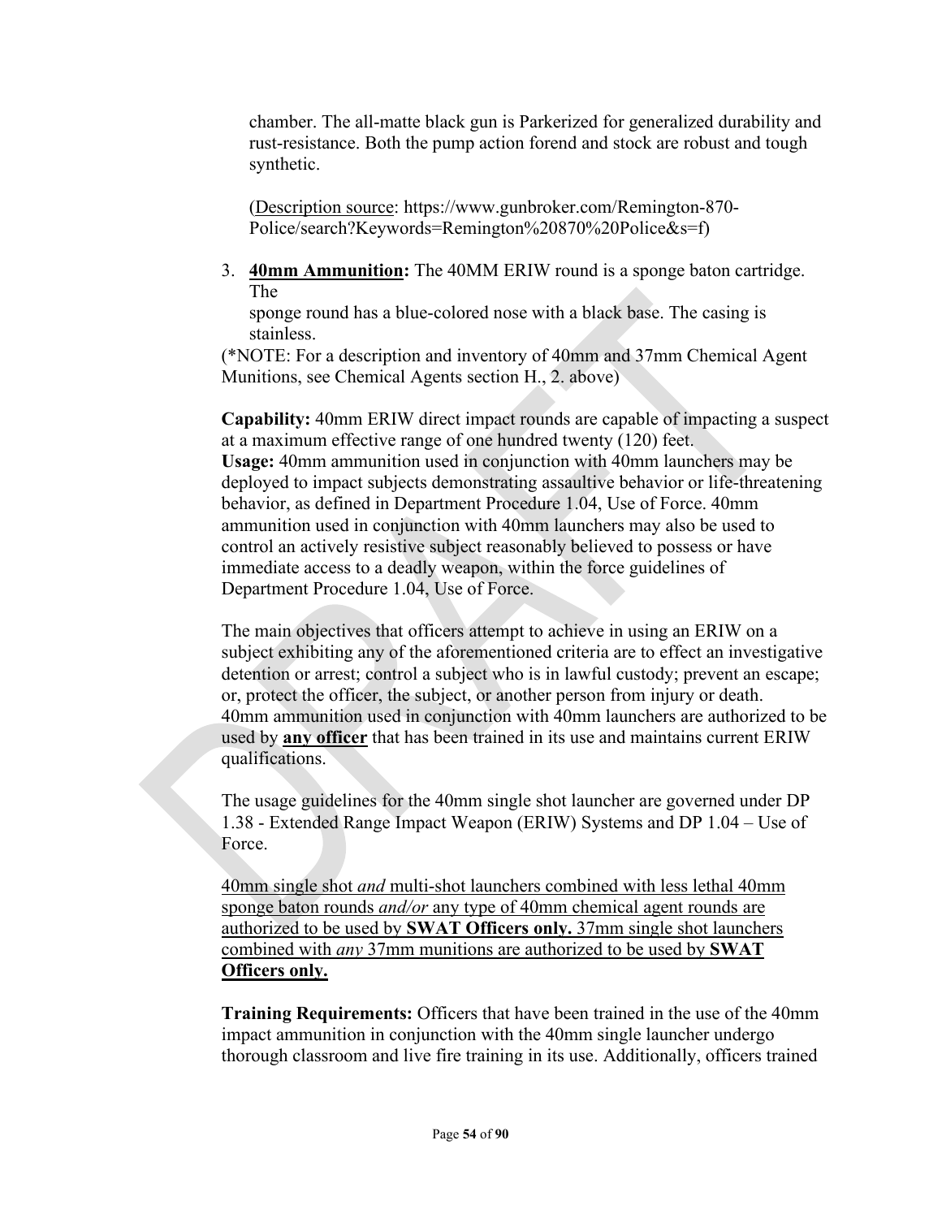chamber. The all-matte black gun is Parkerized for generalized durability and rust-resistance. Both the pump action forend and stock are robust and tough synthetic.

(<u>Description source</u>: https://www.gunbroker.com/Remington-870-Police/search?Keywords=Remington%20870%20Police&s=f)

3. **<u>40mm Ammunition</u>:** The 40MM ERIW round is a sponge baton cartridge. The sponge round has a blue-colored nose with a black base. The casing is stainless.

(*NOTE: For a description and inventory of 40mm and 37mm Chemical Agent Munitions, see Chemical Agents section H., 2. above)

**Capability:** 40mm ERIW direct impact rounds are capable of impacting a suspect at a maximum effective range of one hundred twenty (120) feet.
**Usage:** 40mm ammunition used in conjunction with 40mm launchers may be deployed to impact subjects demonstrating assaultive behavior or life-threatening behavior, as defined in Department Procedure 1.04, Use of Force. 40mm ammunition used in conjunction with 40mm launchers may also be used to control an actively resistive subject reasonably believed to possess or have immediate access to a deadly weapon, within the force guidelines of Department Procedure 1.04, Use of Force.

The main objectives that officers attempt to achieve in using an ERIW on a subject exhibiting any of the aforementioned criteria are to effect an investigative detention or arrest; control a subject who is in lawful custody; prevent an escape; or, protect the officer, the subject, or another person from injury or death.
40mm ammunition used in conjunction with 40mm launchers are authorized to be used by **<u>any officer</u>** that has been trained in its use and maintains current ERIW qualifications.

The usage guidelines for the 40mm single shot launcher are governed under DP 1.38 - Extended Range Impact Weapon (ERIW) Systems and DP 1.04 – Use of Force.

<u>40mm single shot *and* multi-shot launchers combined with less lethal 40mm sponge baton rounds *and/or* any type of 40mm chemical agent rounds are authorized to be used by **SWAT Officers only.** 37mm single shot launchers combined with *any* 37mm munitions are authorized to be used by **SWAT Officers only.**</u>

**Training Requirements:** Officers that have been trained in the use of the 40mm impact ammunition in conjunction with the 40mm single launcher undergo thorough classroom and live fire training in its use. Additionally, officers trained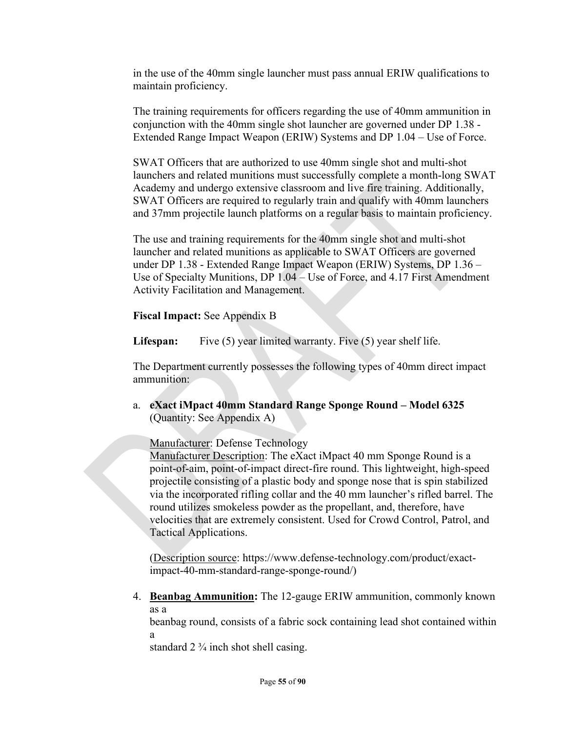in the use of the 40mm single launcher must pass annual ERIW qualifications to maintain proficiency.

The training requirements for officers regarding the use of 40mm ammunition in conjunction with the 40mm single shot launcher are governed under DP 1.38 - Extended Range Impact Weapon (ERIW) Systems and DP 1.04 – Use of Force.

SWAT Officers that are authorized to use 40mm single shot and multi-shot launchers and related munitions must successfully complete a month-long SWAT Academy and undergo extensive classroom and live fire training. Additionally, SWAT Officers are required to regularly train and qualify with 40mm launchers and 37mm projectile launch platforms on a regular basis to maintain proficiency.

The use and training requirements for the 40mm single shot and multi-shot launcher and related munitions as applicable to SWAT Officers are governed under DP 1.38 - Extended Range Impact Weapon (ERIW) Systems, DP 1.36 – Use of Specialty Munitions, DP 1.04 – Use of Force, and 4.17 First Amendment Activity Facilitation and Management.

**Fiscal Impact:** See Appendix B

**Lifespan:** Five (5) year limited warranty. Five (5) year shelf life.

The Department currently possesses the following types of 40mm direct impact ammunition:

a. **eXact iMpact 40mm Standard Range Sponge Round – Model 6325** (Quantity: See Appendix A)

   Manufacturer: Defense Technology
   Manufacturer Description: The eXact iMpact 40 mm Sponge Round is a point-of-aim, point-of-impact direct-fire round. This lightweight, high-speed projectile consisting of a plastic body and sponge nose that is spin stabilized via the incorporated rifling collar and the 40 mm launcher's rifled barrel. The round utilizes smokeless powder as the propellant, and, therefore, have velocities that are extremely consistent. Used for Crowd Control, Patrol, and Tactical Applications.

   (Description source: https://www.defense-technology.com/product/exact-impact-40-mm-standard-range-sponge-round/)

4. **Beanbag Ammunition:** The 12-gauge ERIW ammunition, commonly known as a beanbag round, consists of a fabric sock containing lead shot contained within a standard 2 ¾ inch shot shell casing.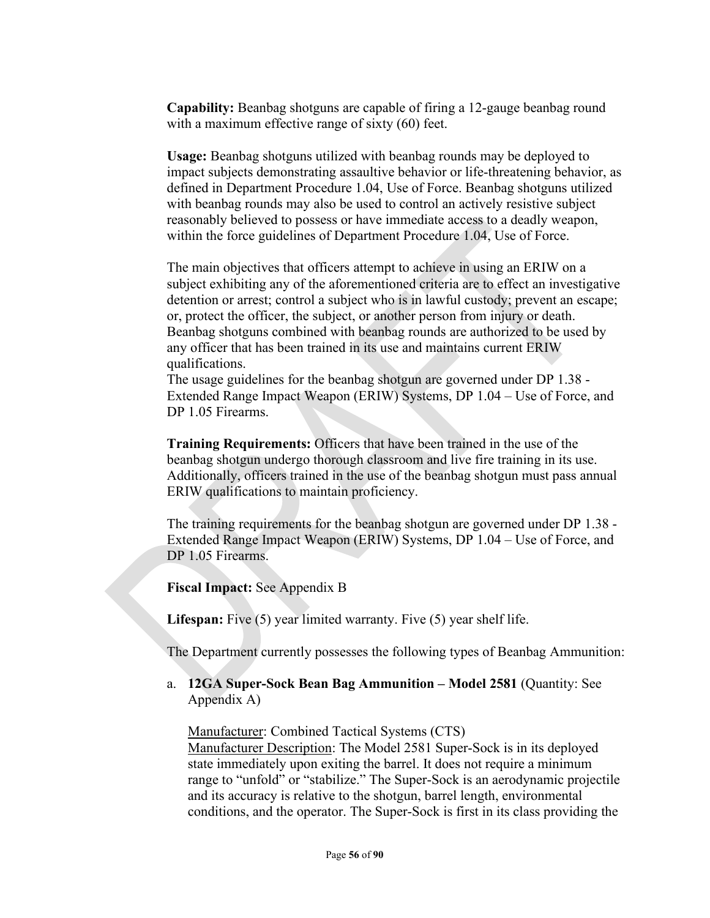**Capability:** Beanbag shotguns are capable of firing a 12-gauge beanbag round with a maximum effective range of sixty (60) feet.

**Usage:** Beanbag shotguns utilized with beanbag rounds may be deployed to impact subjects demonstrating assaultive behavior or life-threatening behavior, as defined in Department Procedure 1.04, Use of Force. Beanbag shotguns utilized with beanbag rounds may also be used to control an actively resistive subject reasonably believed to possess or have immediate access to a deadly weapon, within the force guidelines of Department Procedure 1.04, Use of Force.

The main objectives that officers attempt to achieve in using an ERIW on a subject exhibiting any of the aforementioned criteria are to effect an investigative detention or arrest; control a subject who is in lawful custody; prevent an escape; or, protect the officer, the subject, or another person from injury or death. Beanbag shotguns combined with beanbag rounds are authorized to be used by any officer that has been trained in its use and maintains current ERIW qualifications.
The usage guidelines for the beanbag shotgun are governed under DP 1.38 - Extended Range Impact Weapon (ERIW) Systems, DP 1.04 – Use of Force, and DP 1.05 Firearms.

**Training Requirements:** Officers that have been trained in the use of the beanbag shotgun undergo thorough classroom and live fire training in its use. Additionally, officers trained in the use of the beanbag shotgun must pass annual ERIW qualifications to maintain proficiency.

The training requirements for the beanbag shotgun are governed under DP 1.38 - Extended Range Impact Weapon (ERIW) Systems, DP 1.04 – Use of Force, and DP 1.05 Firearms.

**Fiscal Impact:** See Appendix B

**Lifespan:** Five (5) year limited warranty. Five (5) year shelf life.

The Department currently possesses the following types of Beanbag Ammunition:

a. **12GA Super-Sock Bean Bag Ammunition – Model 2581** (Quantity: See Appendix A)

   Manufacturer: Combined Tactical Systems (CTS)
   Manufacturer Description: The Model 2581 Super-Sock is in its deployed state immediately upon exiting the barrel. It does not require a minimum range to "unfold" or "stabilize." The Super-Sock is an aerodynamic projectile and its accuracy is relative to the shotgun, barrel length, environmental conditions, and the operator. The Super-Sock is first in its class providing the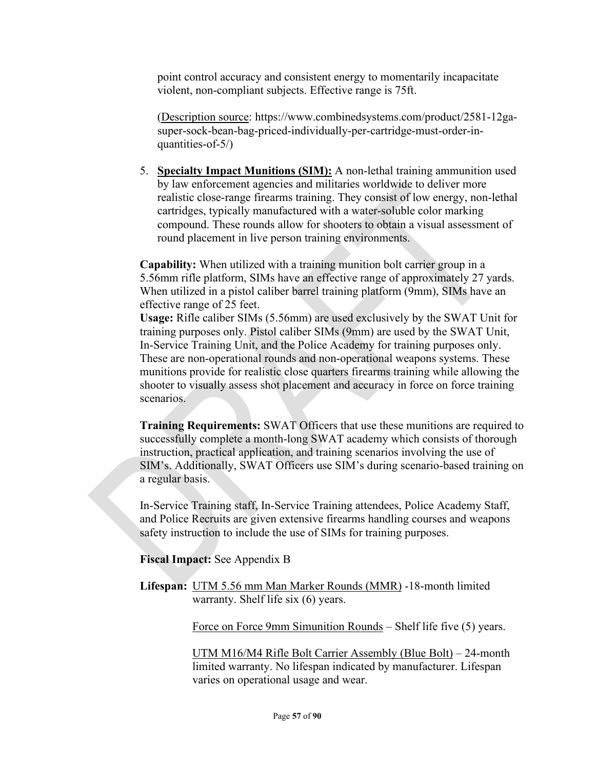point control accuracy and consistent energy to momentarily incapacitate violent, non-compliant subjects. Effective range is 75ft.

(Description source: https://www.combinedsystems.com/product/2581-12ga-super-sock-bean-bag-priced-individually-per-cartridge-must-order-in-quantities-of-5/)

5. **Specialty Impact Munitions (SIM):** A non-lethal training ammunition used by law enforcement agencies and militaries worldwide to deliver more realistic close-range firearms training. They consist of low energy, non-lethal cartridges, typically manufactured with a water-soluble color marking compound. These rounds allow for shooters to obtain a visual assessment of round placement in live person training environments.

**Capability:** When utilized with a training munition bolt carrier group in a 5.56mm rifle platform, SIMs have an effective range of approximately 27 yards. When utilized in a pistol caliber barrel training platform (9mm), SIMs have an effective range of 25 feet.

**Usage:** Rifle caliber SIMs (5.56mm) are used exclusively by the SWAT Unit for training purposes only. Pistol caliber SIMs (9mm) are used by the SWAT Unit, In-Service Training Unit, and the Police Academy for training purposes only. These are non-operational rounds and non-operational weapons systems. These munitions provide for realistic close quarters firearms training while allowing the shooter to visually assess shot placement and accuracy in force on force training scenarios.

**Training Requirements:** SWAT Officers that use these munitions are required to successfully complete a month-long SWAT academy which consists of thorough instruction, practical application, and training scenarios involving the use of SIM's. Additionally, SWAT Officers use SIM's during scenario-based training on a regular basis.

In-Service Training staff, In-Service Training attendees, Police Academy Staff, and Police Recruits are given extensive firearms handling courses and weapons safety instruction to include the use of SIMs for training purposes.

**Fiscal Impact:** See Appendix B

**Lifespan:** UTM 5.56 mm Man Marker Rounds (MMR) -18-month limited warranty. Shelf life six (6) years.

Force on Force 9mm Simunition Rounds – Shelf life five (5) years.

UTM M16/M4 Rifle Bolt Carrier Assembly (Blue Bolt) – 24-month limited warranty. No lifespan indicated by manufacturer. Lifespan varies on operational usage and wear.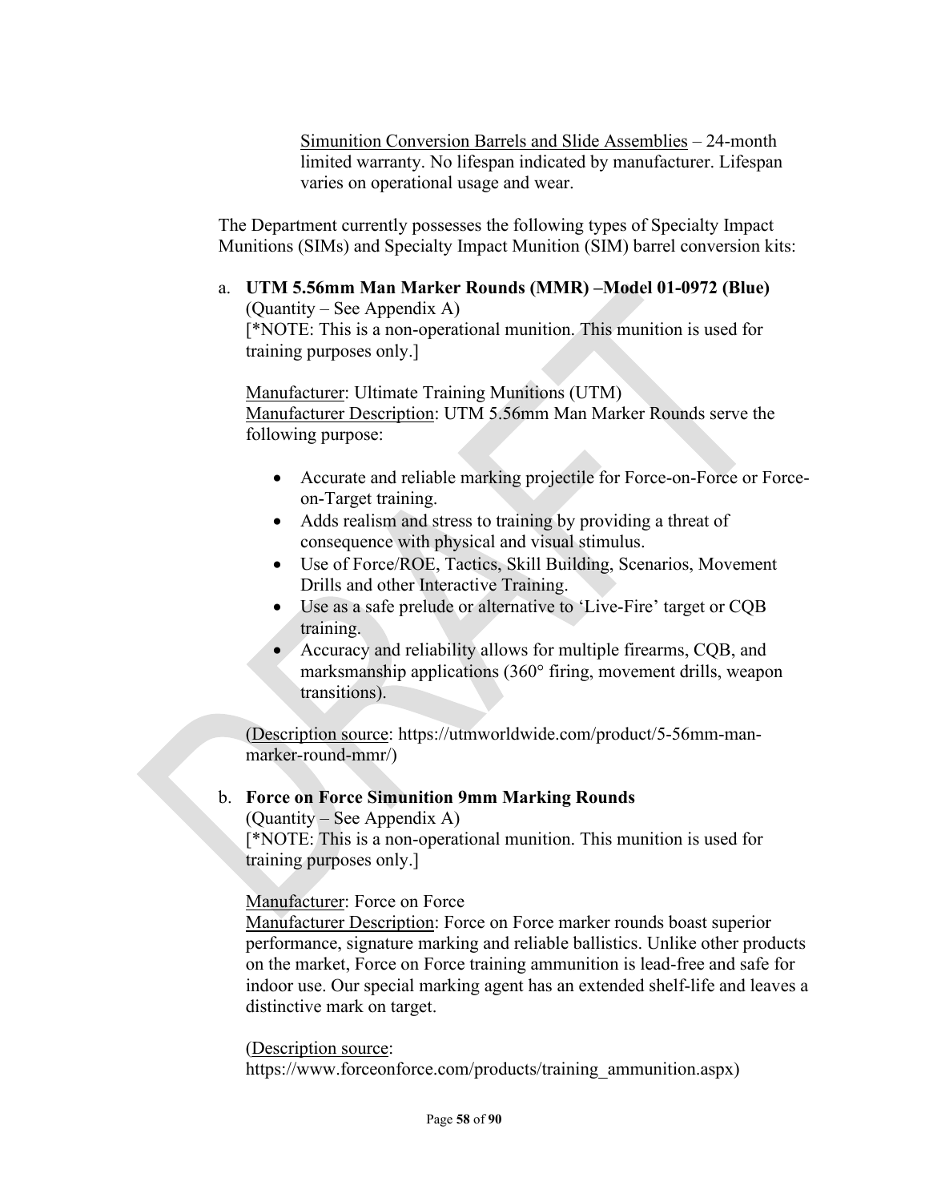Simunition Conversion Barrels and Slide Assemblies – 24-month limited warranty. No lifespan indicated by manufacturer. Lifespan varies on operational usage and wear.

The Department currently possesses the following types of Specialty Impact Munitions (SIMs) and Specialty Impact Munition (SIM) barrel conversion kits:

a. **UTM 5.56mm Man Marker Rounds (MMR) –Model 01-0972 (Blue)**
(Quantity – See Appendix A)
[*NOTE: This is a non-operational munition. This munition is used for training purposes only.]

Manufacturer: Ultimate Training Munitions (UTM)
Manufacturer Description: UTM 5.56mm Man Marker Rounds serve the following purpose:

- Accurate and reliable marking projectile for Force-on-Force or Force-on-Target training.
- Adds realism and stress to training by providing a threat of consequence with physical and visual stimulus.
- Use of Force/ROE, Tactics, Skill Building, Scenarios, Movement Drills and other Interactive Training.
- Use as a safe prelude or alternative to 'Live-Fire' target or CQB training.
- Accuracy and reliability allows for multiple firearms, CQB, and marksmanship applications (360° firing, movement drills, weapon transitions).

(Description source: https://utmworldwide.com/product/5-56mm-man-marker-round-mmr/)

b. **Force on Force Simunition 9mm Marking Rounds**
(Quantity – See Appendix A)
[*NOTE: This is a non-operational munition. This munition is used for training purposes only.]

Manufacturer: Force on Force
Manufacturer Description: Force on Force marker rounds boast superior performance, signature marking and reliable ballistics. Unlike other products on the market, Force on Force training ammunition is lead-free and safe for indoor use. Our special marking agent has an extended shelf-life and leaves a distinctive mark on target.

(Description source: https://www.forceonforce.com/products/training_ammunition.aspx)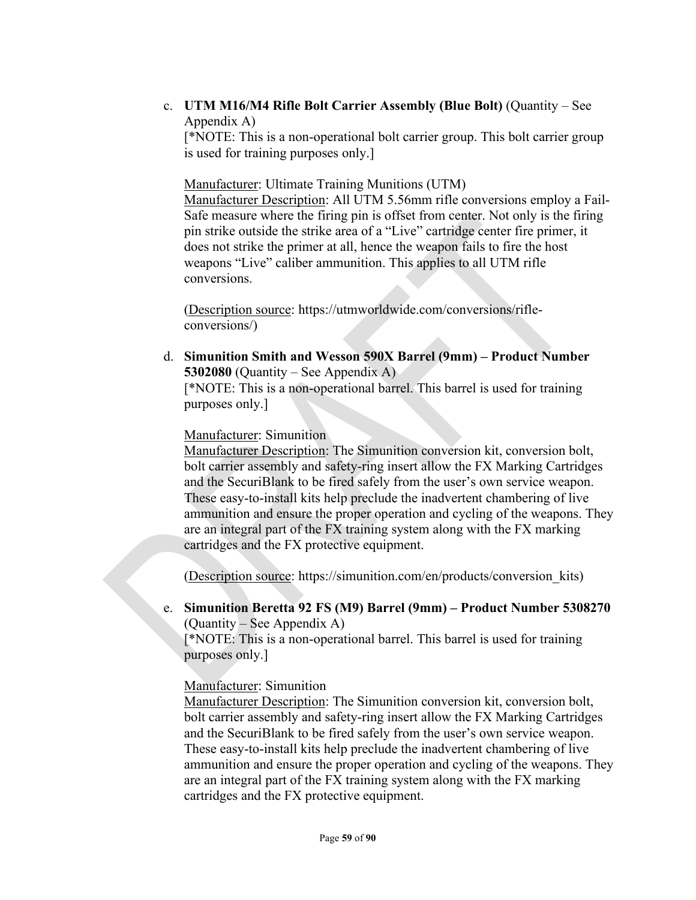c. **UTM M16/M4 Rifle Bolt Carrier Assembly (Blue Bolt)** (Quantity – See Appendix A)
[*NOTE: This is a non-operational bolt carrier group. This bolt carrier group is used for training purposes only.]

Manufacturer: Ultimate Training Munitions (UTM)
Manufacturer Description: All UTM 5.56mm rifle conversions employ a Fail-Safe measure where the firing pin is offset from center. Not only is the firing pin strike outside the strike area of a "Live" cartridge center fire primer, it does not strike the primer at all, hence the weapon fails to fire the host weapons "Live" caliber ammunition. This applies to all UTM rifle conversions.

(Description source: https://utmworldwide.com/conversions/rifle-conversions/)

d. **Simunition Smith and Wesson 590X Barrel (9mm) – Product Number 5302080** (Quantity – See Appendix A)
[*NOTE: This is a non-operational barrel. This barrel is used for training purposes only.]

Manufacturer: Simunition
Manufacturer Description: The Simunition conversion kit, conversion bolt, bolt carrier assembly and safety-ring insert allow the FX Marking Cartridges and the SecuriBlank to be fired safely from the user's own service weapon. These easy-to-install kits help preclude the inadvertent chambering of live ammunition and ensure the proper operation and cycling of the weapons. They are an integral part of the FX training system along with the FX marking cartridges and the FX protective equipment.

(Description source: https://simunition.com/en/products/conversion_kits)

e. **Simunition Beretta 92 FS (M9) Barrel (9mm) – Product Number 5308270** (Quantity – See Appendix A)
[*NOTE: This is a non-operational barrel. This barrel is used for training purposes only.]

Manufacturer: Simunition
Manufacturer Description: The Simunition conversion kit, conversion bolt, bolt carrier assembly and safety-ring insert allow the FX Marking Cartridges and the SecuriBlank to be fired safely from the user's own service weapon. These easy-to-install kits help preclude the inadvertent chambering of live ammunition and ensure the proper operation and cycling of the weapons. They are an integral part of the FX training system along with the FX marking cartridges and the FX protective equipment.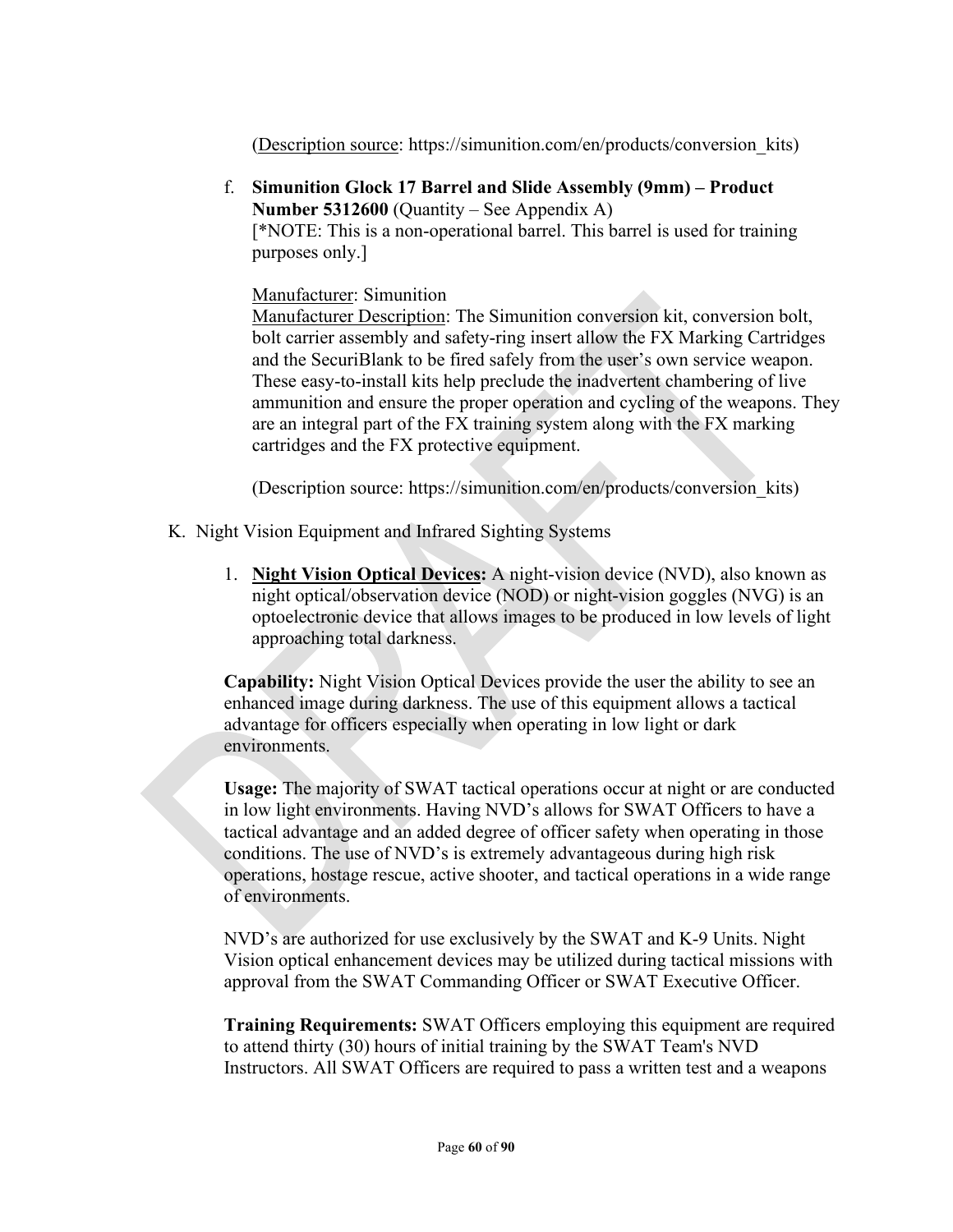(Description source: https://simunition.com/en/products/conversion_kits)

f. **Simunition Glock 17 Barrel and Slide Assembly (9mm) – Product Number 5312600** (Quantity – See Appendix A)
[*NOTE: This is a non-operational barrel. This barrel is used for training purposes only.]

Manufacturer: Simunition
Manufacturer Description: The Simunition conversion kit, conversion bolt, bolt carrier assembly and safety-ring insert allow the FX Marking Cartridges and the SecuriBlank to be fired safely from the user's own service weapon. These easy-to-install kits help preclude the inadvertent chambering of live ammunition and ensure the proper operation and cycling of the weapons. They are an integral part of the FX training system along with the FX marking cartridges and the FX protective equipment.

(Description source: https://simunition.com/en/products/conversion_kits)

K. Night Vision Equipment and Infrared Sighting Systems

1. **Night Vision Optical Devices:** A night-vision device (NVD), also known as night optical/observation device (NOD) or night-vision goggles (NVG) is an optoelectronic device that allows images to be produced in low levels of light approaching total darkness.

**Capability:** Night Vision Optical Devices provide the user the ability to see an enhanced image during darkness. The use of this equipment allows a tactical advantage for officers especially when operating in low light or dark environments.

**Usage:** The majority of SWAT tactical operations occur at night or are conducted in low light environments. Having NVD's allows for SWAT Officers to have a tactical advantage and an added degree of officer safety when operating in those conditions. The use of NVD's is extremely advantageous during high risk operations, hostage rescue, active shooter, and tactical operations in a wide range of environments.

NVD's are authorized for use exclusively by the SWAT and K-9 Units. Night Vision optical enhancement devices may be utilized during tactical missions with approval from the SWAT Commanding Officer or SWAT Executive Officer.

**Training Requirements:** SWAT Officers employing this equipment are required to attend thirty (30) hours of initial training by the SWAT Team's NVD Instructors. All SWAT Officers are required to pass a written test and a weapons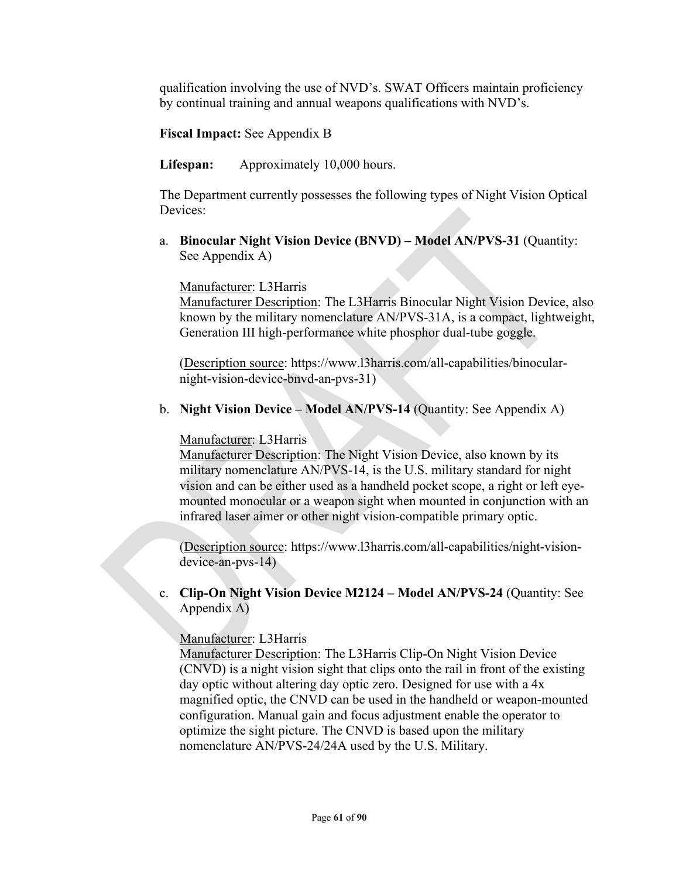qualification involving the use of NVD's. SWAT Officers maintain proficiency by continual training and annual weapons qualifications with NVD's.

**Fiscal Impact:** See Appendix B

**Lifespan:** Approximately 10,000 hours.

The Department currently possesses the following types of Night Vision Optical Devices:

a. **Binocular Night Vision Device (BNVD) – Model AN/PVS-31** (Quantity: See Appendix A)

   Manufacturer: L3Harris
   Manufacturer Description: The L3Harris Binocular Night Vision Device, also known by the military nomenclature AN/PVS-31A, is a compact, lightweight, Generation III high-performance white phosphor dual-tube goggle.

   (Description source: https://www.l3harris.com/all-capabilities/binocular-night-vision-device-bnvd-an-pvs-31)

b. **Night Vision Device – Model AN/PVS-14** (Quantity: See Appendix A)

   Manufacturer: L3Harris
   Manufacturer Description: The Night Vision Device, also known by its military nomenclature AN/PVS-14, is the U.S. military standard for night vision and can be either used as a handheld pocket scope, a right or left eye-mounted monocular or a weapon sight when mounted in conjunction with an infrared laser aimer or other night vision-compatible primary optic.

   (Description source: https://www.l3harris.com/all-capabilities/night-vision-device-an-pvs-14)

c. **Clip-On Night Vision Device M2124 – Model AN/PVS-24** (Quantity: See Appendix A)

   Manufacturer: L3Harris
   Manufacturer Description: The L3Harris Clip-On Night Vision Device (CNVD) is a night vision sight that clips onto the rail in front of the existing day optic without altering day optic zero. Designed for use with a 4x magnified optic, the CNVD can be used in the handheld or weapon-mounted configuration. Manual gain and focus adjustment enable the operator to optimize the sight picture. The CNVD is based upon the military nomenclature AN/PVS-24/24A used by the U.S. Military.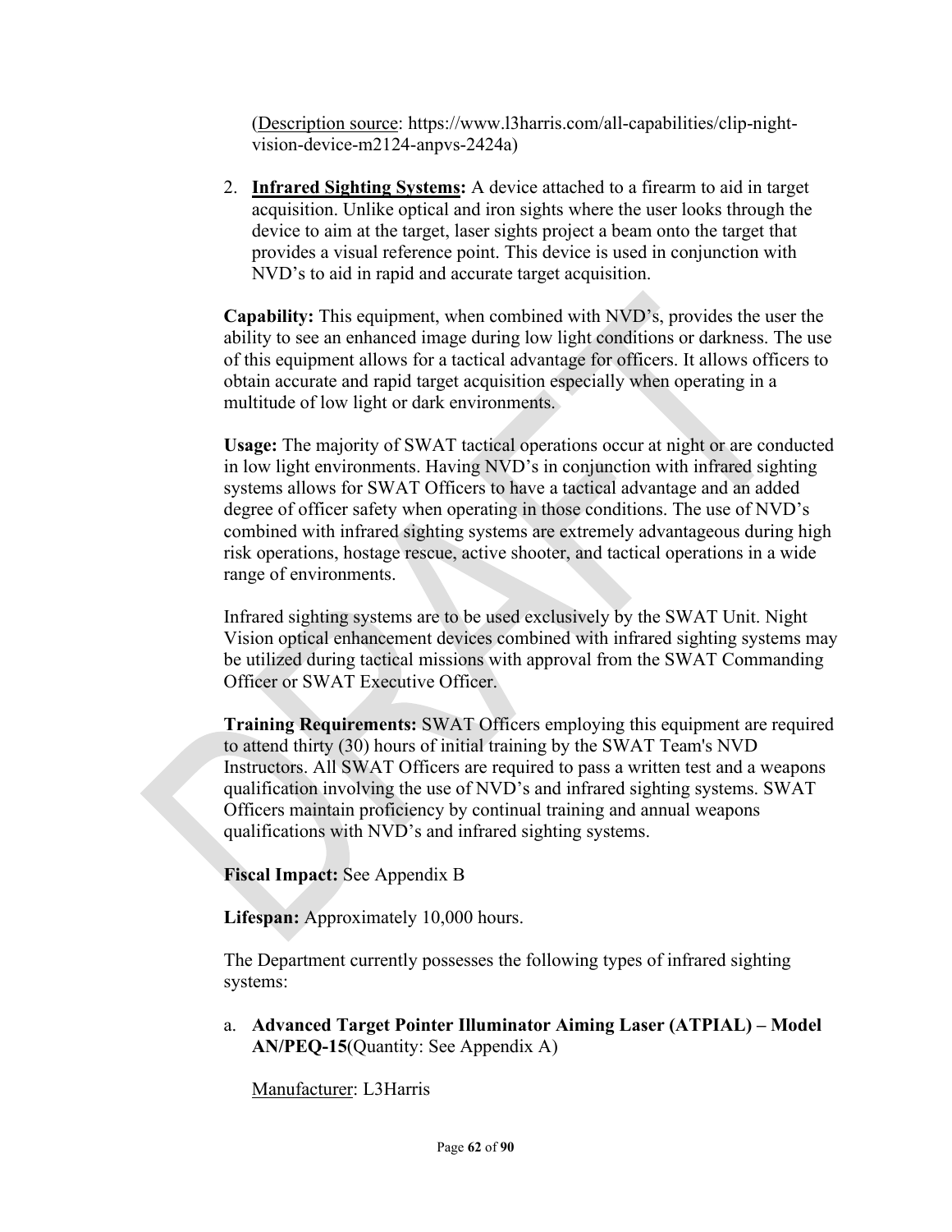(<u>Description source</u>: https://www.l3harris.com/all-capabilities/clip-night-vision-device-m2124-anpvs-2424a)

2. **<u>Infrared Sighting Systems</u>:** A device attached to a firearm to aid in target acquisition. Unlike optical and iron sights where the user looks through the device to aim at the target, laser sights project a beam onto the target that provides a visual reference point. This device is used in conjunction with NVD's to aid in rapid and accurate target acquisition.

   **Capability:** This equipment, when combined with NVD's, provides the user the ability to see an enhanced image during low light conditions or darkness. The use of this equipment allows for a tactical advantage for officers. It allows officers to obtain accurate and rapid target acquisition especially when operating in a multitude of low light or dark environments.

   **Usage:** The majority of SWAT tactical operations occur at night or are conducted in low light environments. Having NVD's in conjunction with infrared sighting systems allows for SWAT Officers to have a tactical advantage and an added degree of officer safety when operating in those conditions. The use of NVD's combined with infrared sighting systems are extremely advantageous during high risk operations, hostage rescue, active shooter, and tactical operations in a wide range of environments.

   Infrared sighting systems are to be used exclusively by the SWAT Unit. Night Vision optical enhancement devices combined with infrared sighting systems may be utilized during tactical missions with approval from the SWAT Commanding Officer or SWAT Executive Officer.

   **Training Requirements:** SWAT Officers employing this equipment are required to attend thirty (30) hours of initial training by the SWAT Team's NVD Instructors. All SWAT Officers are required to pass a written test and a weapons qualification involving the use of NVD's and infrared sighting systems. SWAT Officers maintain proficiency by continual training and annual weapons qualifications with NVD's and infrared sighting systems.

   **Fiscal Impact:** See Appendix B

   **Lifespan:** Approximately 10,000 hours.

   The Department currently possesses the following types of infrared sighting systems:

   a. **Advanced Target Pointer Illuminator Aiming Laser (ATPIAL) – Model AN/PEQ-15**(Quantity: See Appendix A)

      <u>Manufacturer</u>: L3Harris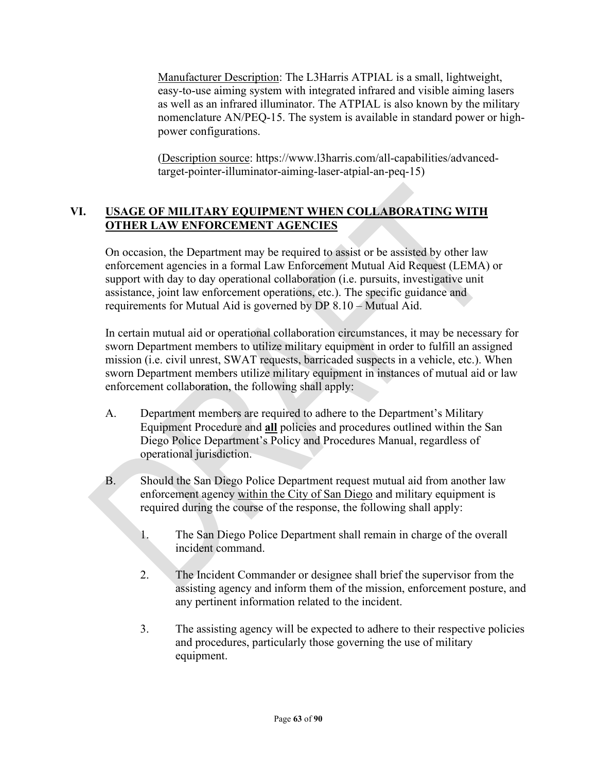Manufacturer Description: The L3Harris ATPIAL is a small, lightweight, easy-to-use aiming system with integrated infrared and visible aiming lasers as well as an infrared illuminator. The ATPIAL is also known by the military nomenclature AN/PEQ-15. The system is available in standard power or high-power configurations.

(Description source: https://www.l3harris.com/all-capabilities/advanced-target-pointer-illuminator-aiming-laser-atpial-an-peq-15)

## VI. USAGE OF MILITARY EQUIPMENT WHEN COLLABORATING WITH OTHER LAW ENFORCEMENT AGENCIES

On occasion, the Department may be required to assist or be assisted by other law enforcement agencies in a formal Law Enforcement Mutual Aid Request (LEMA) or support with day to day operational collaboration (i.e. pursuits, investigative unit assistance, joint law enforcement operations, etc.). The specific guidance and requirements for Mutual Aid is governed by DP 8.10 – Mutual Aid.

In certain mutual aid or operational collaboration circumstances, it may be necessary for sworn Department members to utilize military equipment in order to fulfill an assigned mission (i.e. civil unrest, SWAT requests, barricaded suspects in a vehicle, etc.). When sworn Department members utilize military equipment in instances of mutual aid or law enforcement collaboration, the following shall apply:

A. Department members are required to adhere to the Department's Military Equipment Procedure and **all** policies and procedures outlined within the San Diego Police Department's Policy and Procedures Manual, regardless of operational jurisdiction.

B. Should the San Diego Police Department request mutual aid from another law enforcement agency within the City of San Diego and military equipment is required during the course of the response, the following shall apply:

   1. The San Diego Police Department shall remain in charge of the overall incident command.

   2. The Incident Commander or designee shall brief the supervisor from the assisting agency and inform them of the mission, enforcement posture, and any pertinent information related to the incident.

   3. The assisting agency will be expected to adhere to their respective policies and procedures, particularly those governing the use of military equipment.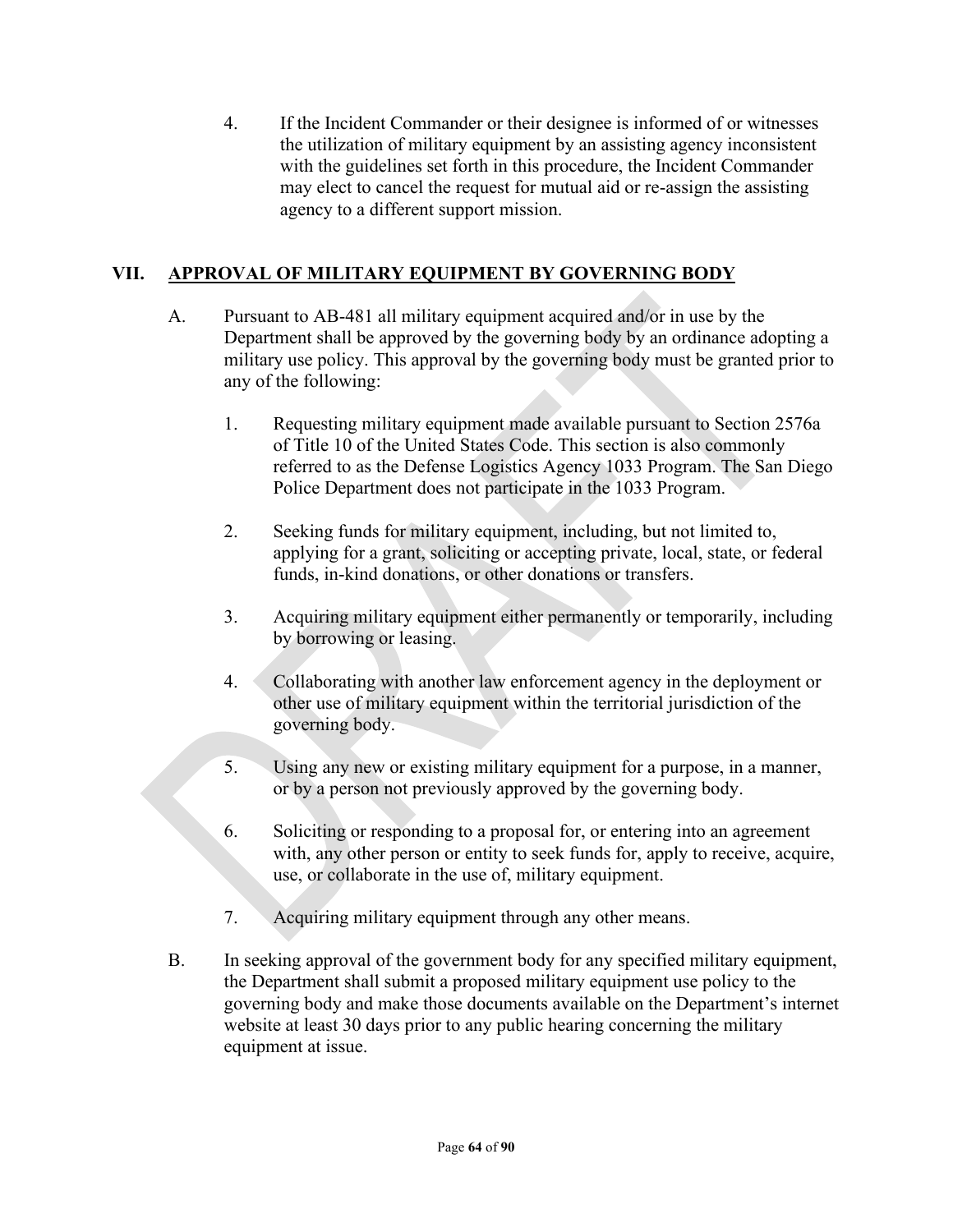4. If the Incident Commander or their designee is informed of or witnesses the utilization of military equipment by an assisting agency inconsistent with the guidelines set forth in this procedure, the Incident Commander may elect to cancel the request for mutual aid or re-assign the assisting agency to a different support mission.

## VII. APPROVAL OF MILITARY EQUIPMENT BY GOVERNING BODY

A. Pursuant to AB-481 all military equipment acquired and/or in use by the Department shall be approved by the governing body by an ordinance adopting a military use policy. This approval by the governing body must be granted prior to any of the following:

1. Requesting military equipment made available pursuant to Section 2576a of Title 10 of the United States Code. This section is also commonly referred to as the Defense Logistics Agency 1033 Program. The San Diego Police Department does not participate in the 1033 Program.

2. Seeking funds for military equipment, including, but not limited to, applying for a grant, soliciting or accepting private, local, state, or federal funds, in-kind donations, or other donations or transfers.

3. Acquiring military equipment either permanently or temporarily, including by borrowing or leasing.

4. Collaborating with another law enforcement agency in the deployment or other use of military equipment within the territorial jurisdiction of the governing body.

5. Using any new or existing military equipment for a purpose, in a manner, or by a person not previously approved by the governing body.

6. Soliciting or responding to a proposal for, or entering into an agreement with, any other person or entity to seek funds for, apply to receive, acquire, use, or collaborate in the use of, military equipment.

7. Acquiring military equipment through any other means.

B. In seeking approval of the government body for any specified military equipment, the Department shall submit a proposed military equipment use policy to the governing body and make those documents available on the Department's internet website at least 30 days prior to any public hearing concerning the military equipment at issue.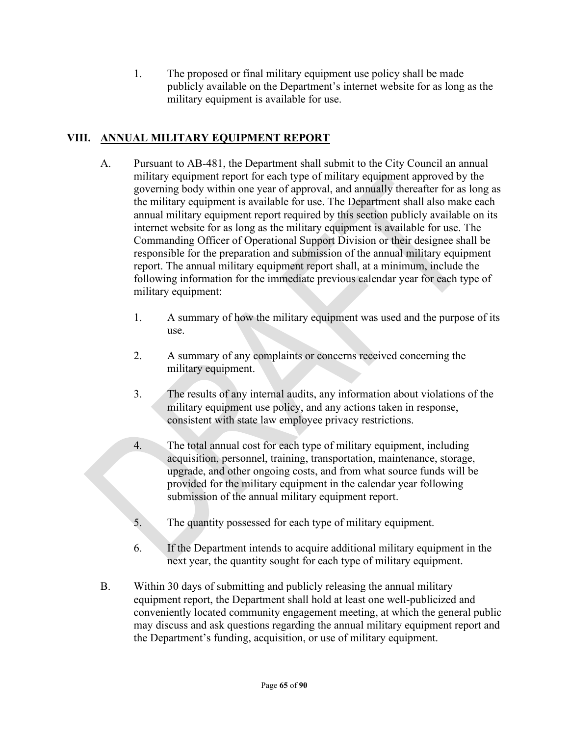1. The proposed or final military equipment use policy shall be made publicly available on the Department's internet website for as long as the military equipment is available for use.

## VIII. ANNUAL MILITARY EQUIPMENT REPORT

A. Pursuant to AB-481, the Department shall submit to the City Council an annual military equipment report for each type of military equipment approved by the governing body within one year of approval, and annually thereafter for as long as the military equipment is available for use. The Department shall also make each annual military equipment report required by this section publicly available on its internet website for as long as the military equipment is available for use. The Commanding Officer of Operational Support Division or their designee shall be responsible for the preparation and submission of the annual military equipment report. The annual military equipment report shall, at a minimum, include the following information for the immediate previous calendar year for each type of military equipment:

   1. A summary of how the military equipment was used and the purpose of its use.

   2. A summary of any complaints or concerns received concerning the military equipment.

   3. The results of any internal audits, any information about violations of the military equipment use policy, and any actions taken in response, consistent with state law employee privacy restrictions.

   4. The total annual cost for each type of military equipment, including acquisition, personnel, training, transportation, maintenance, storage, upgrade, and other ongoing costs, and from what source funds will be provided for the military equipment in the calendar year following submission of the annual military equipment report.

   5. The quantity possessed for each type of military equipment.

   6. If the Department intends to acquire additional military equipment in the next year, the quantity sought for each type of military equipment.

B. Within 30 days of submitting and publicly releasing the annual military equipment report, the Department shall hold at least one well-publicized and conveniently located community engagement meeting, at which the general public may discuss and ask questions regarding the annual military equipment report and the Department's funding, acquisition, or use of military equipment.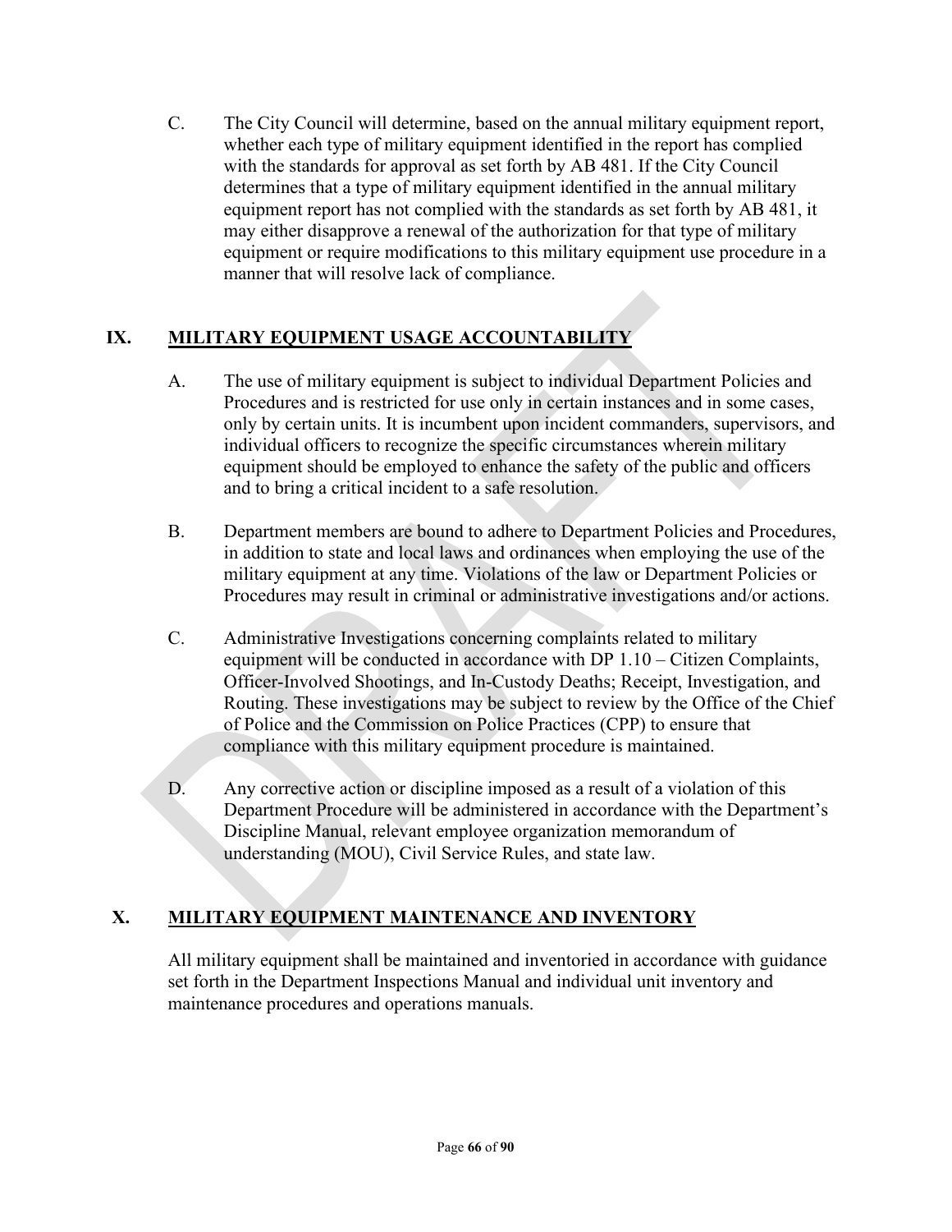C. The City Council will determine, based on the annual military equipment report, whether each type of military equipment identified in the report has complied with the standards for approval as set forth by AB 481. If the City Council determines that a type of military equipment identified in the annual military equipment report has not complied with the standards as set forth by AB 481, it may either disapprove a renewal of the authorization for that type of military equipment or require modifications to this military equipment use procedure in a manner that will resolve lack of compliance.

## IX. MILITARY EQUIPMENT USAGE ACCOUNTABILITY

A. The use of military equipment is subject to individual Department Policies and Procedures and is restricted for use only in certain instances and in some cases, only by certain units. It is incumbent upon incident commanders, supervisors, and individual officers to recognize the specific circumstances wherein military equipment should be employed to enhance the safety of the public and officers and to bring a critical incident to a safe resolution.

B. Department members are bound to adhere to Department Policies and Procedures, in addition to state and local laws and ordinances when employing the use of the military equipment at any time. Violations of the law or Department Policies or Procedures may result in criminal or administrative investigations and/or actions.

C. Administrative Investigations concerning complaints related to military equipment will be conducted in accordance with DP 1.10 – Citizen Complaints, Officer-Involved Shootings, and In-Custody Deaths; Receipt, Investigation, and Routing. These investigations may be subject to review by the Office of the Chief of Police and the Commission on Police Practices (CPP) to ensure that compliance with this military equipment procedure is maintained.

D. Any corrective action or discipline imposed as a result of a violation of this Department Procedure will be administered in accordance with the Department's Discipline Manual, relevant employee organization memorandum of understanding (MOU), Civil Service Rules, and state law.

## X. MILITARY EQUIPMENT MAINTENANCE AND INVENTORY

All military equipment shall be maintained and inventoried in accordance with guidance set forth in the Department Inspections Manual and individual unit inventory and maintenance procedures and operations manuals.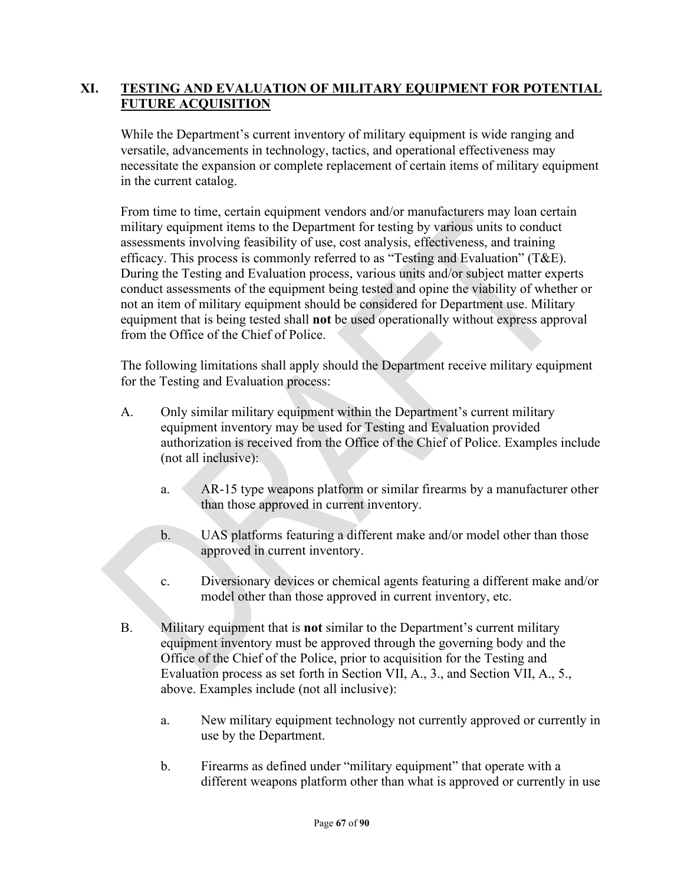## XI. TESTING AND EVALUATION OF MILITARY EQUIPMENT FOR POTENTIAL FUTURE ACQUISITION

While the Department's current inventory of military equipment is wide ranging and versatile, advancements in technology, tactics, and operational effectiveness may necessitate the expansion or complete replacement of certain items of military equipment in the current catalog.

From time to time, certain equipment vendors and/or manufacturers may loan certain military equipment items to the Department for testing by various units to conduct assessments involving feasibility of use, cost analysis, effectiveness, and training efficacy. This process is commonly referred to as "Testing and Evaluation" (T&E). During the Testing and Evaluation process, various units and/or subject matter experts conduct assessments of the equipment being tested and opine the viability of whether or not an item of military equipment should be considered for Department use. Military equipment that is being tested shall **not** be used operationally without express approval from the Office of the Chief of Police.

The following limitations shall apply should the Department receive military equipment for the Testing and Evaluation process:

A. Only similar military equipment within the Department's current military equipment inventory may be used for Testing and Evaluation provided authorization is received from the Office of the Chief of Police. Examples include (not all inclusive):

   a. AR-15 type weapons platform or similar firearms by a manufacturer other than those approved in current inventory.

   b. UAS platforms featuring a different make and/or model other than those approved in current inventory.

   c. Diversionary devices or chemical agents featuring a different make and/or model other than those approved in current inventory, etc.

B. Military equipment that is **not** similar to the Department's current military equipment inventory must be approved through the governing body and the Office of the Chief of the Police, prior to acquisition for the Testing and Evaluation process as set forth in Section VII, A., 3., and Section VII, A., 5., above. Examples include (not all inclusive):

   a. New military equipment technology not currently approved or currently in use by the Department.

   b. Firearms as defined under "military equipment" that operate with a different weapons platform other than what is approved or currently in use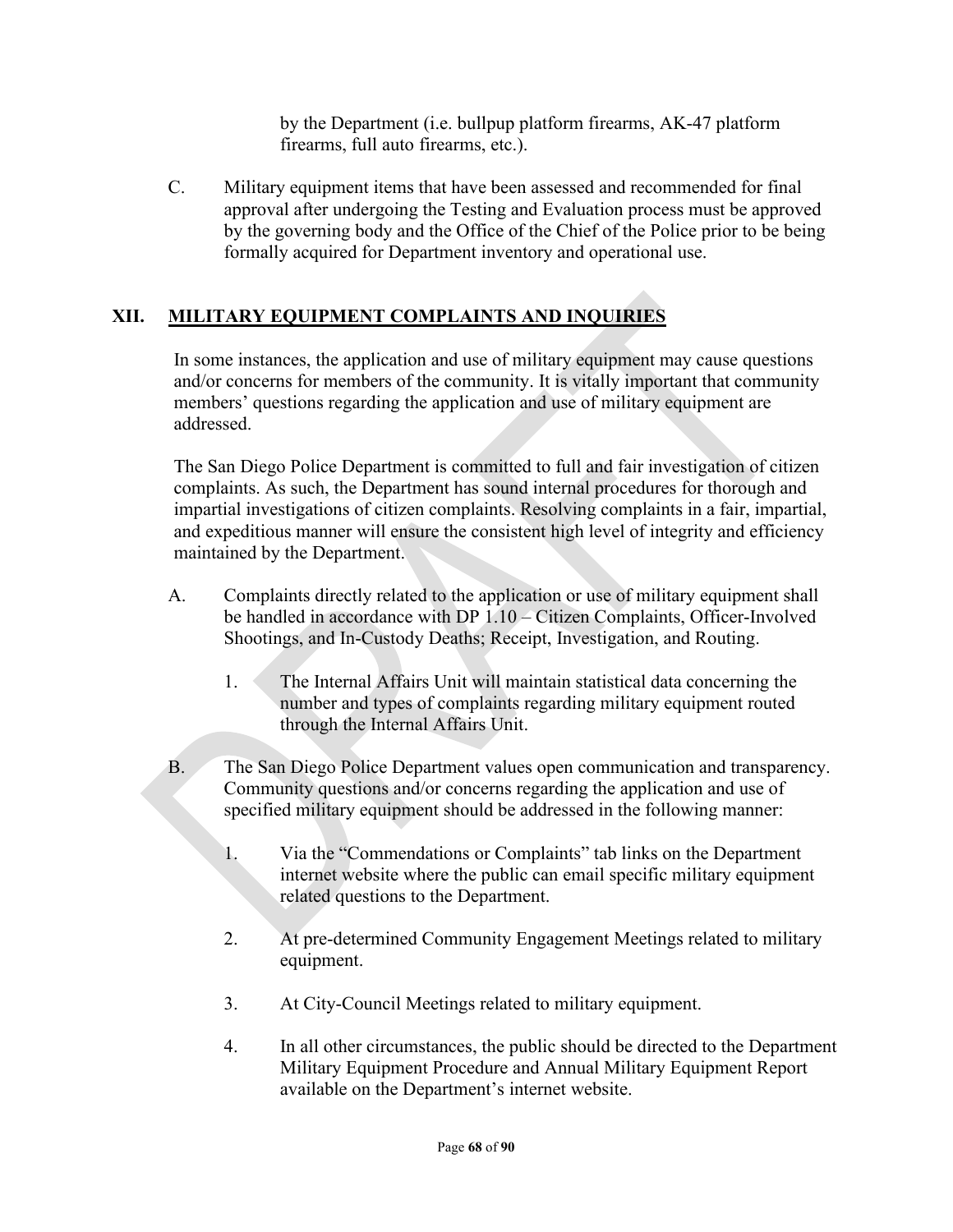by the Department (i.e. bullpup platform firearms, AK-47 platform firearms, full auto firearms, etc.).

C. Military equipment items that have been assessed and recommended for final approval after undergoing the Testing and Evaluation process must be approved by the governing body and the Office of the Chief of the Police prior to be being formally acquired for Department inventory and operational use.

## XII. MILITARY EQUIPMENT COMPLAINTS AND INQUIRIES

In some instances, the application and use of military equipment may cause questions and/or concerns for members of the community. It is vitally important that community members' questions regarding the application and use of military equipment are addressed.

The San Diego Police Department is committed to full and fair investigation of citizen complaints. As such, the Department has sound internal procedures for thorough and impartial investigations of citizen complaints. Resolving complaints in a fair, impartial, and expeditious manner will ensure the consistent high level of integrity and efficiency maintained by the Department.

A. Complaints directly related to the application or use of military equipment shall be handled in accordance with DP 1.10 – Citizen Complaints, Officer-Involved Shootings, and In-Custody Deaths; Receipt, Investigation, and Routing.

1. The Internal Affairs Unit will maintain statistical data concerning the number and types of complaints regarding military equipment routed through the Internal Affairs Unit.

B. The San Diego Police Department values open communication and transparency. Community questions and/or concerns regarding the application and use of specified military equipment should be addressed in the following manner:

1. Via the "Commendations or Complaints" tab links on the Department internet website where the public can email specific military equipment related questions to the Department.

2. At pre-determined Community Engagement Meetings related to military equipment.

3. At City-Council Meetings related to military equipment.

4. In all other circumstances, the public should be directed to the Department Military Equipment Procedure and Annual Military Equipment Report available on the Department's internet website.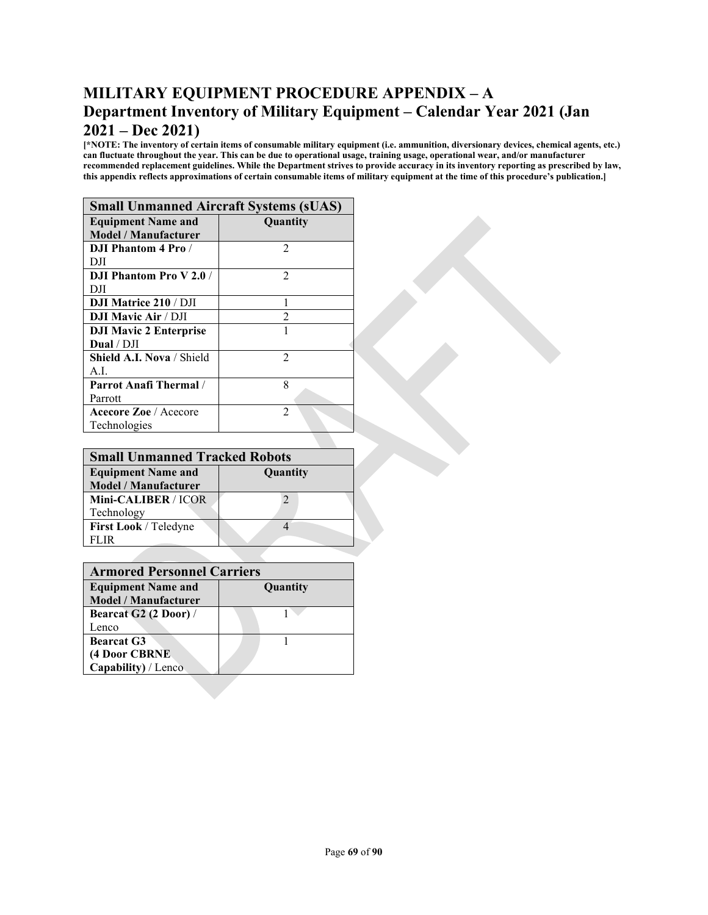# MILITARY EQUIPMENT PROCEDURE APPENDIX – A
## Department Inventory of Military Equipment – Calendar Year 2021 (Jan 2021 – Dec 2021)

**[*NOTE: The inventory of certain items of consumable military equipment (i.e. ammunition, diversionary devices, chemical agents, etc.) can fluctuate throughout the year. This can be due to operational usage, training usage, operational wear, and/or manufacturer recommended replacement guidelines. While the Department strives to provide accuracy in its inventory reporting as prescribed by law, this appendix reflects approximations of certain consumable items of military equipment at the time of this procedure's publication.]**

| **Small Unmanned Aircraft Systems (sUAS)** | |
|---|---|
| **Equipment Name and Model / Manufacturer** | **Quantity** |
| **DJI Phantom 4 Pro** / DJI | 2 |
| **DJI Phantom Pro V 2.0** / DJI | 2 |
| **DJI Matrice 210** / DJI | 1 |
| **DJI Mavic Air** / DJI | 2 |
| **DJI Mavic 2 Enterprise Dual** / DJI | 1 |
| **Shield A.I. Nova** / Shield A.I. | 2 |
| **Parrot Anafi Thermal** / Parrott | 8 |
| **Acecore Zoe** / Acecore Technologies | 2 |

| **Small Unmanned Tracked Robots** | |
|---|---|
| **Equipment Name and Model / Manufacturer** | **Quantity** |
| **Mini-CALIBER** / ICOR Technology | 2 |
| **First Look** / Teledyne FLIR | 4 |

| **Armored Personnel Carriers** | |
|---|---|
| **Equipment Name and Model / Manufacturer** | **Quantity** |
| **Bearcat G2 (2 Door)** / Lenco | 1 |
| **Bearcat G3 (4 Door CBRNE Capability)** / Lenco | 1 |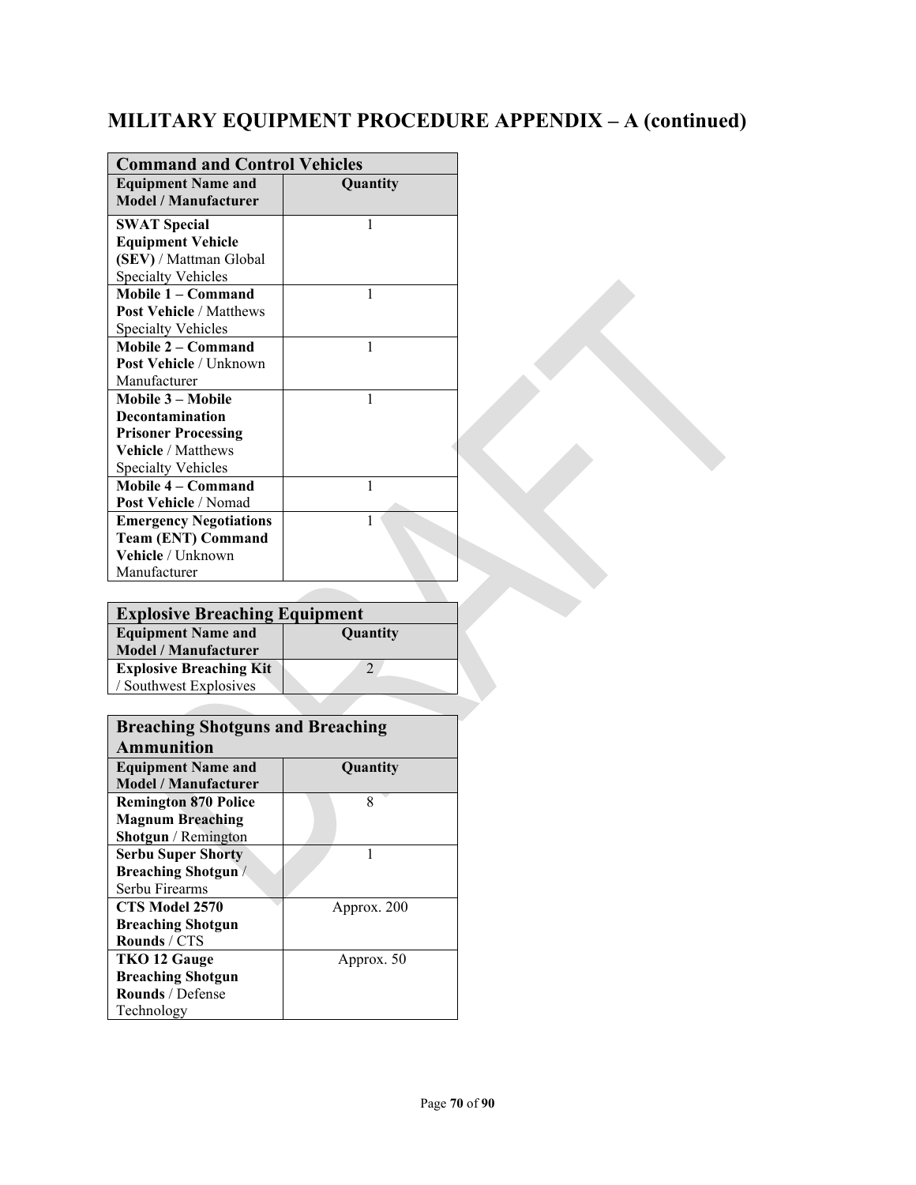## MILITARY EQUIPMENT PROCEDURE APPENDIX – A (continued)

| Command and Control Vehicles | |
|---|---|
| **Equipment Name and Model / Manufacturer** | **Quantity** |
| **SWAT Special Equipment Vehicle (SEV)** / Mattman Global Specialty Vehicles | 1 |
| **Mobile 1 – Command Post Vehicle** / Matthews Specialty Vehicles | 1 |
| **Mobile 2 – Command Post Vehicle** / Unknown Manufacturer | 1 |
| **Mobile 3 – Mobile Decontamination Prisoner Processing Vehicle** / Matthews Specialty Vehicles | 1 |
| **Mobile 4 – Command Post Vehicle** / Nomad | 1 |
| **Emergency Negotiations Team (ENT) Command Vehicle** / Unknown Manufacturer | 1 |

| Explosive Breaching Equipment | |
|---|---|
| **Equipment Name and Model / Manufacturer** | **Quantity** |
| **Explosive Breaching Kit** / Southwest Explosives | 2 |

| Breaching Shotguns and Breaching Ammunition | |
|---|---|
| **Equipment Name and Model / Manufacturer** | **Quantity** |
| **Remington 870 Police Magnum Breaching Shotgun** / Remington | 8 |
| **Serbu Super Shorty Breaching Shotgun** / Serbu Firearms | 1 |
| **CTS Model 2570 Breaching Shotgun Rounds** / CTS | Approx. 200 |
| **TKO 12 Gauge Breaching Shotgun Rounds** / Defense Technology | Approx. 50 |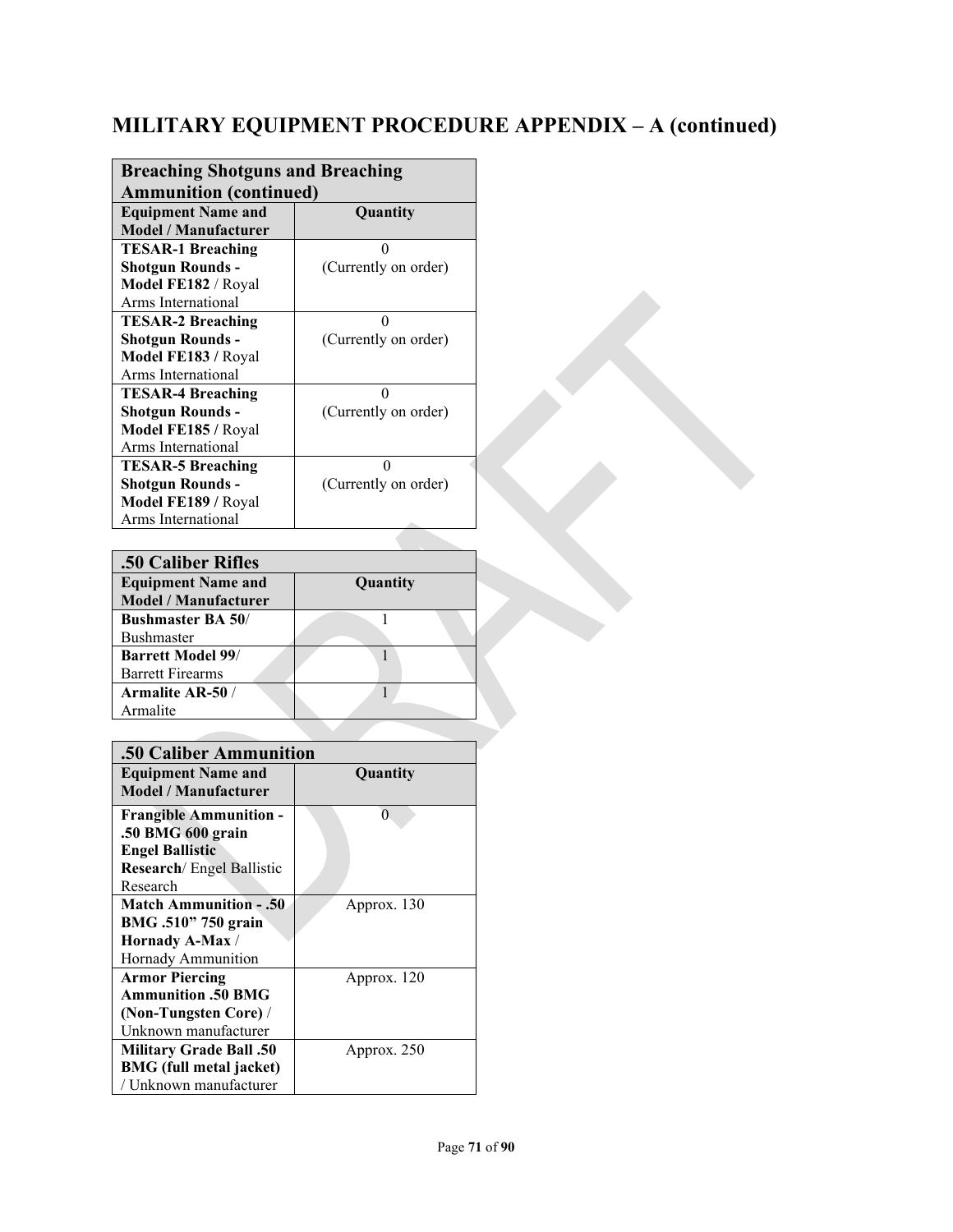## MILITARY EQUIPMENT PROCEDURE APPENDIX – A (continued)

| Breaching Shotguns and Breaching Ammunition (continued) | |
|---|---|
| **Equipment Name and Model / Manufacturer** | **Quantity** |
| **TESAR-1 Breaching Shotgun Rounds - Model FE182** / Royal Arms International | 0 (Currently on order) |
| **TESAR-2 Breaching Shotgun Rounds - Model FE183** / Royal Arms International | 0 (Currently on order) |
| **TESAR-4 Breaching Shotgun Rounds - Model FE185** / Royal Arms International | 0 (Currently on order) |
| **TESAR-5 Breaching Shotgun Rounds - Model FE189** / Royal Arms International | 0 (Currently on order) |

| .50 Caliber Rifles | |
|---|---|
| **Equipment Name and Model / Manufacturer** | **Quantity** |
| **Bushmaster BA 50**/ Bushmaster | 1 |
| **Barrett Model 99**/ Barrett Firearms | 1 |
| **Armalite AR-50** / Armalite | 1 |

| .50 Caliber Ammunition | |
|---|---|
| **Equipment Name and Model / Manufacturer** | **Quantity** |
| **Frangible Ammunition - .50 BMG 600 grain Engel Ballistic Research**/ Engel Ballistic Research | 0 |
| **Match Ammunition - .50 BMG .510" 750 grain Hornady A-Max** / Hornady Ammunition | Approx. 130 |
| **Armor Piercing Ammunition .50 BMG (Non-Tungsten Core)** / Unknown manufacturer | Approx. 120 |
| **Military Grade Ball .50 BMG (full metal jacket)** / Unknown manufacturer | Approx. 250 |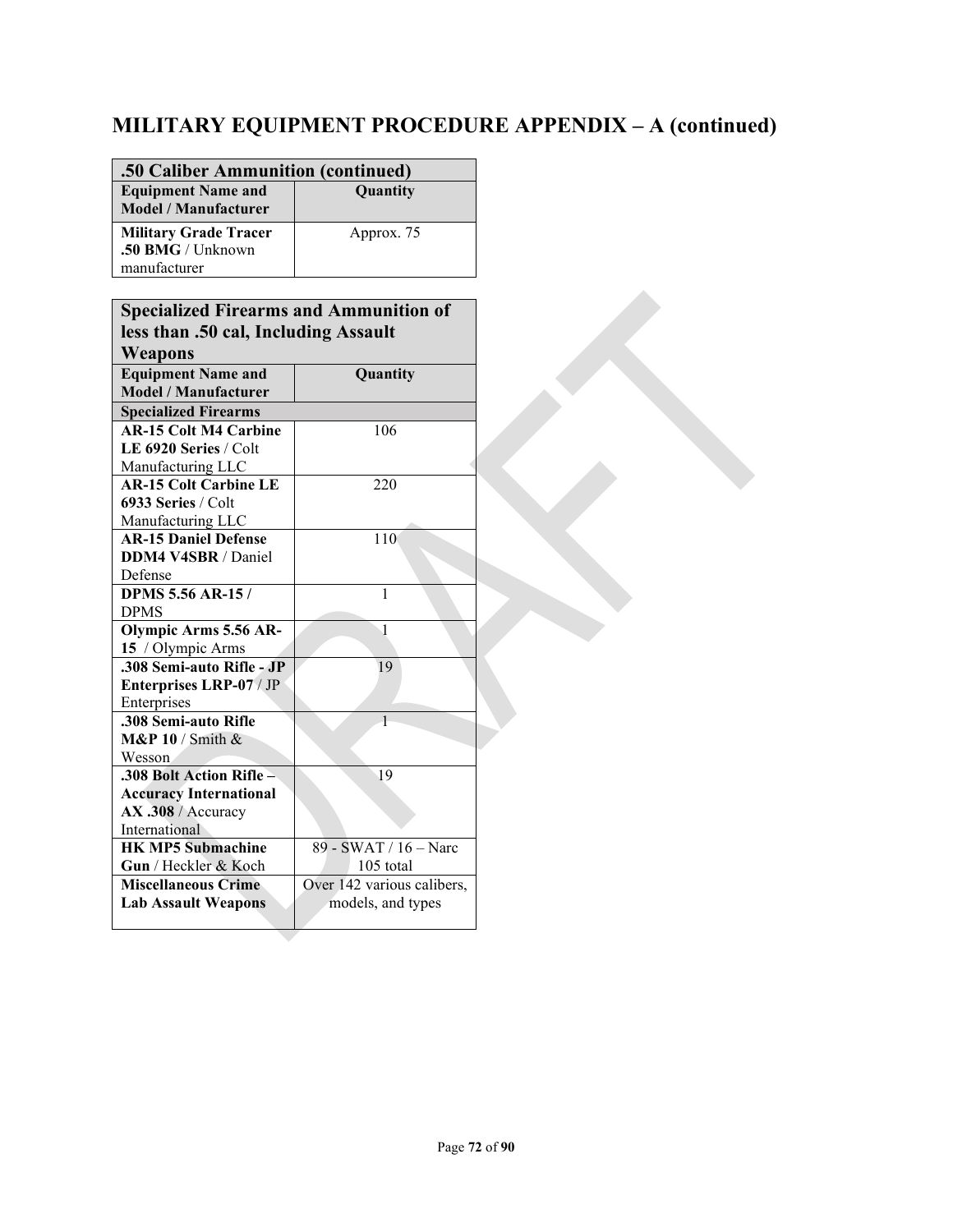## MILITARY EQUIPMENT PROCEDURE APPENDIX – A (continued)

| .50 Caliber Ammunition (continued) | |
|---|---|
| **Equipment Name and Model / Manufacturer** | **Quantity** |
| **Military Grade Tracer .50 BMG** / Unknown manufacturer | Approx. 75 |

| Specialized Firearms and Ammunition of less than .50 cal, Including Assault Weapons | |
|---|---|
| **Equipment Name and Model / Manufacturer** | **Quantity** |
| **Specialized Firearms** | |
| **AR-15 Colt M4 Carbine LE 6920 Series** / Colt Manufacturing LLC | 106 |
| **AR-15 Colt Carbine LE 6933 Series** / Colt Manufacturing LLC | 220 |
| **AR-15 Daniel Defense DDM4 V4SBR** / Daniel Defense | 110 |
| **DPMS 5.56 AR-15 /** DPMS | 1 |
| **Olympic Arms 5.56 AR-15** / Olympic Arms | 1 |
| **.308 Semi-auto Rifle - JP Enterprises LRP-07** / JP Enterprises | 19 |
| **.308 Semi-auto Rifle M&P 10** / Smith & Wesson | 1 |
| **.308 Bolt Action Rifle – Accuracy International AX .308** / Accuracy International | 19 |
| **HK MP5 Submachine Gun** / Heckler & Koch | 89 - SWAT / 16 – Narc 105 total |
| **Miscellaneous Crime Lab Assault Weapons** | Over 142 various calibers, models, and types |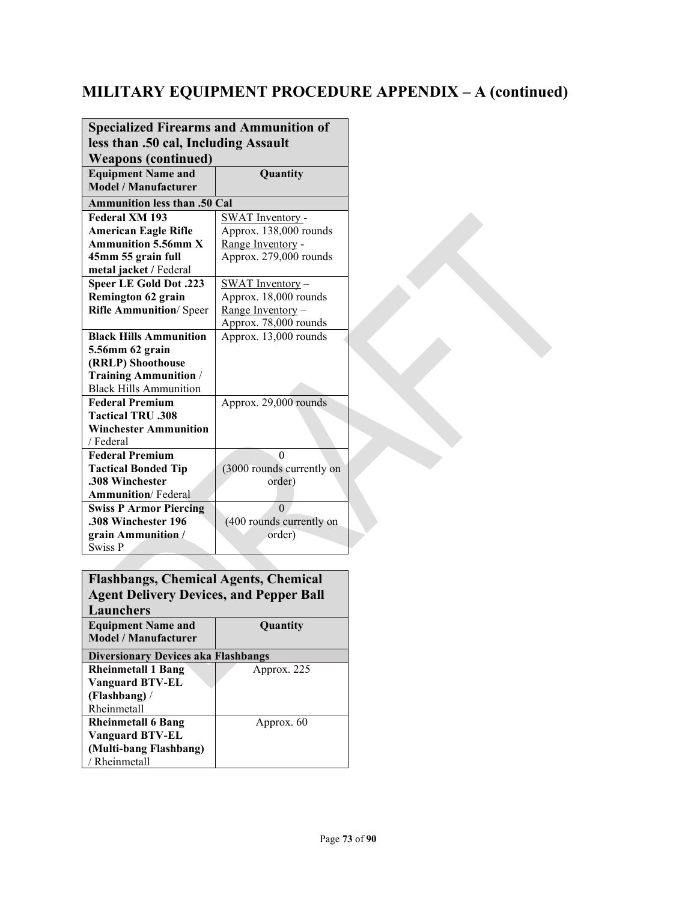# MILITARY EQUIPMENT PROCEDURE APPENDIX – A (continued)

| Specialized Firearms and Ammunition of less than .50 cal, Including Assault Weapons (continued) | |
|---|---|
| **Equipment Name and Model / Manufacturer** | **Quantity** |
| **Ammunition less than .50 Cal** | |
| **Federal XM 193 American Eagle Rifle Ammunition 5.56mm X 45mm 55 grain full metal jacket /** Federal | SWAT Inventory - Approx. 138,000 rounds<br>Range Inventory - Approx. 279,000 rounds |
| **Speer LE Gold Dot .223 Remington 62 grain Rifle Ammunition**/ Speer | SWAT Inventory – Approx. 18,000 rounds<br>Range Inventory – Approx. 78,000 rounds |
| **Black Hills Ammunition 5.56mm 62 grain (RRLP) Shoothouse Training Ammunition** / Black Hills Ammunition | Approx. 13,000 rounds |
| **Federal Premium Tactical TRU .308 Winchester Ammunition** / Federal | Approx. 29,000 rounds |
| **Federal Premium Tactical Bonded Tip .308 Winchester Ammunition**/ Federal | 0<br>(3000 rounds currently on order) |
| **Swiss P Armor Piercing .308 Winchester 196 grain Ammunition /** Swiss P | 0<br>(400 rounds currently on order) |

| Flashbangs, Chemical Agents, Chemical Agent Delivery Devices, and Pepper Ball Launchers | |
|---|---|
| **Equipment Name and Model / Manufacturer** | **Quantity** |
| **Diversionary Devices aka Flashbangs** | |
| **Rheinmetall 1 Bang Vanguard BTV-EL (Flashbang)** / Rheinmetall | Approx. 225 |
| **Rheinmetall 6 Bang Vanguard BTV-EL (Multi-bang Flashbang)** / Rheinmetall | Approx. 60 |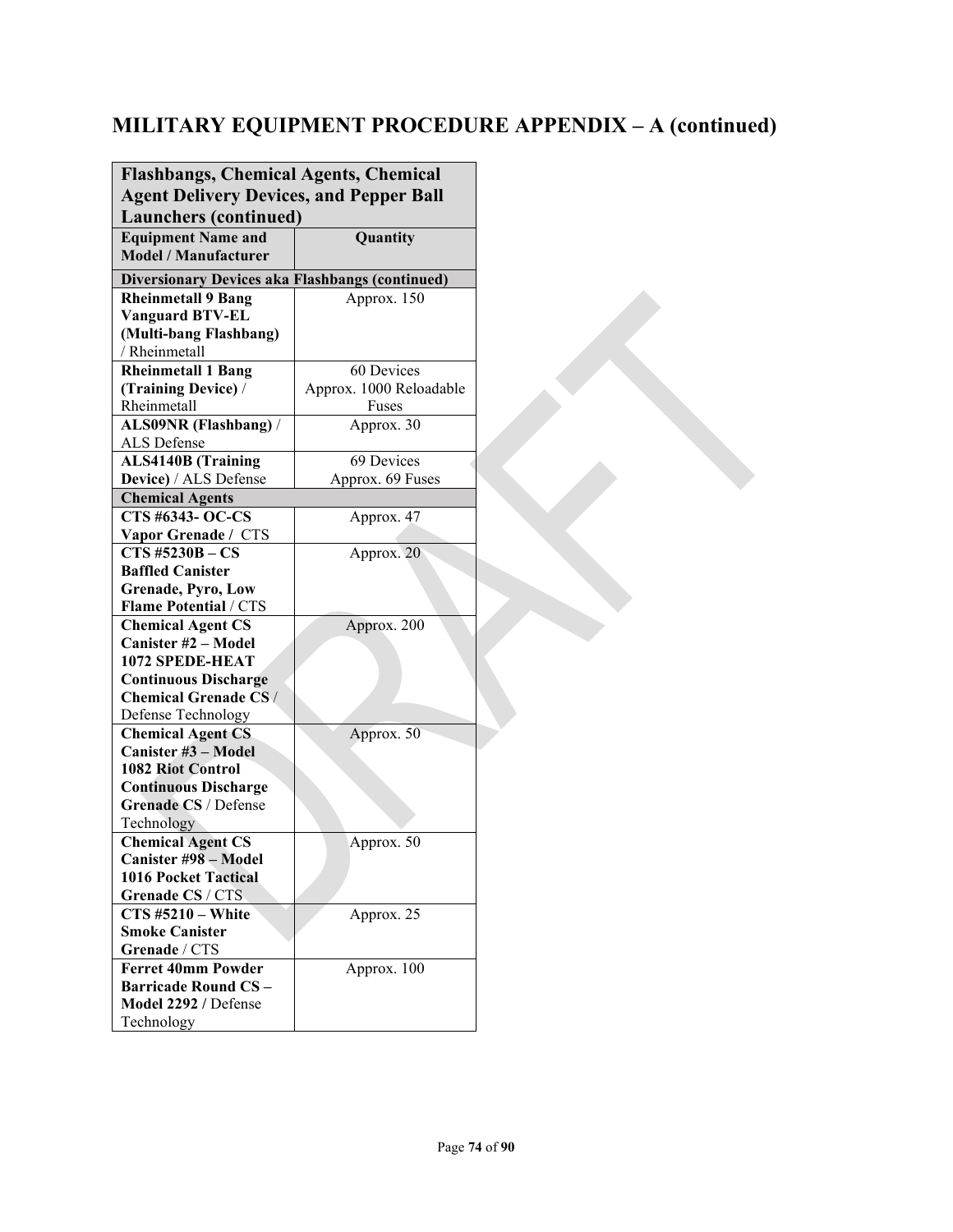# MILITARY EQUIPMENT PROCEDURE APPENDIX – A (continued)

| Flashbangs, Chemical Agents, Chemical Agent Delivery Devices, and Pepper Ball Launchers (continued) | |
|---|---|
| **Equipment Name and Model / Manufacturer** | **Quantity** |
| **Diversionary Devices aka Flashbangs (continued)** | |
| **Rheinmetall 9 Bang Vanguard BTV-EL (Multi-bang Flashbang)** / Rheinmetall | Approx. 150 |
| **Rheinmetall 1 Bang (Training Device)** / Rheinmetall | 60 Devices<br>Approx. 1000 Reloadable Fuses |
| **ALS09NR (Flashbang)** / ALS Defense | Approx. 30 |
| **ALS4140B (Training Device)** / ALS Defense | 69 Devices<br>Approx. 69 Fuses |
| **Chemical Agents** | |
| **CTS #6343- OC-CS Vapor Grenade /** CTS | Approx. 47 |
| **CTS #5230B – CS Baffled Canister Grenade, Pyro, Low Flame Potential** / CTS | Approx. 20 |
| **Chemical Agent CS Canister #2 – Model 1072 SPEDE-HEAT Continuous Discharge Chemical Grenade CS** / Defense Technology | Approx. 200 |
| **Chemical Agent CS Canister #3 – Model 1082 Riot Control Continuous Discharge Grenade CS** / Defense Technology | Approx. 50 |
| **Chemical Agent CS Canister #98 – Model 1016 Pocket Tactical Grenade CS** / CTS | Approx. 50 |
| **CTS #5210 – White Smoke Canister Grenade** / CTS | Approx. 25 |
| **Ferret 40mm Powder Barricade Round CS – Model 2292 /** Defense Technology | Approx. 100 |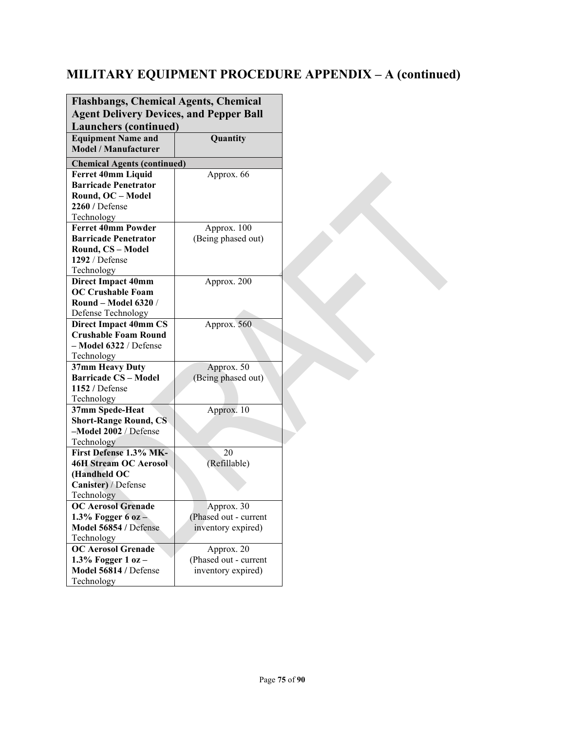## MILITARY EQUIPMENT PROCEDURE APPENDIX – A (continued)

| Flashbangs, Chemical Agents, Chemical Agent Delivery Devices, and Pepper Ball Launchers (continued) | |
|---|---|
| **Equipment Name and Model / Manufacturer** | **Quantity** |
| **Chemical Agents (continued)** | |
| **Ferret 40mm Liquid Barricade Penetrator Round, OC – Model 2260 /** Defense Technology | Approx. 66 |
| **Ferret 40mm Powder Barricade Penetrator Round, CS – Model 1292** / Defense Technology | Approx. 100 (Being phased out) |
| **Direct Impact 40mm OC Crushable Foam Round – Model 6320** / Defense Technology | Approx. 200 |
| **Direct Impact 40mm CS Crushable Foam Round – Model 6322** / Defense Technology | Approx. 560 |
| **37mm Heavy Duty Barricade CS – Model 1152 /** Defense Technology | Approx. 50 (Being phased out) |
| **37mm Spede-Heat Short-Range Round, CS –Model 2002** / Defense Technology | Approx. 10 |
| **First Defense 1.3% MK-46H Stream OC Aerosol (Handheld OC Canister)** / Defense Technology | 20 (Refillable) |
| **OC Aerosol Grenade 1.3% Fogger 6 oz – Model 56854 /** Defense Technology | Approx. 30 (Phased out - current inventory expired) |
| **OC Aerosol Grenade 1.3% Fogger 1 oz – Model 56814 /** Defense Technology | Approx. 20 (Phased out - current inventory expired) |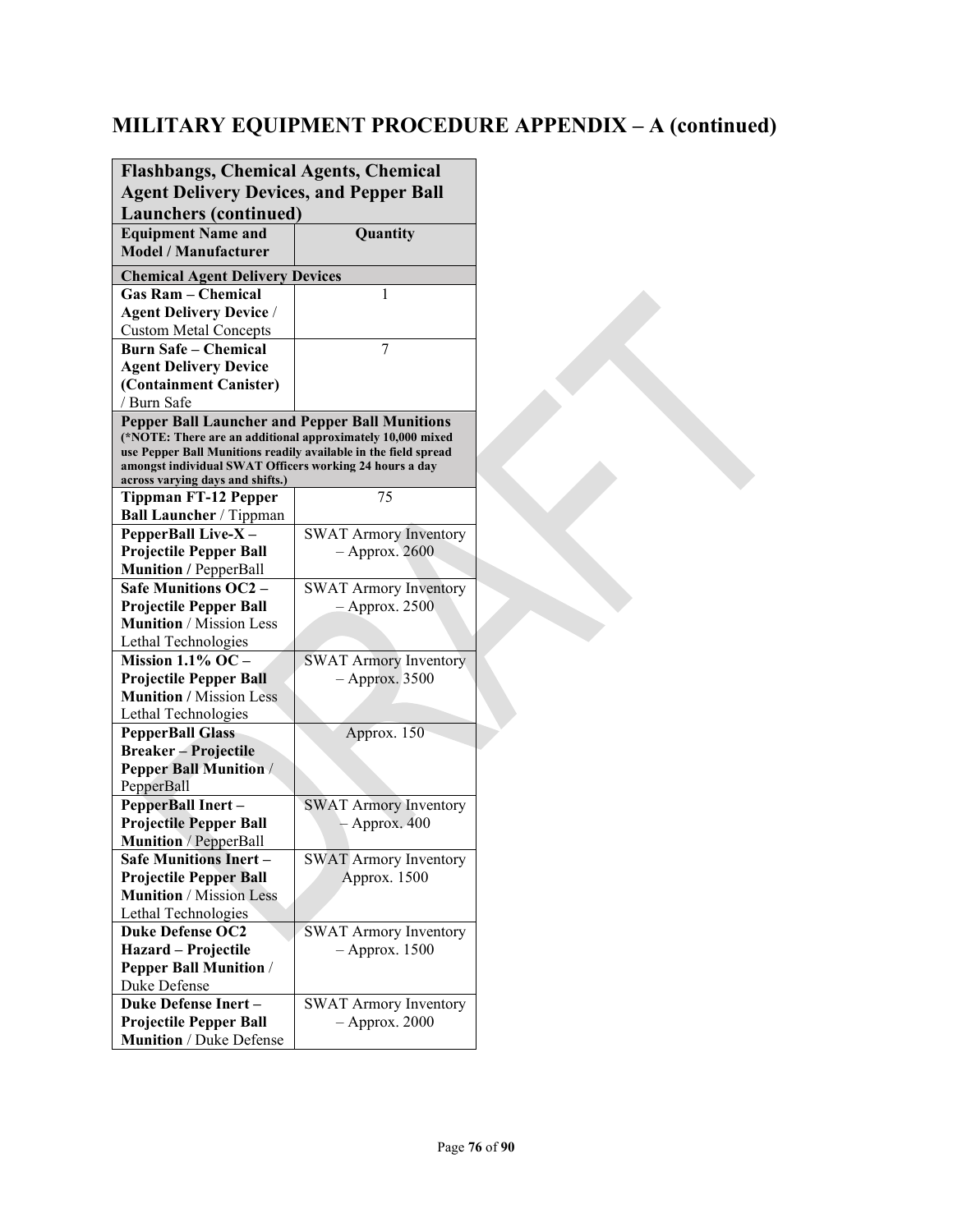# MILITARY EQUIPMENT PROCEDURE APPENDIX – A (continued)

| Flashbangs, Chemical Agents, Chemical Agent Delivery Devices, and Pepper Ball Launchers (continued) | |
|---|---|
| **Equipment Name and Model / Manufacturer** | **Quantity** |
| **Chemical Agent Delivery Devices** | |
| **Gas Ram – Chemical Agent Delivery Device** / Custom Metal Concepts | 1 |
| **Burn Safe – Chemical Agent Delivery Device (Containment Canister)** / Burn Safe | 7 |
| **Pepper Ball Launcher and Pepper Ball Munitions (*NOTE: There are an additional approximately 10,000 mixed use Pepper Ball Munitions readily available in the field spread amongst individual SWAT Officers working 24 hours a day across varying days and shifts.)** | |
| **Tippman FT-12 Pepper Ball Launcher** / Tippman | 75 |
| **PepperBall Live-X – Projectile Pepper Ball Munition /** PepperBall | SWAT Armory Inventory – Approx. 2600 |
| **Safe Munitions OC2 – Projectile Pepper Ball Munition** / Mission Less Lethal Technologies | SWAT Armory Inventory – Approx. 2500 |
| **Mission 1.1% OC – Projectile Pepper Ball Munition /** Mission Less Lethal Technologies | SWAT Armory Inventory – Approx. 3500 |
| **PepperBall Glass Breaker – Projectile Pepper Ball Munition** / PepperBall | Approx. 150 |
| **PepperBall Inert – Projectile Pepper Ball Munition** / PepperBall | SWAT Armory Inventory – Approx. 400 |
| **Safe Munitions Inert – Projectile Pepper Ball Munition** / Mission Less Lethal Technologies | SWAT Armory Inventory Approx. 1500 |
| **Duke Defense OC2 Hazard – Projectile Pepper Ball Munition** / Duke Defense | SWAT Armory Inventory – Approx. 1500 |
| **Duke Defense Inert – Projectile Pepper Ball Munition** / Duke Defense | SWAT Armory Inventory – Approx. 2000 |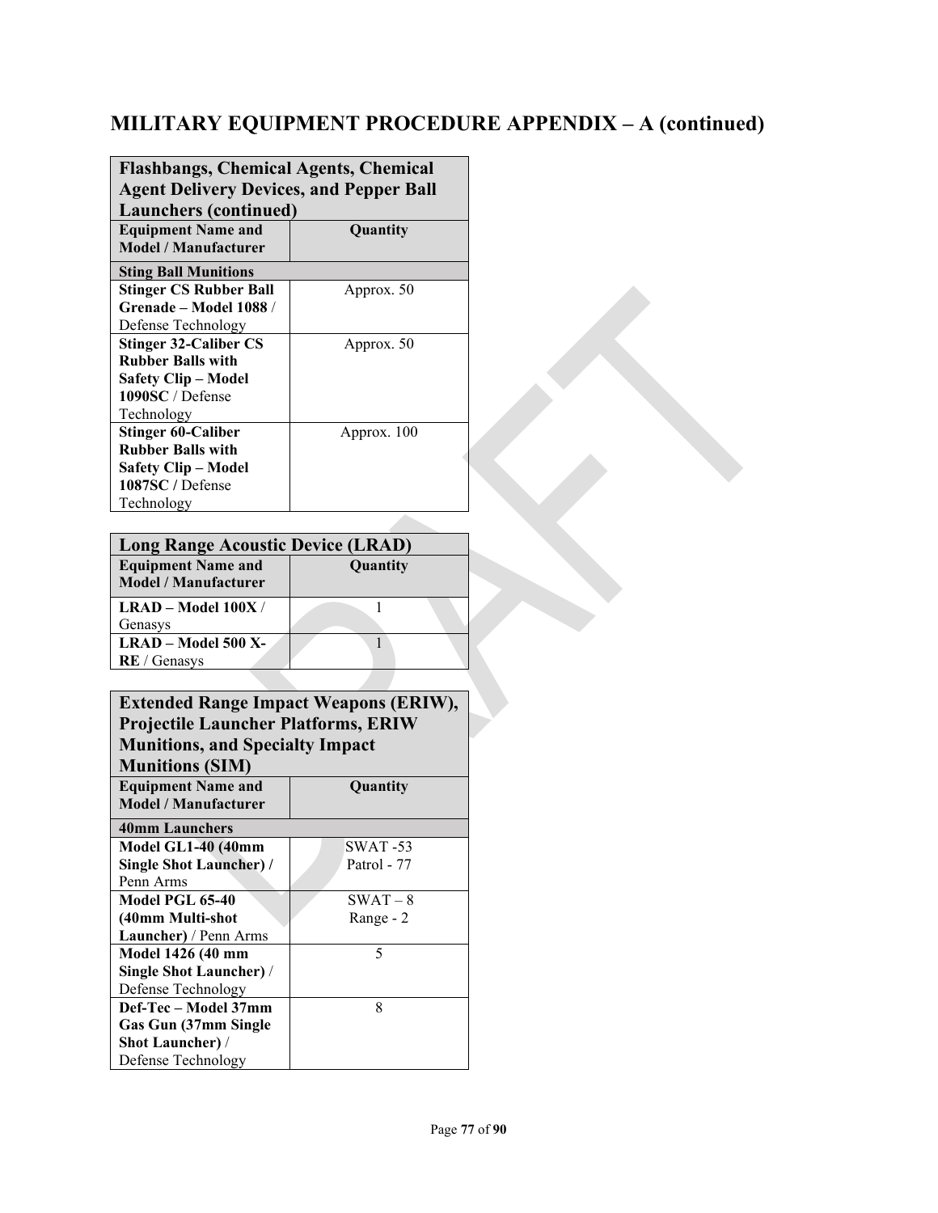## MILITARY EQUIPMENT PROCEDURE APPENDIX – A (continued)

| **Flashbangs, Chemical Agents, Chemical Agent Delivery Devices, and Pepper Ball Launchers (continued)** | |
|---|---|
| **Equipment Name and Model / Manufacturer** | **Quantity** |
| **Sting Ball Munitions** | |
| **Stinger CS Rubber Ball Grenade – Model 1088** / Defense Technology | Approx. 50 |
| **Stinger 32-Caliber CS Rubber Balls with Safety Clip – Model 1090SC** / Defense Technology | Approx. 50 |
| **Stinger 60-Caliber Rubber Balls with Safety Clip – Model 1087SC /** Defense Technology | Approx. 100 |

| **Long Range Acoustic Device (LRAD)** | |
|---|---|
| **Equipment Name and Model / Manufacturer** | **Quantity** |
| **LRAD – Model 100X** / Genasys | 1 |
| **LRAD – Model 500 X-RE** / Genasys | 1 |

| **Extended Range Impact Weapons (ERIW), Projectile Launcher Platforms, ERIW Munitions, and Specialty Impact Munitions (SIM)** | |
|---|---|
| **Equipment Name and Model / Manufacturer** | **Quantity** |
| **40mm Launchers** | |
| **Model GL1-40 (40mm Single Shot Launcher) /** Penn Arms | SWAT -53<br>Patrol - 77 |
| **Model PGL 65-40 (40mm Multi-shot Launcher)** / Penn Arms | SWAT – 8<br>Range - 2 |
| **Model 1426 (40 mm Single Shot Launcher)** / Defense Technology | 5 |
| **Def-Tec – Model 37mm Gas Gun (37mm Single Shot Launcher)** / Defense Technology | 8 |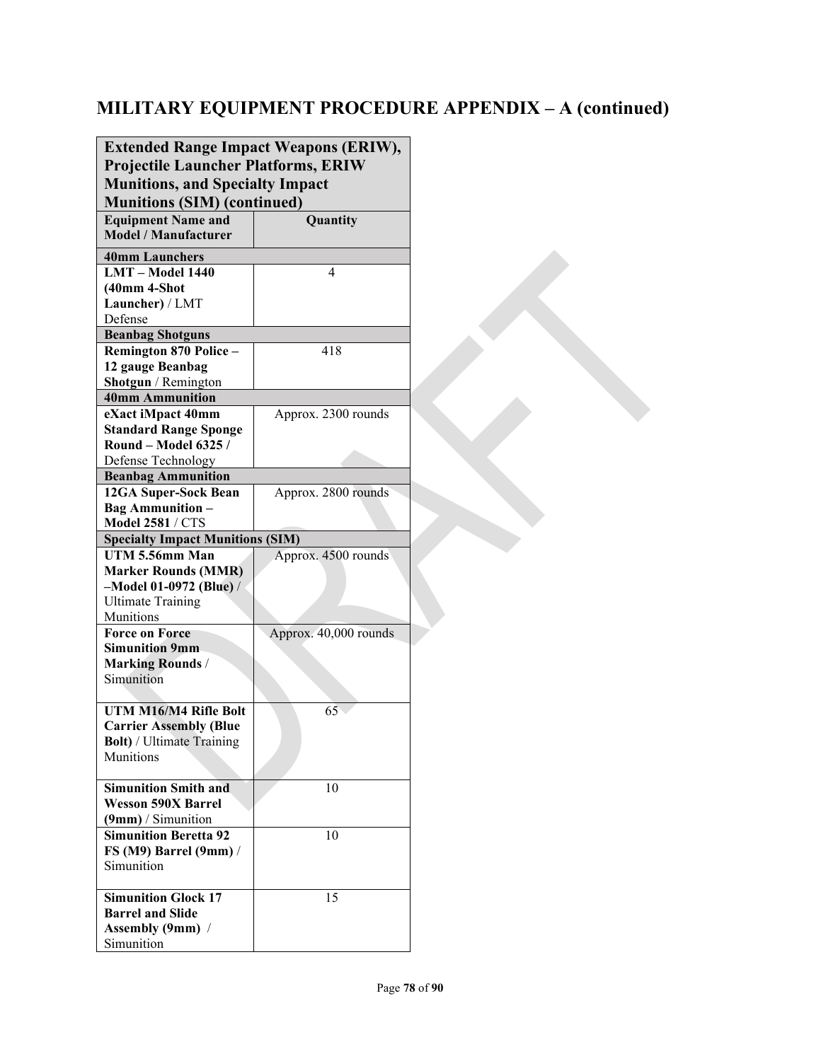## MILITARY EQUIPMENT PROCEDURE APPENDIX – A (continued)

| **Extended Range Impact Weapons (ERIW), Projectile Launcher Platforms, ERIW Munitions, and Specialty Impact Munitions (SIM) (continued)** | |
|---|---|
| **Equipment Name and Model / Manufacturer** | **Quantity** |
| **40mm Launchers** | |
| **LMT – Model 1440 (40mm 4-Shot Launcher)** / LMT Defense | 4 |
| **Beanbag Shotguns** | |
| **Remington 870 Police – 12 gauge Beanbag Shotgun** / Remington | 418 |
| **40mm Ammunition** | |
| **eXact iMpact 40mm Standard Range Sponge Round – Model 6325 /** Defense Technology | Approx. 2300 rounds |
| **Beanbag Ammunition** | |
| **12GA Super-Sock Bean Bag Ammunition – Model 2581** / CTS | Approx. 2800 rounds |
| **Specialty Impact Munitions (SIM)** | |
| **UTM 5.56mm Man Marker Rounds (MMR) –Model 01-0972 (Blue)** / Ultimate Training Munitions | Approx. 4500 rounds |
| **Force on Force Simunition 9mm Marking Rounds** / Simunition | Approx. 40,000 rounds |
| **UTM M16/M4 Rifle Bolt Carrier Assembly (Blue Bolt)** / Ultimate Training Munitions | 65 |
| **Simunition Smith and Wesson 590X Barrel (9mm)** / Simunition | 10 |
| **Simunition Beretta 92 FS (M9) Barrel (9mm)** / Simunition | 10 |
| **Simunition Glock 17 Barrel and Slide Assembly (9mm)** / Simunition | 15 |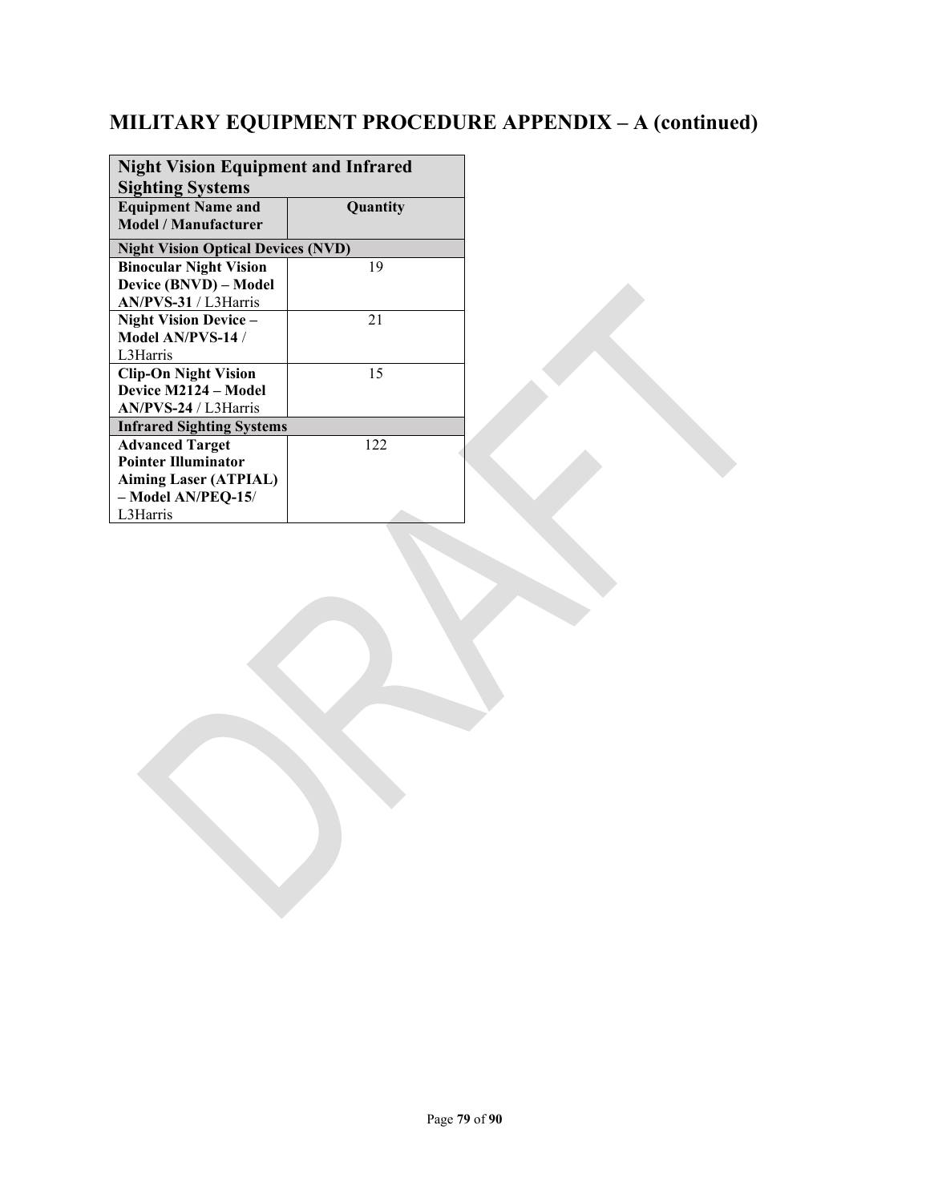## MILITARY EQUIPMENT PROCEDURE APPENDIX – A (continued)

| Night Vision Equipment and Infrared Sighting Systems | |
|---|---|
| **Equipment Name and Model / Manufacturer** | **Quantity** |
| **Night Vision Optical Devices (NVD)** | |
| **Binocular Night Vision Device (BNVD) – Model AN/PVS-31** / L3Harris | 19 |
| **Night Vision Device – Model AN/PVS-14** / L3Harris | 21 |
| **Clip-On Night Vision Device M2124 – Model AN/PVS-24** / L3Harris | 15 |
| **Infrared Sighting Systems** | |
| **Advanced Target Pointer Illuminator Aiming Laser (ATPIAL) – Model AN/PEQ-15**/ L3Harris | 122 |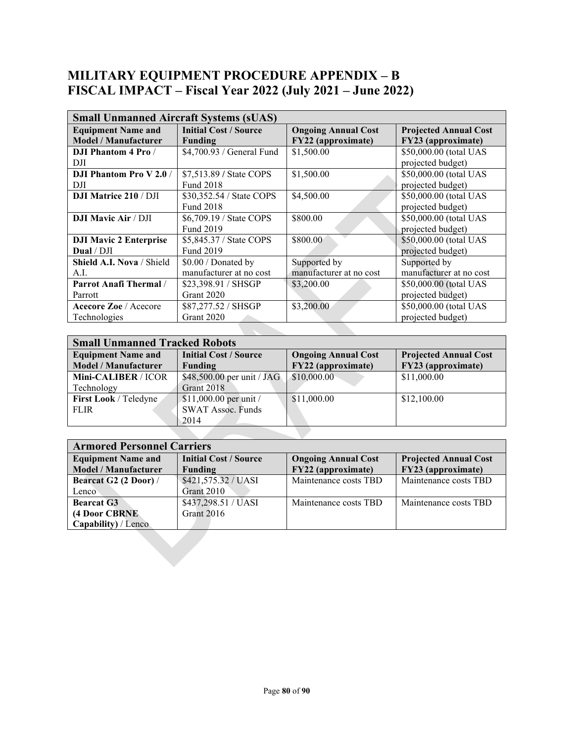# MILITARY EQUIPMENT PROCEDURE APPENDIX – B
# FISCAL IMPACT – Fiscal Year 2022 (July 2021 – June 2022)

| **Small Unmanned Aircraft Systems (sUAS)** | | | |
|---|---|---|---|
| **Equipment Name and Model / Manufacturer** | **Initial Cost / Source Funding** | **Ongoing Annual Cost FY22 (approximate)** | **Projected Annual Cost FY23 (approximate)** |
| **DJI Phantom 4 Pro** / DJI | $4,700.93 / General Fund | $1,500.00 | $50,000.00 (total UAS projected budget) |
| **DJI Phantom Pro V 2.0** / DJI | $7,513.89 / State COPS Fund 2018 | $1,500.00 | $50,000.00 (total UAS projected budget) |
| **DJI Matrice 210** / DJI | $30,352.54 / State COPS Fund 2018 | $4,500.00 | $50,000.00 (total UAS projected budget) |
| **DJI Mavic Air** / DJI | $6,709.19 / State COPS Fund 2019 | $800.00 | $50,000.00 (total UAS projected budget) |
| **DJI Mavic 2 Enterprise Dual** / DJI | $5,845.37 / State COPS Fund 2019 | $800.00 | $50,000.00 (total UAS projected budget) |
| **Shield A.I. Nova** / Shield A.I. | $0.00 / Donated by manufacturer at no cost | Supported by manufacturer at no cost | Supported by manufacturer at no cost |
| **Parrot Anafi Thermal** / Parrot | $23,398.91 / SHSGP Grant 2020 | $3,200.00 | $50,000.00 (total UAS projected budget) |
| **Acecore Zoe** / Acecore Technologies | $87,277.52 / SHSGP Grant 2020 | $3,200.00 | $50,000.00 (total UAS projected budget) |

| **Small Unmanned Tracked Robots** | | | |
|---|---|---|---|
| **Equipment Name and Model / Manufacturer** | **Initial Cost / Source Funding** | **Ongoing Annual Cost FY22 (approximate)** | **Projected Annual Cost FY23 (approximate)** |
| **Mini-CALIBER** / ICOR Technology | $48,500.00 per unit / JAG Grant 2018 | $10,000.00 | $11,000.00 |
| **First Look** / Teledyne FLIR | $11,000.00 per unit / SWAT Assoc. Funds 2014 | $11,000.00 | $12,100.00 |

| **Armored Personnel Carriers** | | | |
|---|---|---|---|
| **Equipment Name and Model / Manufacturer** | **Initial Cost / Source Funding** | **Ongoing Annual Cost FY22 (approximate)** | **Projected Annual Cost FY23 (approximate)** |
| **Bearcat G2 (2 Door)** / Lenco | $421,575.32 / UASI Grant 2010 | Maintenance costs TBD | Maintenance costs TBD |
| **Bearcat G3 (4 Door CBRNE Capability)** / Lenco | $437,298.51 / UASI Grant 2016 | Maintenance costs TBD | Maintenance costs TBD |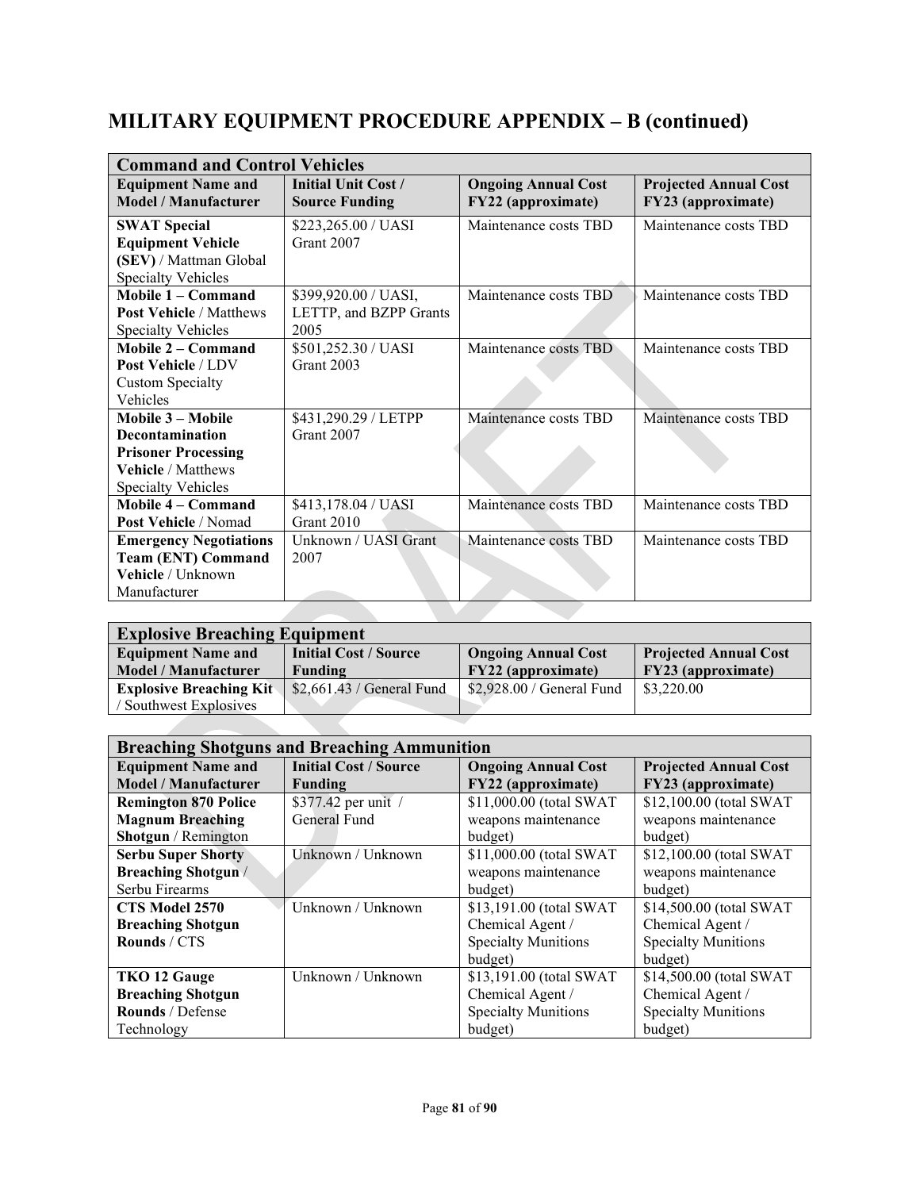## MILITARY EQUIPMENT PROCEDURE APPENDIX – B (continued)

| Command and Control Vehicles | | | |
|---|---|---|---|
| **Equipment Name and Model / Manufacturer** | **Initial Unit Cost / Source Funding** | **Ongoing Annual Cost FY22 (approximate)** | **Projected Annual Cost FY23 (approximate)** |
| **SWAT Special Equipment Vehicle (SEV)** / Mattman Global Specialty Vehicles | $223,265.00 / UASI Grant 2007 | Maintenance costs TBD | Maintenance costs TBD |
| **Mobile 1 – Command Post Vehicle** / Matthews Specialty Vehicles | $399,920.00 / UASI, LETTP, and BZPP Grants 2005 | Maintenance costs TBD | Maintenance costs TBD |
| **Mobile 2 – Command Post Vehicle** / LDV Custom Specialty Vehicles | $501,252.30 / UASI Grant 2003 | Maintenance costs TBD | Maintenance costs TBD |
| **Mobile 3 – Mobile Decontamination Prisoner Processing Vehicle** / Matthews Specialty Vehicles | $431,290.29 / LETPP Grant 2007 | Maintenance costs TBD | Maintenance costs TBD |
| **Mobile 4 – Command Post Vehicle** / Nomad | $413,178.04 / UASI Grant 2010 | Maintenance costs TBD | Maintenance costs TBD |
| **Emergency Negotiations Team (ENT) Command Vehicle** / Unknown Manufacturer | Unknown / UASI Grant 2007 | Maintenance costs TBD | Maintenance costs TBD |

| Explosive Breaching Equipment | | | |
|---|---|---|---|
| **Equipment Name and Model / Manufacturer** | **Initial Cost / Source Funding** | **Ongoing Annual Cost FY22 (approximate)** | **Projected Annual Cost FY23 (approximate)** |
| **Explosive Breaching Kit** / Southwest Explosives | $2,661.43 / General Fund | $2,928.00 / General Fund | $3,220.00 |

| Breaching Shotguns and Breaching Ammunition | | | |
|---|---|---|---|
| **Equipment Name and Model / Manufacturer** | **Initial Cost / Source Funding** | **Ongoing Annual Cost FY22 (approximate)** | **Projected Annual Cost FY23 (approximate)** |
| **Remington 870 Police Magnum Breaching Shotgun** / Remington | $377.42 per unit / General Fund | $11,000.00 (total SWAT weapons maintenance budget) | $12,100.00 (total SWAT weapons maintenance budget) |
| **Serbu Super Shorty Breaching Shotgun** / Serbu Firearms | Unknown / Unknown | $11,000.00 (total SWAT weapons maintenance budget) | $12,100.00 (total SWAT weapons maintenance budget) |
| **CTS Model 2570 Breaching Shotgun Rounds** / CTS | Unknown / Unknown | $13,191.00 (total SWAT Chemical Agent / Specialty Munitions budget) | $14,500.00 (total SWAT Chemical Agent / Specialty Munitions budget) |
| **TKO 12 Gauge Breaching Shotgun Rounds** / Defense Technology | Unknown / Unknown | $13,191.00 (total SWAT Chemical Agent / Specialty Munitions budget) | $14,500.00 (total SWAT Chemical Agent / Specialty Munitions budget) |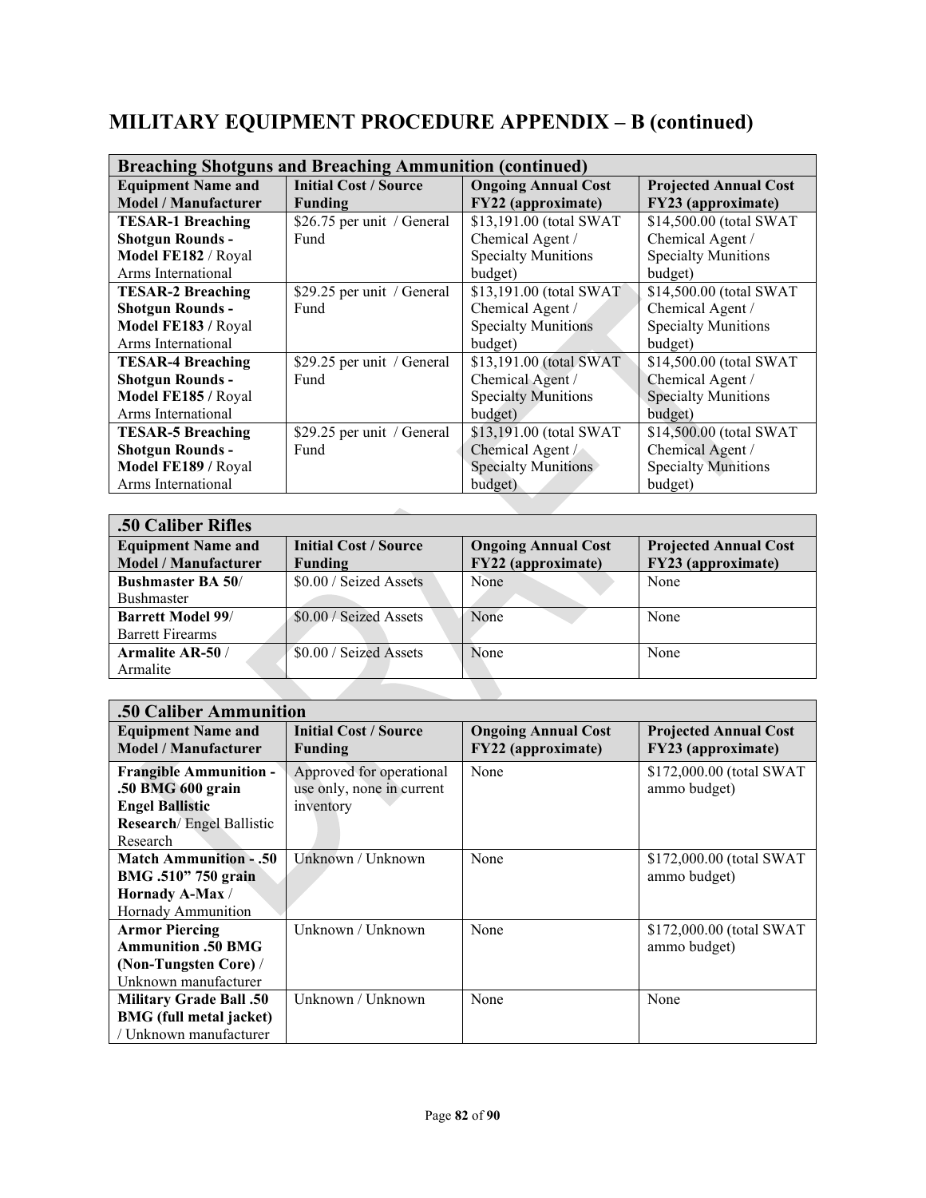# MILITARY EQUIPMENT PROCEDURE APPENDIX – B (continued)

| Breaching Shotguns and Breaching Ammunition (continued) | | | |
|---|---|---|---|
| **Equipment Name and Model / Manufacturer** | **Initial Cost / Source Funding** | **Ongoing Annual Cost FY22 (approximate)** | **Projected Annual Cost FY23 (approximate)** |
| **TESAR-1 Breaching Shotgun Rounds - Model FE182** / Royal Arms International | $26.75 per unit / General Fund | $13,191.00 (total SWAT Chemical Agent / Specialty Munitions budget) | $14,500.00 (total SWAT Chemical Agent / Specialty Munitions budget) |
| **TESAR-2 Breaching Shotgun Rounds - Model FE183** / Royal Arms International | $29.25 per unit / General Fund | $13,191.00 (total SWAT Chemical Agent / Specialty Munitions budget) | $14,500.00 (total SWAT Chemical Agent / Specialty Munitions budget) |
| **TESAR-4 Breaching Shotgun Rounds - Model FE185** / Royal Arms International | $29.25 per unit / General Fund | $13,191.00 (total SWAT Chemical Agent / Specialty Munitions budget) | $14,500.00 (total SWAT Chemical Agent / Specialty Munitions budget) |
| **TESAR-5 Breaching Shotgun Rounds - Model FE189** / Royal Arms International | $29.25 per unit / General Fund | $13,191.00 (total SWAT Chemical Agent / Specialty Munitions budget) | $14,500.00 (total SWAT Chemical Agent / Specialty Munitions budget) |

| .50 Caliber Rifles | | | |
|---|---|---|---|
| **Equipment Name and Model / Manufacturer** | **Initial Cost / Source Funding** | **Ongoing Annual Cost FY22 (approximate)** | **Projected Annual Cost FY23 (approximate)** |
| **Bushmaster BA 50**/ Bushmaster | $0.00 / Seized Assets | None | None |
| **Barrett Model 99**/ Barrett Firearms | $0.00 / Seized Assets | None | None |
| **Armalite AR-50** / Armalite | $0.00 / Seized Assets | None | None |

| .50 Caliber Ammunition | | | |
|---|---|---|---|
| **Equipment Name and Model / Manufacturer** | **Initial Cost / Source Funding** | **Ongoing Annual Cost FY22 (approximate)** | **Projected Annual Cost FY23 (approximate)** |
| **Frangible Ammunition - .50 BMG 600 grain Engel Ballistic Research**/ Engel Ballistic Research | Approved for operational use only, none in current inventory | None | $172,000.00 (total SWAT ammo budget) |
| **Match Ammunition - .50 BMG .510" 750 grain Hornady A-Max** / Hornady Ammunition | Unknown / Unknown | None | $172,000.00 (total SWAT ammo budget) |
| **Armor Piercing Ammunition .50 BMG (Non-Tungsten Core)** / Unknown manufacturer | Unknown / Unknown | None | $172,000.00 (total SWAT ammo budget) |
| **Military Grade Ball .50 BMG (full metal jacket)** / Unknown manufacturer | Unknown / Unknown | None | None |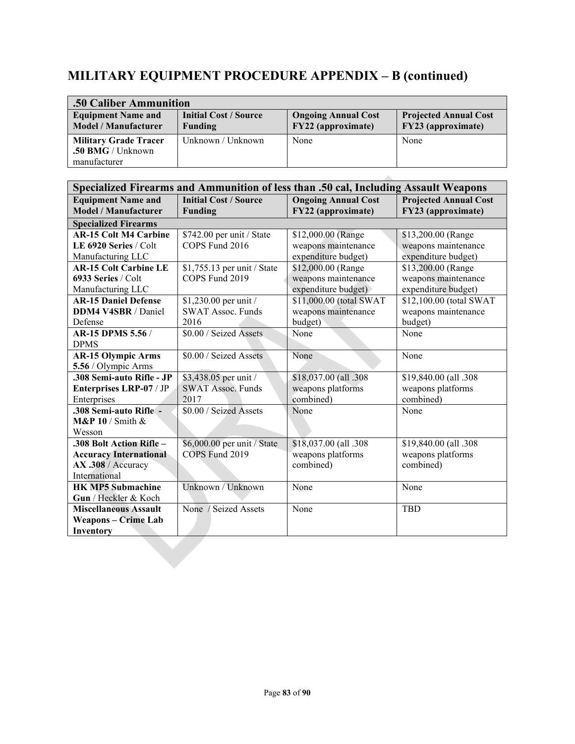# MILITARY EQUIPMENT PROCEDURE APPENDIX – B (continued)

| .50 Caliber Ammunition | | | |
|---|---|---|---|
| **Equipment Name and Model / Manufacturer** | **Initial Cost / Source Funding** | **Ongoing Annual Cost FY22 (approximate)** | **Projected Annual Cost FY23 (approximate)** |
| **Military Grade Tracer .50 BMG** / Unknown manufacturer | Unknown / Unknown | None | None |

| Specialized Firearms and Ammunition of less than .50 cal, Including Assault Weapons | | | |
|---|---|---|---|
| **Equipment Name and Model / Manufacturer** | **Initial Cost / Source Funding** | **Ongoing Annual Cost FY22 (approximate)** | **Projected Annual Cost FY23 (approximate)** |
| **Specialized Firearms** | | | |
| **AR-15 Colt M4 Carbine LE 6920 Series** / Colt Manufacturing LLC | $742.00 per unit / State COPS Fund 2016 | $12,000.00 (Range weapons maintenance expenditure budget) | $13,200.00 (Range weapons maintenance expenditure budget) |
| **AR-15 Colt Carbine LE 6933 Series** / Colt Manufacturing LLC | $1,755.13 per unit / State COPS Fund 2019 | $12,000.00 (Range weapons maintenance expenditure budget) | $13,200.00 (Range weapons maintenance expenditure budget) |
| **AR-15 Daniel Defense DDM4 V4SBR** / Daniel Defense | $1,230.00 per unit / SWAT Assoc. Funds 2016 | $11,000.00 (total SWAT weapons maintenance budget) | $12,100.00 (total SWAT weapons maintenance budget) |
| **AR-15 DPMS 5.56** / DPMS | $0.00 / Seized Assets | None | None |
| **AR-15 Olympic Arms 5.56** / Olympic Arms | $0.00 / Seized Assets | None | None |
| **.308 Semi-auto Rifle - JP Enterprises LRP-07** / JP Enterprises | $3,438.05 per unit / SWAT Assoc. Funds 2017 | $18,037.00 (all .308 weapons platforms combined) | $19,840.00 (all .308 weapons platforms combined) |
| **.308 Semi-auto Rifle - M&P 10** / Smith & Wesson | $0.00 / Seized Assets | None | None |
| **.308 Bolt Action Rifle – Accuracy International AX .308** / Accuracy International | $6,000.00 per unit / State COPS Fund 2019 | $18,037.00 (all .308 weapons platforms combined) | $19,840.00 (all .308 weapons platforms combined) |
| **HK MP5 Submachine Gun** / Heckler & Koch | Unknown / Unknown | None | None |
| **Miscellaneous Assault Weapons – Crime Lab Inventory** | None / Seized Assets | None | TBD |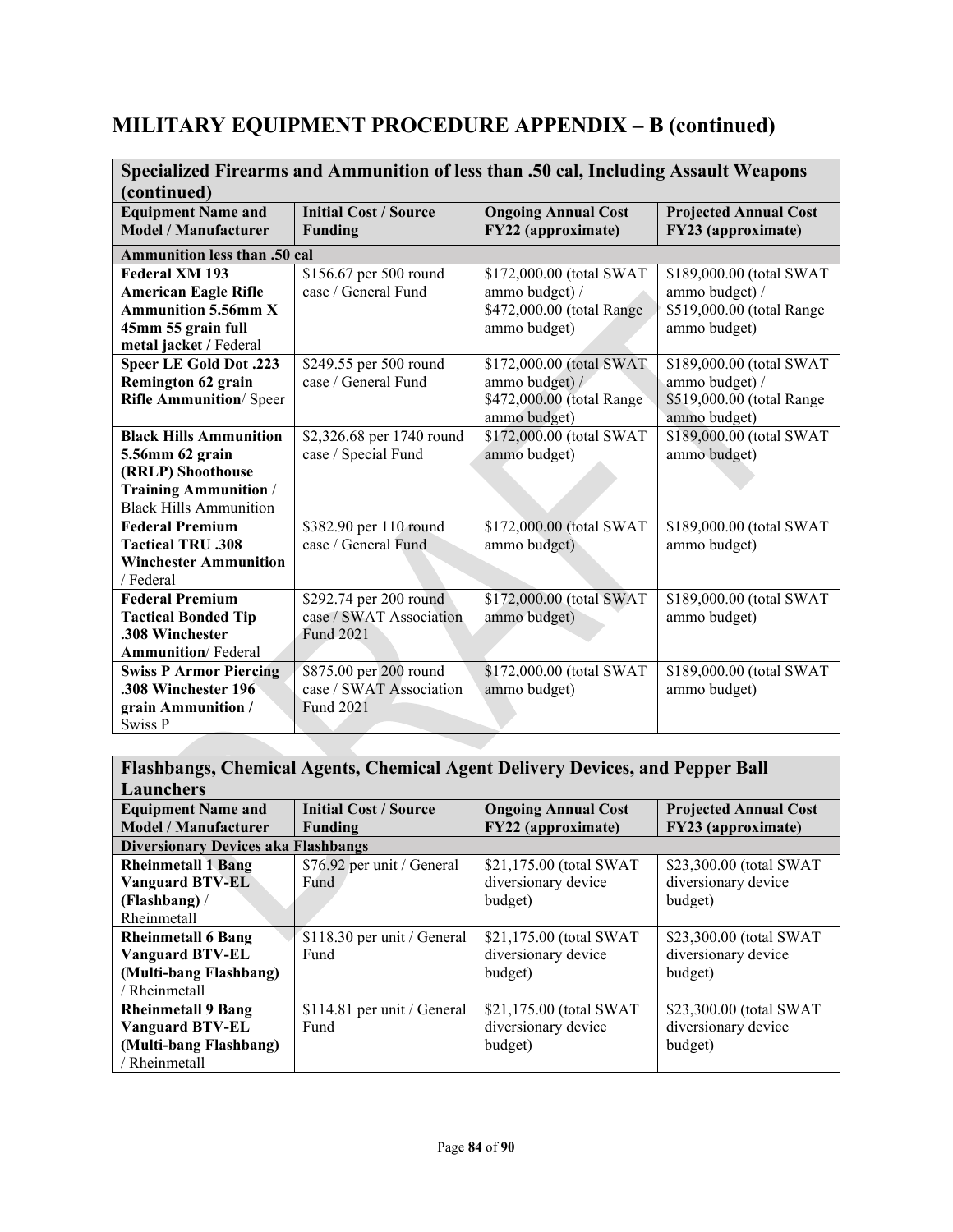# MILITARY EQUIPMENT PROCEDURE APPENDIX – B (continued)

| Specialized Firearms and Ammunition of less than .50 cal, Including Assault Weapons (continued) | | | |
|---|---|---|---|
| **Equipment Name and Model / Manufacturer** | **Initial Cost / Source Funding** | **Ongoing Annual Cost FY22 (approximate)** | **Projected Annual Cost FY23 (approximate)** |
| **Ammunition less than .50 cal** | | | |
| **Federal XM 193 American Eagle Rifle Ammunition 5.56mm X 45mm 55 grain full metal jacket /** Federal | $156.67 per 500 round case / General Fund | $172,000.00 (total SWAT ammo budget) / $472,000.00 (total Range ammo budget) | $189,000.00 (total SWAT ammo budget) / $519,000.00 (total Range ammo budget) |
| **Speer LE Gold Dot .223 Remington 62 grain Rifle Ammunition**/ Speer | $249.55 per 500 round case / General Fund | $172,000.00 (total SWAT ammo budget) / $472,000.00 (total Range ammo budget) | $189,000.00 (total SWAT ammo budget) / $519,000.00 (total Range ammo budget) |
| **Black Hills Ammunition 5.56mm 62 grain (RRLP) Shoothouse Training Ammunition** / Black Hills Ammunition | $2,326.68 per 1740 round case / Special Fund | $172,000.00 (total SWAT ammo budget) | $189,000.00 (total SWAT ammo budget) |
| **Federal Premium Tactical TRU .308 Winchester Ammunition** / Federal | $382.90 per 110 round case / General Fund | $172,000.00 (total SWAT ammo budget) | $189,000.00 (total SWAT ammo budget) |
| **Federal Premium Tactical Bonded Tip .308 Winchester Ammunition**/ Federal | $292.74 per 200 round case / SWAT Association Fund 2021 | $172,000.00 (total SWAT ammo budget) | $189,000.00 (total SWAT ammo budget) |
| **Swiss P Armor Piercing .308 Winchester 196 grain Ammunition /** Swiss P | $875.00 per 200 round case / SWAT Association Fund 2021 | $172,000.00 (total SWAT ammo budget) | $189,000.00 (total SWAT ammo budget) |

| Flashbangs, Chemical Agents, Chemical Agent Delivery Devices, and Pepper Ball Launchers | | | |
|---|---|---|---|
| **Equipment Name and Model / Manufacturer** | **Initial Cost / Source Funding** | **Ongoing Annual Cost FY22 (approximate)** | **Projected Annual Cost FY23 (approximate)** |
| **Diversionary Devices aka Flashbangs** | | | |
| **Rheinmetall 1 Bang Vanguard BTV-EL (Flashbang)** / Rheinmetall | $76.92 per unit / General Fund | $21,175.00 (total SWAT diversionary device budget) | $23,300.00 (total SWAT diversionary device budget) |
| **Rheinmetall 6 Bang Vanguard BTV-EL (Multi-bang Flashbang)** / Rheinmetall | $118.30 per unit / General Fund | $21,175.00 (total SWAT diversionary device budget) | $23,300.00 (total SWAT diversionary device budget) |
| **Rheinmetall 9 Bang Vanguard BTV-EL (Multi-bang Flashbang)** / Rheinmetall | $114.81 per unit / General Fund | $21,175.00 (total SWAT diversionary device budget) | $23,300.00 (total SWAT diversionary device budget) |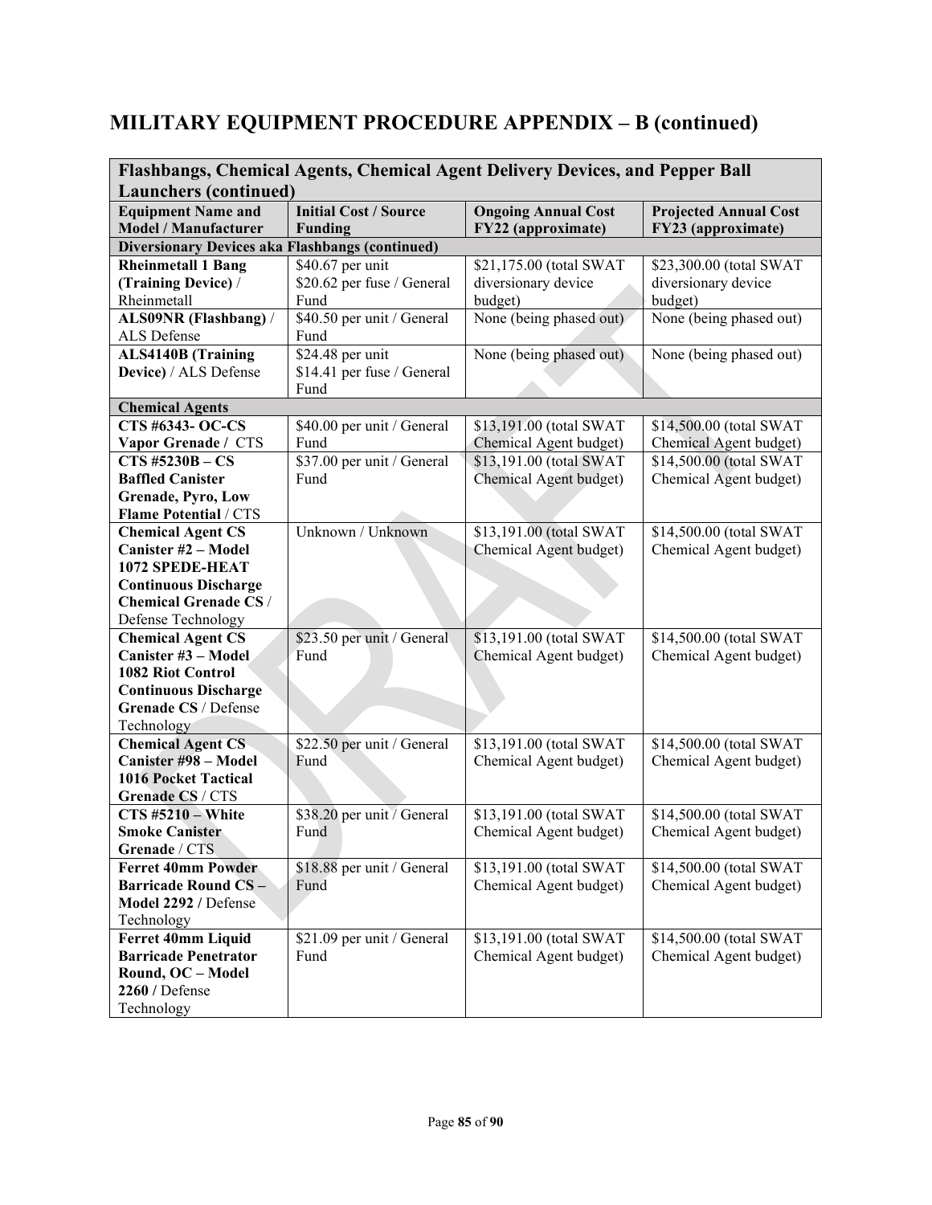## MILITARY EQUIPMENT PROCEDURE APPENDIX – B (continued)

| Flashbangs, Chemical Agents, Chemical Agent Delivery Devices, and Pepper Ball Launchers (continued) | | | |
|---|---|---|---|
| **Equipment Name and Model / Manufacturer** | **Initial Cost / Source Funding** | **Ongoing Annual Cost FY22 (approximate)** | **Projected Annual Cost FY23 (approximate)** |
| **Diversionary Devices aka Flashbangs (continued)** | | | |
| **Rheinmetall 1 Bang (Training Device)** / Rheinmetall | $40.67 per unit $20.62 per fuse / General Fund | $21,175.00 (total SWAT diversionary device budget) | $23,300.00 (total SWAT diversionary device budget) |
| **ALS09NR (Flashbang)** / ALS Defense | $40.50 per unit / General Fund | None (being phased out) | None (being phased out) |
| **ALS4140B (Training Device)** / ALS Defense | $24.48 per unit $14.41 per fuse / General Fund | None (being phased out) | None (being phased out) |
| **Chemical Agents** | | | |
| **CTS #6343- OC-CS Vapor Grenade** / CTS | $40.00 per unit / General Fund | $13,191.00 (total SWAT Chemical Agent budget) | $14,500.00 (total SWAT Chemical Agent budget) |
| **CTS #5230B – CS Baffled Canister Grenade, Pyro, Low Flame Potential** / CTS | $37.00 per unit / General Fund | $13,191.00 (total SWAT Chemical Agent budget) | $14,500.00 (total SWAT Chemical Agent budget) |
| **Chemical Agent CS Canister #2 – Model 1072 SPEDE-HEAT Continuous Discharge Chemical Grenade CS** / Defense Technology | Unknown / Unknown | $13,191.00 (total SWAT Chemical Agent budget) | $14,500.00 (total SWAT Chemical Agent budget) |
| **Chemical Agent CS Canister #3 – Model 1082 Riot Control Continuous Discharge Grenade CS** / Defense Technology | $23.50 per unit / General Fund | $13,191.00 (total SWAT Chemical Agent budget) | $14,500.00 (total SWAT Chemical Agent budget) |
| **Chemical Agent CS Canister #98 – Model 1016 Pocket Tactical Grenade CS** / CTS | $22.50 per unit / General Fund | $13,191.00 (total SWAT Chemical Agent budget) | $14,500.00 (total SWAT Chemical Agent budget) |
| **CTS #5210 – White Smoke Canister Grenade** / CTS | $38.20 per unit / General Fund | $13,191.00 (total SWAT Chemical Agent budget) | $14,500.00 (total SWAT Chemical Agent budget) |
| **Ferret 40mm Powder Barricade Round CS – Model 2292** / Defense Technology | $18.88 per unit / General Fund | $13,191.00 (total SWAT Chemical Agent budget) | $14,500.00 (total SWAT Chemical Agent budget) |
| **Ferret 40mm Liquid Barricade Penetrator Round, OC – Model 2260** / Defense Technology | $21.09 per unit / General Fund | $13,191.00 (total SWAT Chemical Agent budget) | $14,500.00 (total SWAT Chemical Agent budget) |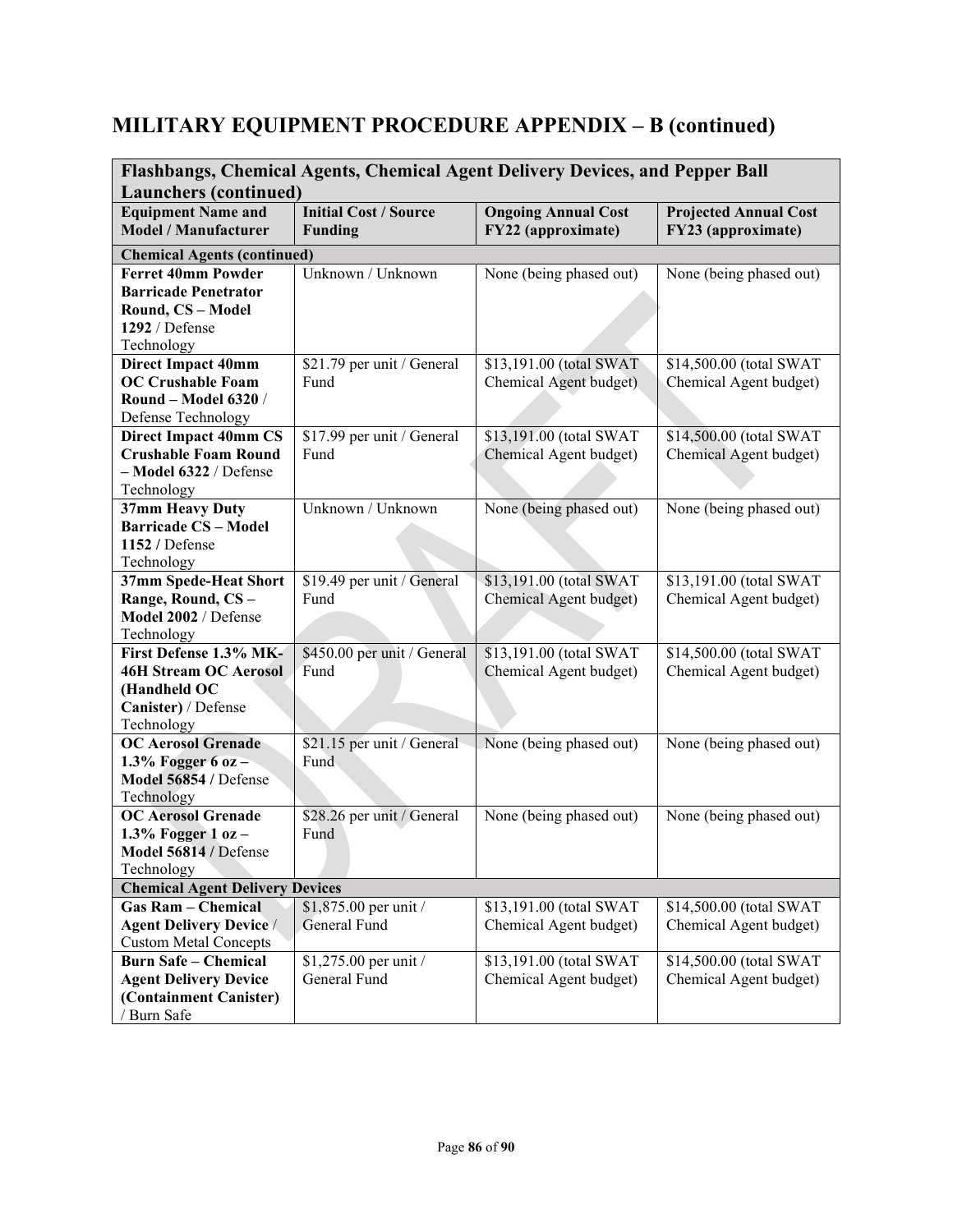## MILITARY EQUIPMENT PROCEDURE APPENDIX – B (continued)

| Flashbangs, Chemical Agents, Chemical Agent Delivery Devices, and Pepper Ball Launchers (continued) | | | |
|---|---|---|---|
| **Equipment Name and Model / Manufacturer** | **Initial Cost / Source Funding** | **Ongoing Annual Cost FY22 (approximate)** | **Projected Annual Cost FY23 (approximate)** |
| **Chemical Agents (continued)** | | | |
| **Ferret 40mm Powder Barricade Penetrator Round, CS – Model 1292** / Defense Technology | Unknown / Unknown | None (being phased out) | None (being phased out) |
| **Direct Impact 40mm OC Crushable Foam Round – Model 6320** / Defense Technology | $21.79 per unit / General Fund | $13,191.00 (total SWAT Chemical Agent budget) | $14,500.00 (total SWAT Chemical Agent budget) |
| **Direct Impact 40mm CS Crushable Foam Round – Model 6322** / Defense Technology | $17.99 per unit / General Fund | $13,191.00 (total SWAT Chemical Agent budget) | $14,500.00 (total SWAT Chemical Agent budget) |
| **37mm Heavy Duty Barricade CS – Model 1152** / Defense Technology | Unknown / Unknown | None (being phased out) | None (being phased out) |
| **37mm Spede-Heat Short Range, Round, CS – Model 2002** / Defense Technology | $19.49 per unit / General Fund | $13,191.00 (total SWAT Chemical Agent budget) | $13,191.00 (total SWAT Chemical Agent budget) |
| **First Defense 1.3% MK-46H Stream OC Aerosol (Handheld OC Canister)** / Defense Technology | $450.00 per unit / General Fund | $13,191.00 (total SWAT Chemical Agent budget) | $14,500.00 (total SWAT Chemical Agent budget) |
| **OC Aerosol Grenade 1.3% Fogger 6 oz – Model 56854** / Defense Technology | $21.15 per unit / General Fund | None (being phased out) | None (being phased out) |
| **OC Aerosol Grenade 1.3% Fogger 1 oz – Model 56814** / Defense Technology | $28.26 per unit / General Fund | None (being phased out) | None (being phased out) |
| **Chemical Agent Delivery Devices** | | | |
| **Gas Ram – Chemical Agent Delivery Device** / Custom Metal Concepts | $1,875.00 per unit / General Fund | $13,191.00 (total SWAT Chemical Agent budget) | $14,500.00 (total SWAT Chemical Agent budget) |
| **Burn Safe – Chemical Agent Delivery Device (Containment Canister)** / Burn Safe | $1,275.00 per unit / General Fund | $13,191.00 (total SWAT Chemical Agent budget) | $14,500.00 (total SWAT Chemical Agent budget) |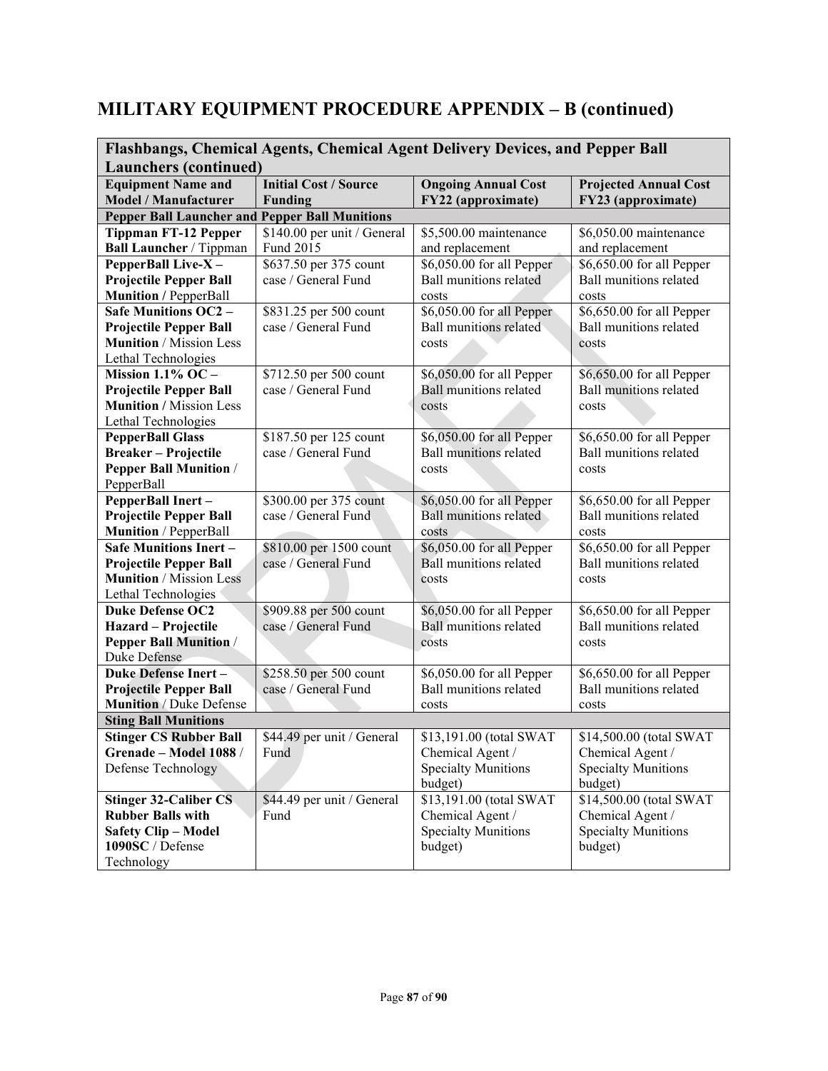## MILITARY EQUIPMENT PROCEDURE APPENDIX – B (continued)

| Flashbangs, Chemical Agents, Chemical Agent Delivery Devices, and Pepper Ball Launchers (continued) | | | |
|---|---|---|---|
| **Equipment Name and Model / Manufacturer** | **Initial Cost / Source Funding** | **Ongoing Annual Cost FY22 (approximate)** | **Projected Annual Cost FY23 (approximate)** |
| **Pepper Ball Launcher and Pepper Ball Munitions** | | | |
| **Tippman FT-12 Pepper Ball Launcher** / Tippman | $140.00 per unit / General Fund 2015 | $5,500.00 maintenance and replacement | $6,050.00 maintenance and replacement |
| **PepperBall Live-X – Projectile Pepper Ball Munition /** PepperBall | $637.50 per 375 count case / General Fund | $6,050.00 for all Pepper Ball munitions related costs | $6,650.00 for all Pepper Ball munitions related costs |
| **Safe Munitions OC2 – Projectile Pepper Ball Munition** / Mission Less Lethal Technologies | $831.25 per 500 count case / General Fund | $6,050.00 for all Pepper Ball munitions related costs | $6,650.00 for all Pepper Ball munitions related costs |
| **Mission 1.1% OC – Projectile Pepper Ball Munition /** Mission Less Lethal Technologies | $712.50 per 500 count case / General Fund | $6,050.00 for all Pepper Ball munitions related costs | $6,650.00 for all Pepper Ball munitions related costs |
| **PepperBall Glass Breaker – Projectile Pepper Ball Munition** / PepperBall | $187.50 per 125 count case / General Fund | $6,050.00 for all Pepper Ball munitions related costs | $6,650.00 for all Pepper Ball munitions related costs |
| **PepperBall Inert – Projectile Pepper Ball Munition** / PepperBall | $300.00 per 375 count case / General Fund | $6,050.00 for all Pepper Ball munitions related costs | $6,650.00 for all Pepper Ball munitions related costs |
| **Safe Munitions Inert – Projectile Pepper Ball Munition** / Mission Less Lethal Technologies | $810.00 per 1500 count case / General Fund | $6,050.00 for all Pepper Ball munitions related costs | $6,650.00 for all Pepper Ball munitions related costs |
| **Duke Defense OC2 Hazard – Projectile Pepper Ball Munition** / Duke Defense | $909.88 per 500 count case / General Fund | $6,050.00 for all Pepper Ball munitions related costs | $6,650.00 for all Pepper Ball munitions related costs |
| **Duke Defense Inert – Projectile Pepper Ball Munition** / Duke Defense | $258.50 per 500 count case / General Fund | $6,050.00 for all Pepper Ball munitions related costs | $6,650.00 for all Pepper Ball munitions related costs |
| **Sting Ball Munitions** | | | |
| **Stinger CS Rubber Ball Grenade – Model 1088** / Defense Technology | $44.49 per unit / General Fund | $13,191.00 (total SWAT Chemical Agent / Specialty Munitions budget) | $14,500.00 (total SWAT Chemical Agent / Specialty Munitions budget) |
| **Stinger 32-Caliber CS Rubber Balls with Safety Clip – Model 1090SC** / Defense Technology | $44.49 per unit / General Fund | $13,191.00 (total SWAT Chemical Agent / Specialty Munitions budget) | $14,500.00 (total SWAT Chemical Agent / Specialty Munitions budget) |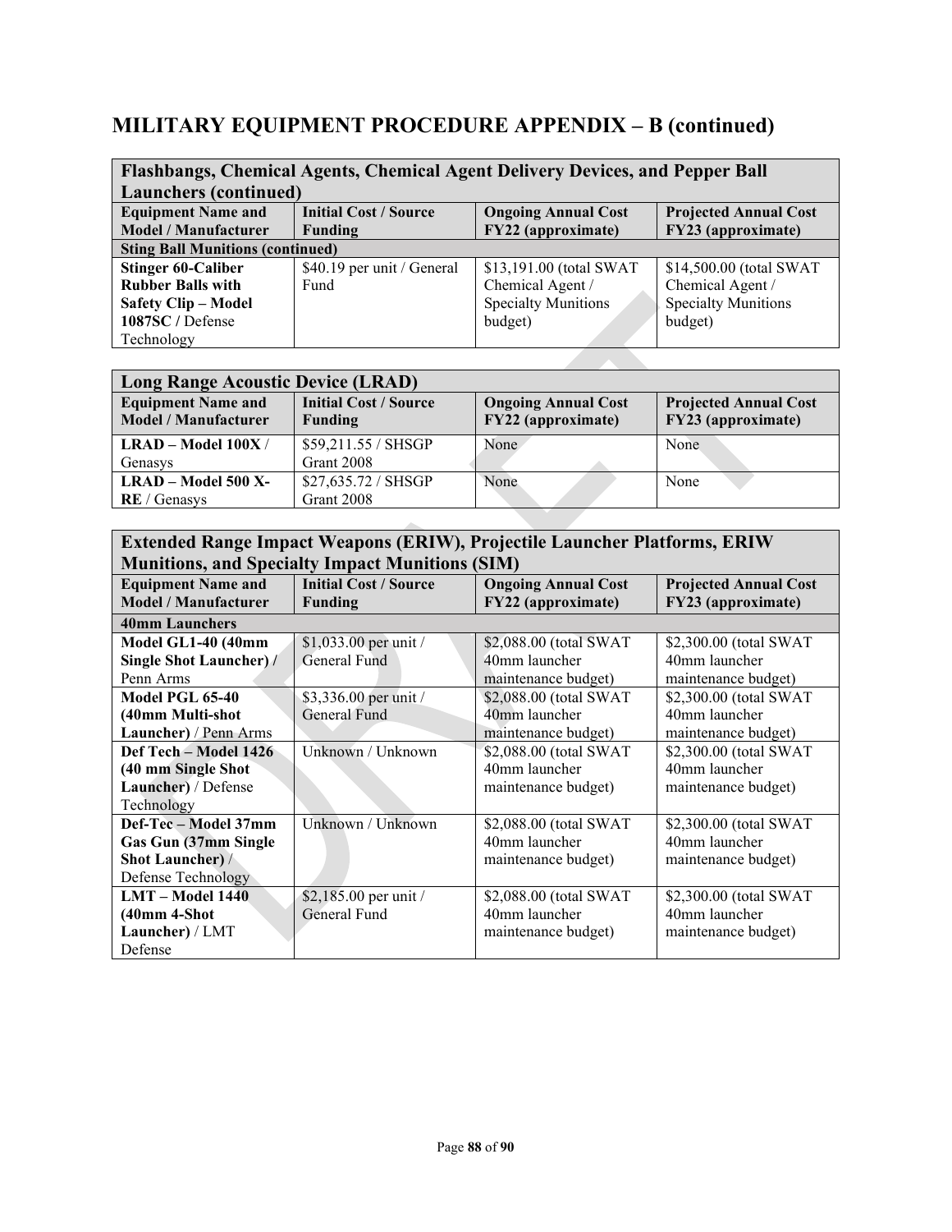# MILITARY EQUIPMENT PROCEDURE APPENDIX – B (continued)

| Flashbangs, Chemical Agents, Chemical Agent Delivery Devices, and Pepper Ball Launchers (continued) | | | |
|---|---|---|---|
| **Equipment Name and Model / Manufacturer** | **Initial Cost / Source Funding** | **Ongoing Annual Cost FY22 (approximate)** | **Projected Annual Cost FY23 (approximate)** |
| **Sting Ball Munitions (continued)** | | | |
| **Stinger 60-Caliber Rubber Balls with Safety Clip – Model 1087SC /** Defense Technology | $40.19 per unit / General Fund | $13,191.00 (total SWAT Chemical Agent / Specialty Munitions budget) | $14,500.00 (total SWAT Chemical Agent / Specialty Munitions budget) |

| Long Range Acoustic Device (LRAD) | | | |
|---|---|---|---|
| **Equipment Name and Model / Manufacturer** | **Initial Cost / Source Funding** | **Ongoing Annual Cost FY22 (approximate)** | **Projected Annual Cost FY23 (approximate)** |
| **LRAD – Model 100X** / Genasys | $59,211.55 / SHSGP Grant 2008 | None | None |
| **LRAD – Model 500 X-RE** / Genasys | $27,635.72 / SHSGP Grant 2008 | None | None |

| Extended Range Impact Weapons (ERIW), Projectile Launcher Platforms, ERIW Munitions, and Specialty Impact Munitions (SIM) | | | |
|---|---|---|---|
| **Equipment Name and Model / Manufacturer** | **Initial Cost / Source Funding** | **Ongoing Annual Cost FY22 (approximate)** | **Projected Annual Cost FY23 (approximate)** |
| **40mm Launchers** | | | |
| **Model GL1-40 (40mm Single Shot Launcher) /** Penn Arms | $1,033.00 per unit / General Fund | $2,088.00 (total SWAT 40mm launcher maintenance budget) | $2,300.00 (total SWAT 40mm launcher maintenance budget) |
| **Model PGL 65-40 (40mm Multi-shot Launcher)** / Penn Arms | $3,336.00 per unit / General Fund | $2,088.00 (total SWAT 40mm launcher maintenance budget) | $2,300.00 (total SWAT 40mm launcher maintenance budget) |
| **Def Tech – Model 1426 (40 mm Single Shot Launcher)** / Defense Technology | Unknown / Unknown | $2,088.00 (total SWAT 40mm launcher maintenance budget) | $2,300.00 (total SWAT 40mm launcher maintenance budget) |
| **Def-Tec – Model 37mm Gas Gun (37mm Single Shot Launcher)** / Defense Technology | Unknown / Unknown | $2,088.00 (total SWAT 40mm launcher maintenance budget) | $2,300.00 (total SWAT 40mm launcher maintenance budget) |
| **LMT – Model 1440 (40mm 4-Shot Launcher)** / LMT Defense | $2,185.00 per unit / General Fund | $2,088.00 (total SWAT 40mm launcher maintenance budget) | $2,300.00 (total SWAT 40mm launcher maintenance budget) |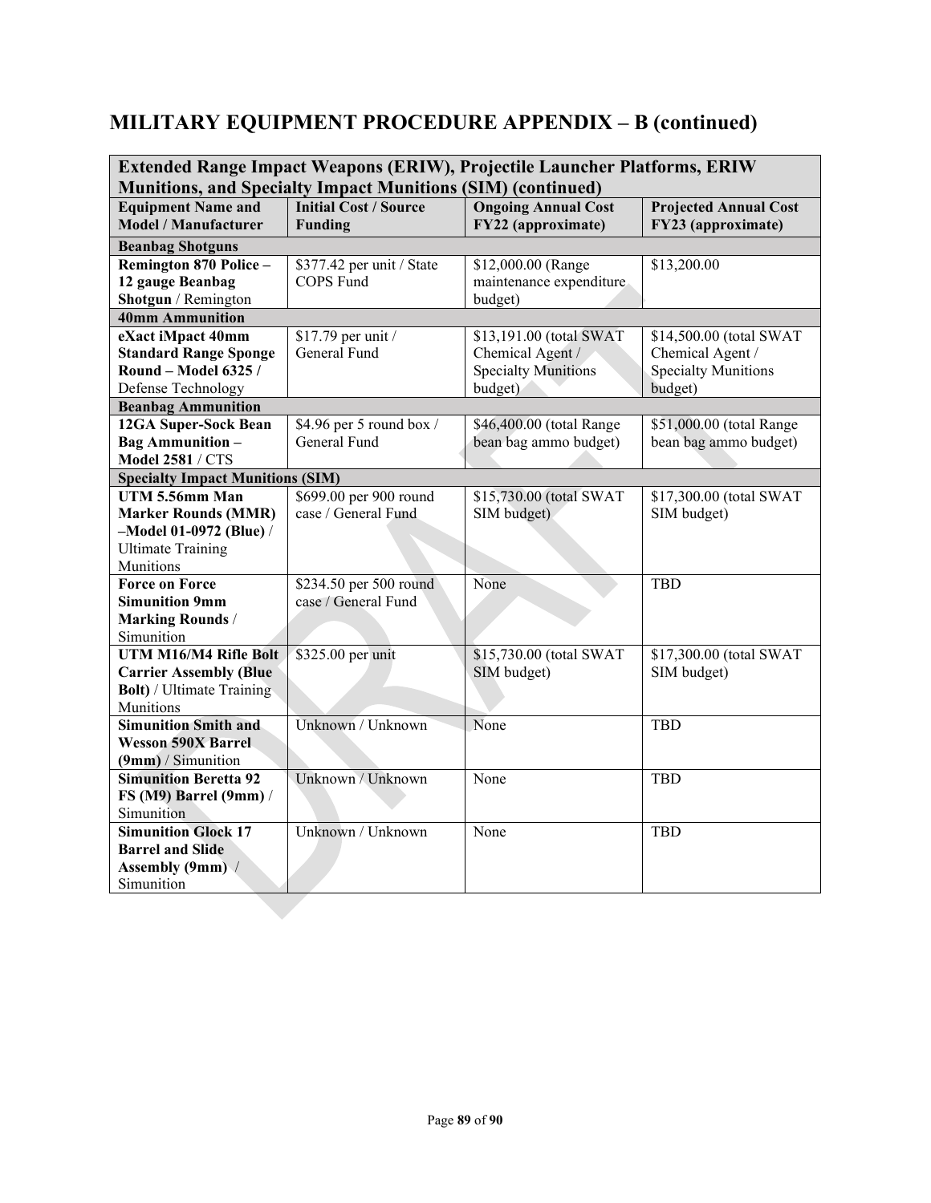## MILITARY EQUIPMENT PROCEDURE APPENDIX – B (continued)

| **Extended Range Impact Weapons (ERIW), Projectile Launcher Platforms, ERIW Munitions, and Specialty Impact Munitions (SIM) (continued)** | | | |
|---|---|---|---|
| **Equipment Name and Model / Manufacturer** | **Initial Cost / Source Funding** | **Ongoing Annual Cost FY22 (approximate)** | **Projected Annual Cost FY23 (approximate)** |
| **Beanbag Shotguns** | | | |
| **Remington 870 Police – 12 gauge Beanbag Shotgun** / Remington | $377.42 per unit / State COPS Fund | $12,000.00 (Range maintenance expenditure budget) | $13,200.00 |
| **40mm Ammunition** | | | |
| **eXact iMpact 40mm Standard Range Sponge Round – Model 6325 /** Defense Technology | $17.79 per unit / General Fund | $13,191.00 (total SWAT Chemical Agent / Specialty Munitions budget) | $14,500.00 (total SWAT Chemical Agent / Specialty Munitions budget) |
| **Beanbag Ammunition** | | | |
| **12GA Super-Sock Bean Bag Ammunition – Model 2581** / CTS | $4.96 per 5 round box / General Fund | $46,400.00 (total Range bean bag ammo budget) | $51,000.00 (total Range bean bag ammo budget) |
| **Specialty Impact Munitions (SIM)** | | | |
| **UTM 5.56mm Man Marker Rounds (MMR) –Model 01-0972 (Blue)** / Ultimate Training Munitions | $699.00 per 900 round case / General Fund | $15,730.00 (total SWAT SIM budget) | $17,300.00 (total SWAT SIM budget) |
| **Force on Force Simunition 9mm Marking Rounds** / Simunition | $234.50 per 500 round case / General Fund | None | TBD |
| **UTM M16/M4 Rifle Bolt Carrier Assembly (Blue Bolt)** / Ultimate Training Munitions | $325.00 per unit | $15,730.00 (total SWAT SIM budget) | $17,300.00 (total SWAT SIM budget) |
| **Simunition Smith and Wesson 590X Barrel (9mm)** / Simunition | Unknown / Unknown | None | TBD |
| **Simunition Beretta 92 FS (M9) Barrel (9mm)** / Simunition | Unknown / Unknown | None | TBD |
| **Simunition Glock 17 Barrel and Slide Assembly (9mm)** / Simunition | Unknown / Unknown | None | TBD |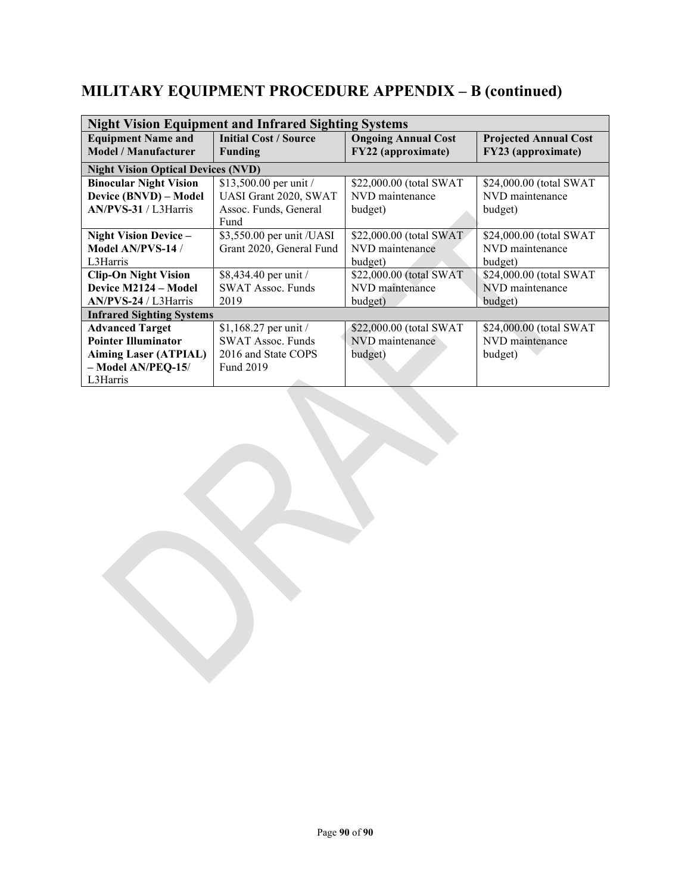# MILITARY EQUIPMENT PROCEDURE APPENDIX – B (continued)

| **Night Vision Equipment and Infrared Sighting Systems** | | | |
|---|---|---|---|
| **Equipment Name and Model / Manufacturer** | **Initial Cost / Source Funding** | **Ongoing Annual Cost FY22 (approximate)** | **Projected Annual Cost FY23 (approximate)** |
| **Night Vision Optical Devices (NVD)** | | | |
| **Binocular Night Vision Device (BNVD) – Model AN/PVS-31** / L3Harris | $13,500.00 per unit / UASI Grant 2020, SWAT Assoc. Funds, General Fund | $22,000.00 (total SWAT NVD maintenance budget) | $24,000.00 (total SWAT NVD maintenance budget) |
| **Night Vision Device – Model AN/PVS-14** / L3Harris | $3,550.00 per unit /UASI Grant 2020, General Fund | $22,000.00 (total SWAT NVD maintenance budget) | $24,000.00 (total SWAT NVD maintenance budget) |
| **Clip-On Night Vision Device M2124 – Model AN/PVS-24** / L3Harris | $8,434.40 per unit / SWAT Assoc. Funds 2019 | $22,000.00 (total SWAT NVD maintenance budget) | $24,000.00 (total SWAT NVD maintenance budget) |
| **Infrared Sighting Systems** | | | |
| **Advanced Target Pointer Illuminator Aiming Laser (ATPIAL) – Model AN/PEQ-15**/ L3Harris | $1,168.27 per unit / SWAT Assoc. Funds 2016 and State COPS Fund 2019 | $22,000.00 (total SWAT NVD maintenance budget) | $24,000.00 (total SWAT NVD maintenance budget) |